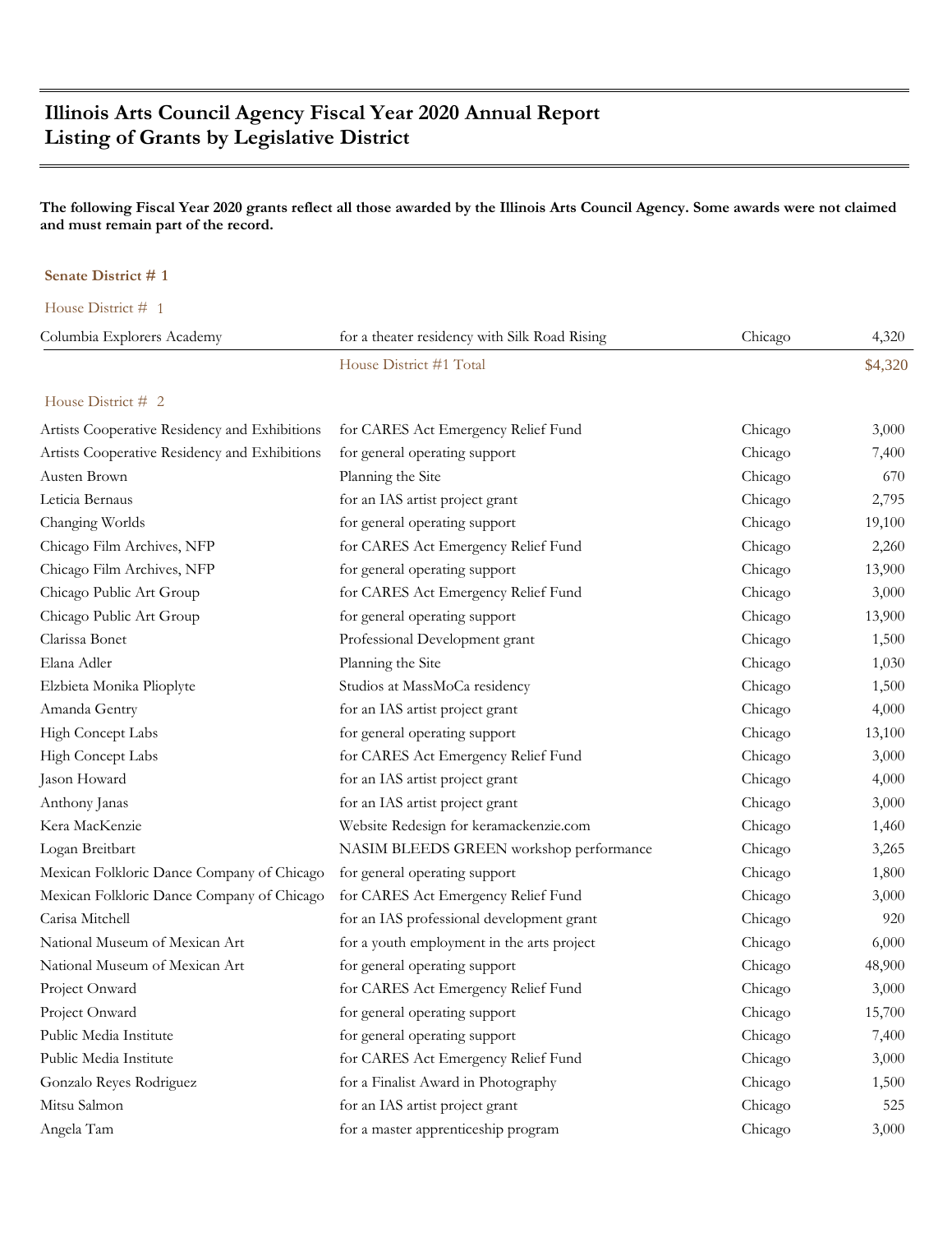# Illinois Arts Council Agency Fiscal Year 2020 Annual Report
# Listing of Grants by Legislative District

**The following Fiscal Year 2020 grants reflect all those awarded by the Illinois Arts Council Agency. Some awards were not claimed and must remain part of the record.**

## Senate District # 1

### House District # 1

| | | | |
|---|---|---|---|
| Columbia Explorers Academy | for a theater residency with Silk Road Rising | Chicago | 4,320 |
| | House District #1 Total | | $4,320 |

### House District # 2

| | | | |
|---|---|---|---|
| Artists Cooperative Residency and Exhibitions | for CARES Act Emergency Relief Fund | Chicago | 3,000 |
| Artists Cooperative Residency and Exhibitions | for general operating support | Chicago | 7,400 |
| Austen Brown | Planning the Site | Chicago | 670 |
| Leticia Bernaus | for an IAS artist project grant | Chicago | 2,795 |
| Changing Worlds | for general operating support | Chicago | 19,100 |
| Chicago Film Archives, NFP | for CARES Act Emergency Relief Fund | Chicago | 2,260 |
| Chicago Film Archives, NFP | for general operating support | Chicago | 13,900 |
| Chicago Public Art Group | for CARES Act Emergency Relief Fund | Chicago | 3,000 |
| Chicago Public Art Group | for general operating support | Chicago | 13,900 |
| Clarissa Bonet | Professional Development grant | Chicago | 1,500 |
| Elana Adler | Planning the Site | Chicago | 1,030 |
| Elzbieta Monika Plioplyte | Studios at MassMoCa residency | Chicago | 1,500 |
| Amanda Gentry | for an IAS artist project grant | Chicago | 4,000 |
| High Concept Labs | for general operating support | Chicago | 13,100 |
| High Concept Labs | for CARES Act Emergency Relief Fund | Chicago | 3,000 |
| Jason Howard | for an IAS artist project grant | Chicago | 4,000 |
| Anthony Janas | for an IAS artist project grant | Chicago | 3,000 |
| Kera MacKenzie | Website Redesign for keramackenzie.com | Chicago | 1,460 |
| Logan Breitbart | NASIM BLEEDS GREEN workshop performance | Chicago | 3,265 |
| Mexican Folkloric Dance Company of Chicago | for general operating support | Chicago | 1,800 |
| Mexican Folkloric Dance Company of Chicago | for CARES Act Emergency Relief Fund | Chicago | 3,000 |
| Carisa Mitchell | for an IAS professional development grant | Chicago | 920 |
| National Museum of Mexican Art | for a youth employment in the arts project | Chicago | 6,000 |
| National Museum of Mexican Art | for general operating support | Chicago | 48,900 |
| Project Onward | for CARES Act Emergency Relief Fund | Chicago | 3,000 |
| Project Onward | for general operating support | Chicago | 15,700 |
| Public Media Institute | for general operating support | Chicago | 7,400 |
| Public Media Institute | for CARES Act Emergency Relief Fund | Chicago | 3,000 |
| Gonzalo Reyes Rodriguez | for a Finalist Award in Photography | Chicago | 1,500 |
| Mitsu Salmon | for an IAS artist project grant | Chicago | 525 |
| Angela Tam | for a master apprenticeship program | Chicago | 3,000 |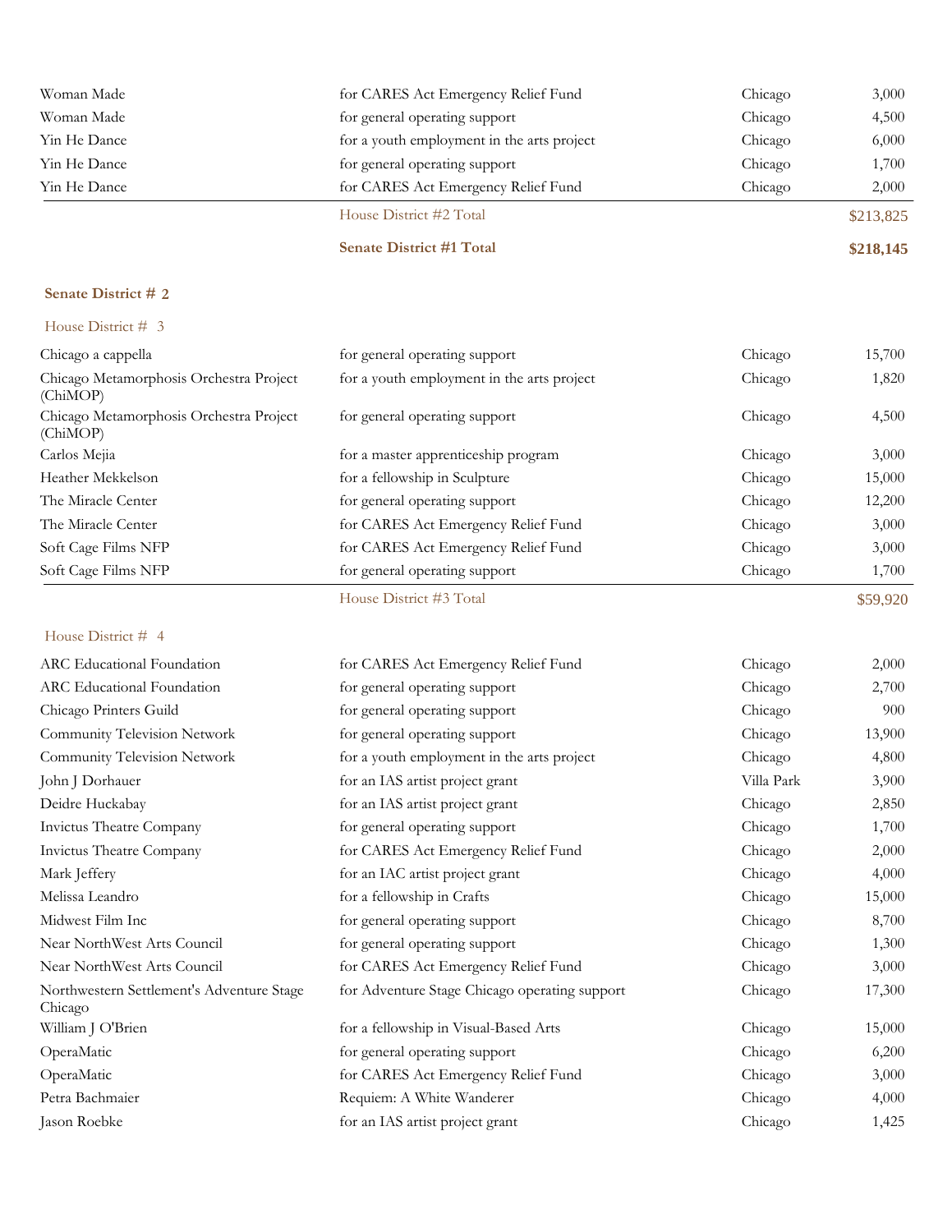| | | | |
|---|---|---|---|
| Woman Made | for CARES Act Emergency Relief Fund | Chicago | 3,000 |
| Woman Made | for general operating support | Chicago | 4,500 |
| Yin He Dance | for a youth employment in the arts project | Chicago | 6,000 |
| Yin He Dance | for general operating support | Chicago | 1,700 |
| Yin He Dance | for CARES Act Emergency Relief Fund | Chicago | 2,000 |
| | House District #2 Total | | $213,825 |
| | **Senate District #1 Total** | | **$218,145** |

## Senate District # 2

### House District # 3

| | | | |
|---|---|---|---|
| Chicago a cappella | for general operating support | Chicago | 15,700 |
| Chicago Metamorphosis Orchestra Project (ChiMOP) | for a youth employment in the arts project | Chicago | 1,820 |
| Chicago Metamorphosis Orchestra Project (ChiMOP) | for general operating support | Chicago | 4,500 |
| Carlos Mejia | for a master apprenticeship program | Chicago | 3,000 |
| Heather Mekkelson | for a fellowship in Sculpture | Chicago | 15,000 |
| The Miracle Center | for general operating support | Chicago | 12,200 |
| The Miracle Center | for CARES Act Emergency Relief Fund | Chicago | 3,000 |
| Soft Cage Films NFP | for CARES Act Emergency Relief Fund | Chicago | 3,000 |
| Soft Cage Films NFP | for general operating support | Chicago | 1,700 |
| | House District #3 Total | | $59,920 |

### House District # 4

| | | | |
|---|---|---|---|
| ARC Educational Foundation | for CARES Act Emergency Relief Fund | Chicago | 2,000 |
| ARC Educational Foundation | for general operating support | Chicago | 2,700 |
| Chicago Printers Guild | for general operating support | Chicago | 900 |
| Community Television Network | for general operating support | Chicago | 13,900 |
| Community Television Network | for a youth employment in the arts project | Chicago | 4,800 |
| John J Dorhauer | for an IAS artist project grant | Villa Park | 3,900 |
| Deidre Huckabay | for an IAS artist project grant | Chicago | 2,850 |
| Invictus Theatre Company | for general operating support | Chicago | 1,700 |
| Invictus Theatre Company | for CARES Act Emergency Relief Fund | Chicago | 2,000 |
| Mark Jeffery | for an IAC artist project grant | Chicago | 4,000 |
| Melissa Leandro | for a fellowship in Crafts | Chicago | 15,000 |
| Midwest Film Inc | for general operating support | Chicago | 8,700 |
| Near NorthWest Arts Council | for general operating support | Chicago | 1,300 |
| Near NorthWest Arts Council | for CARES Act Emergency Relief Fund | Chicago | 3,000 |
| Northwestern Settlement's Adventure Stage Chicago | for Adventure Stage Chicago operating support | Chicago | 17,300 |
| William J O'Brien | for a fellowship in Visual-Based Arts | Chicago | 15,000 |
| OperaMatic | for general operating support | Chicago | 6,200 |
| OperaMatic | for CARES Act Emergency Relief Fund | Chicago | 3,000 |
| Petra Bachmaier | Requiem: A White Wanderer | Chicago | 4,000 |
| Jason Roebke | for an IAS artist project grant | Chicago | 1,425 |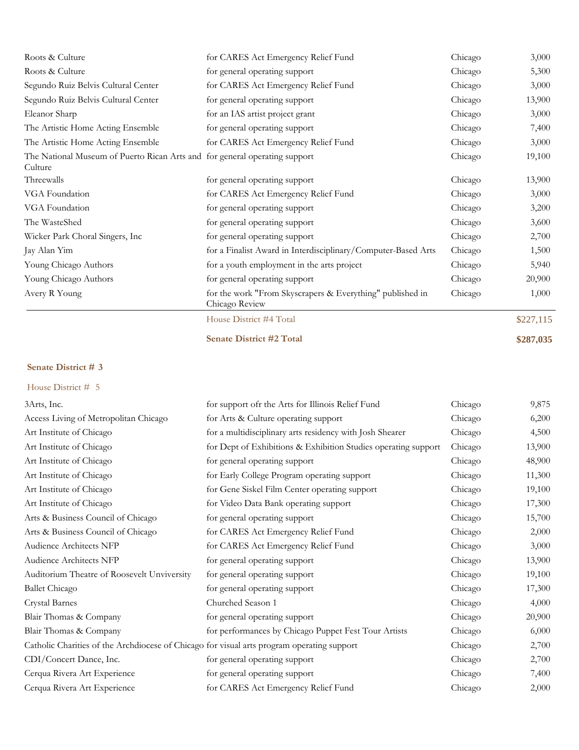| | | | |
|---|---|---|---|
| Roots & Culture | for CARES Act Emergency Relief Fund | Chicago | 3,000 |
| Roots & Culture | for general operating support | Chicago | 5,300 |
| Segundo Ruiz Belvis Cultural Center | for CARES Act Emergency Relief Fund | Chicago | 3,000 |
| Segundo Ruiz Belvis Cultural Center | for general operating support | Chicago | 13,900 |
| Eleanor Sharp | for an IAS artist project grant | Chicago | 3,000 |
| The Artistic Home Acting Ensemble | for general operating support | Chicago | 7,400 |
| The Artistic Home Acting Ensemble | for CARES Act Emergency Relief Fund | Chicago | 3,000 |
| The National Museum of Puerto Rican Arts and Culture | for general operating support | Chicago | 19,100 |
| Threewalls | for general operating support | Chicago | 13,900 |
| VGA Foundation | for CARES Act Emergency Relief Fund | Chicago | 3,000 |
| VGA Foundation | for general operating support | Chicago | 3,200 |
| The WasteShed | for general operating support | Chicago | 3,600 |
| Wicker Park Choral Singers, Inc | for general operating support | Chicago | 2,700 |
| Jay Alan Yim | for a Finalist Award in Interdisciplinary/Computer-Based Arts | Chicago | 1,500 |
| Young Chicago Authors | for a youth employment in the arts project | Chicago | 5,940 |
| Young Chicago Authors | for general operating support | Chicago | 20,900 |
| Avery R Young | for the work "From Skyscrapers & Everything" published in Chicago Review | Chicago | 1,000 |
| | House District #4 Total | | $227,115 |
| | **Senate District #2 Total** | | **$287,035** |

**Senate District # 3**

House District # 5

| | | | |
|---|---|---|---|
| 3Arts, Inc. | for support ofr the Arts for Illinois Relief Fund | Chicago | 9,875 |
| Access Living of Metropolitan Chicago | for Arts & Culture operating support | Chicago | 6,200 |
| Art Institute of Chicago | for a multidisciplinary arts residency with Josh Shearer | Chicago | 4,500 |
| Art Institute of Chicago | for Dept of Exhibitions & Exhibition Studies operating support | Chicago | 13,900 |
| Art Institute of Chicago | for general operating support | Chicago | 48,900 |
| Art Institute of Chicago | for Early College Program operating support | Chicago | 11,300 |
| Art Institute of Chicago | for Gene Siskel Film Center operating support | Chicago | 19,100 |
| Art Institute of Chicago | for Video Data Bank operating support | Chicago | 17,300 |
| Arts & Business Council of Chicago | for general operating support | Chicago | 15,700 |
| Arts & Business Council of Chicago | for CARES Act Emergency Relief Fund | Chicago | 2,000 |
| Audience Architects NFP | for CARES Act Emergency Relief Fund | Chicago | 3,000 |
| Audience Architects NFP | for general operating support | Chicago | 13,900 |
| Auditorium Theatre of Roosevelt Unviversity | for general operating support | Chicago | 19,100 |
| Ballet Chicago | for general operating support | Chicago | 17,300 |
| Crystal Barnes | Churched Season 1 | Chicago | 4,000 |
| Blair Thomas & Company | for general operating support | Chicago | 20,900 |
| Blair Thomas & Company | for performances by Chicago Puppet Fest Tour Artists | Chicago | 6,000 |
| Catholic Charities of the Archdiocese of Chicago | for visual arts program operating support | Chicago | 2,700 |
| CDI/Concert Dance, Inc. | for general operating support | Chicago | 2,700 |
| Cerqua Rivera Art Experience | for general operating support | Chicago | 7,400 |
| Cerqua Rivera Art Experience | for CARES Act Emergency Relief Fund | Chicago | 2,000 |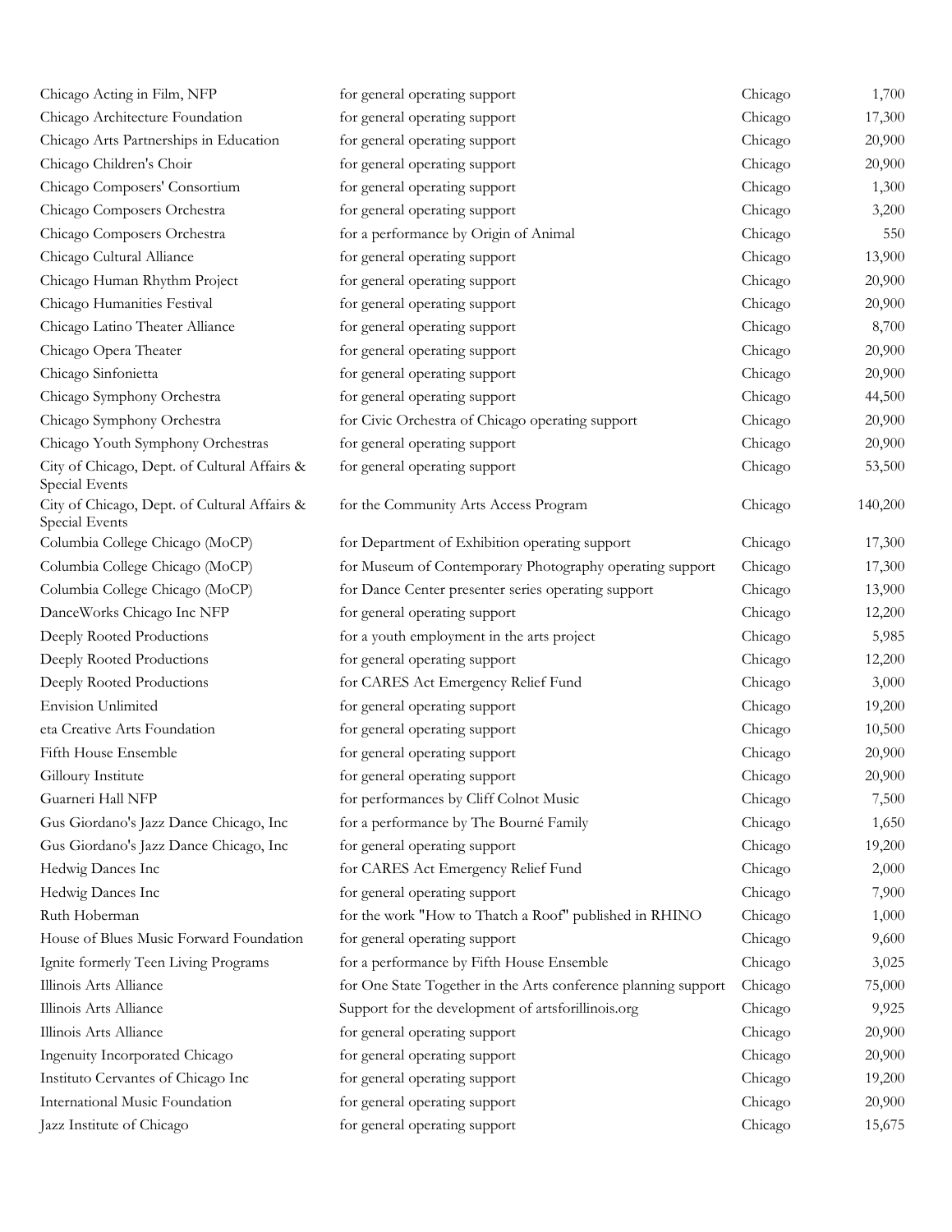| | | | |
|---|---|---|---|
| Chicago Acting in Film, NFP | for general operating support | Chicago | 1,700 |
| Chicago Architecture Foundation | for general operating support | Chicago | 17,300 |
| Chicago Arts Partnerships in Education | for general operating support | Chicago | 20,900 |
| Chicago Children's Choir | for general operating support | Chicago | 20,900 |
| Chicago Composers' Consortium | for general operating support | Chicago | 1,300 |
| Chicago Composers Orchestra | for general operating support | Chicago | 3,200 |
| Chicago Composers Orchestra | for a performance by Origin of Animal | Chicago | 550 |
| Chicago Cultural Alliance | for general operating support | Chicago | 13,900 |
| Chicago Human Rhythm Project | for general operating support | Chicago | 20,900 |
| Chicago Humanities Festival | for general operating support | Chicago | 20,900 |
| Chicago Latino Theater Alliance | for general operating support | Chicago | 8,700 |
| Chicago Opera Theater | for general operating support | Chicago | 20,900 |
| Chicago Sinfonietta | for general operating support | Chicago | 20,900 |
| Chicago Symphony Orchestra | for general operating support | Chicago | 44,500 |
| Chicago Symphony Orchestra | for Civic Orchestra of Chicago operating support | Chicago | 20,900 |
| Chicago Youth Symphony Orchestras | for general operating support | Chicago | 20,900 |
| City of Chicago, Dept. of Cultural Affairs & Special Events | for general operating support | Chicago | 53,500 |
| City of Chicago, Dept. of Cultural Affairs & Special Events | for the Community Arts Access Program | Chicago | 140,200 |
| Columbia College Chicago (MoCP) | for Department of Exhibition operating support | Chicago | 17,300 |
| Columbia College Chicago (MoCP) | for Museum of Contemporary Photography operating support | Chicago | 17,300 |
| Columbia College Chicago (MoCP) | for Dance Center presenter series operating support | Chicago | 13,900 |
| DanceWorks Chicago Inc NFP | for general operating support | Chicago | 12,200 |
| Deeply Rooted Productions | for a youth employment in the arts project | Chicago | 5,985 |
| Deeply Rooted Productions | for general operating support | Chicago | 12,200 |
| Deeply Rooted Productions | for CARES Act Emergency Relief Fund | Chicago | 3,000 |
| Envision Unlimited | for general operating support | Chicago | 19,200 |
| eta Creative Arts Foundation | for general operating support | Chicago | 10,500 |
| Fifth House Ensemble | for general operating support | Chicago | 20,900 |
| Gilloury Institute | for general operating support | Chicago | 20,900 |
| Guarneri Hall NFP | for performances by Cliff Colnot Music | Chicago | 7,500 |
| Gus Giordano's Jazz Dance Chicago, Inc | for a performance by The Bourné Family | Chicago | 1,650 |
| Gus Giordano's Jazz Dance Chicago, Inc | for general operating support | Chicago | 19,200 |
| Hedwig Dances Inc | for CARES Act Emergency Relief Fund | Chicago | 2,000 |
| Hedwig Dances Inc | for general operating support | Chicago | 7,900 |
| Ruth Hoberman | for the work "How to Thatch a Roof" published in RHINO | Chicago | 1,000 |
| House of Blues Music Forward Foundation | for general operating support | Chicago | 9,600 |
| Ignite formerly Teen Living Programs | for a performance by Fifth House Ensemble | Chicago | 3,025 |
| Illinois Arts Alliance | for One State Together in the Arts conference planning support | Chicago | 75,000 |
| Illinois Arts Alliance | Support for the development of artsforillinois.org | Chicago | 9,925 |
| Illinois Arts Alliance | for general operating support | Chicago | 20,900 |
| Ingenuity Incorporated Chicago | for general operating support | Chicago | 20,900 |
| Instituto Cervantes of Chicago Inc | for general operating support | Chicago | 19,200 |
| International Music Foundation | for general operating support | Chicago | 20,900 |
| Jazz Institute of Chicago | for general operating support | Chicago | 15,675 |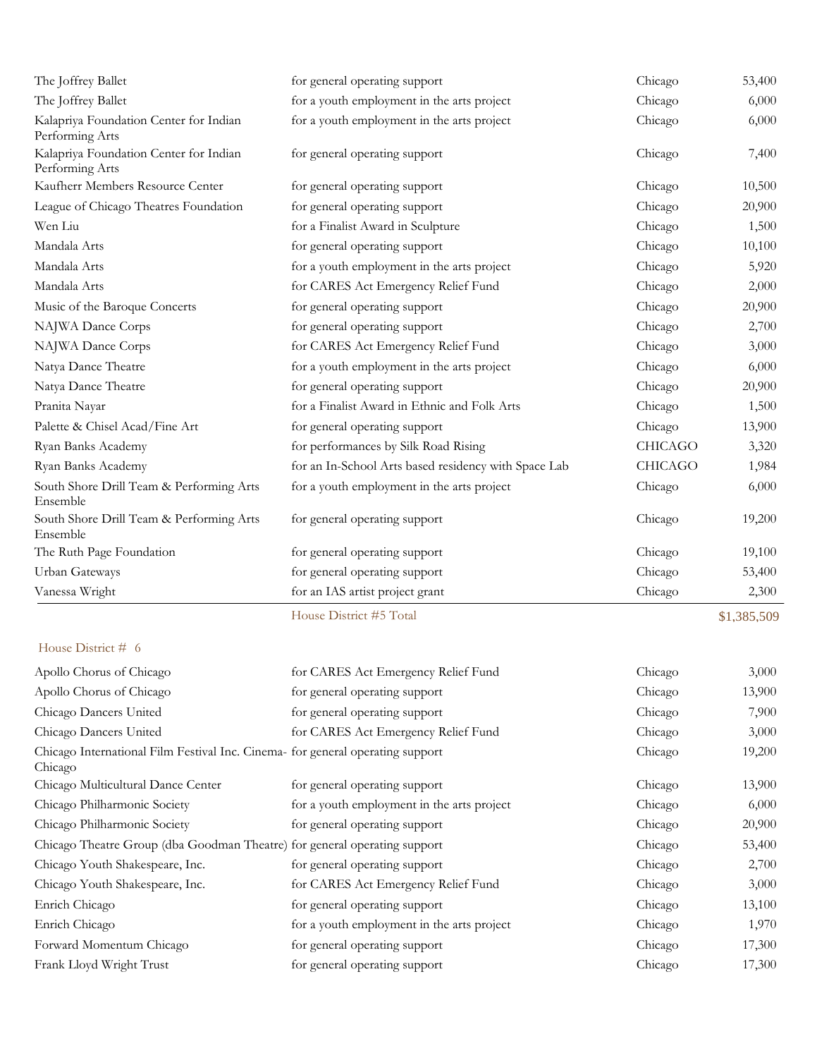| | | | |
|---|---|---|---|
| The Joffrey Ballet | for general operating support | Chicago | 53,400 |
| The Joffrey Ballet | for a youth employment in the arts project | Chicago | 6,000 |
| Kalapriya Foundation Center for Indian Performing Arts | for a youth employment in the arts project | Chicago | 6,000 |
| Kalapriya Foundation Center for Indian Performing Arts | for general operating support | Chicago | 7,400 |
| Kaufherr Members Resource Center | for general operating support | Chicago | 10,500 |
| League of Chicago Theatres Foundation | for general operating support | Chicago | 20,900 |
| Wen Liu | for a Finalist Award in Sculpture | Chicago | 1,500 |
| Mandala Arts | for general operating support | Chicago | 10,100 |
| Mandala Arts | for a youth employment in the arts project | Chicago | 5,920 |
| Mandala Arts | for CARES Act Emergency Relief Fund | Chicago | 2,000 |
| Music of the Baroque Concerts | for general operating support | Chicago | 20,900 |
| NAJWA Dance Corps | for general operating support | Chicago | 2,700 |
| NAJWA Dance Corps | for CARES Act Emergency Relief Fund | Chicago | 3,000 |
| Natya Dance Theatre | for a youth employment in the arts project | Chicago | 6,000 |
| Natya Dance Theatre | for general operating support | Chicago | 20,900 |
| Pranita Nayar | for a Finalist Award in Ethnic and Folk Arts | Chicago | 1,500 |
| Palette & Chisel Acad/Fine Art | for general operating support | Chicago | 13,900 |
| Ryan Banks Academy | for performances by Silk Road Rising | CHICAGO | 3,320 |
| Ryan Banks Academy | for an In-School Arts based residency with Space Lab | CHICAGO | 1,984 |
| South Shore Drill Team & Performing Arts Ensemble | for a youth employment in the arts project | Chicago | 6,000 |
| South Shore Drill Team & Performing Arts Ensemble | for general operating support | Chicago | 19,200 |
| The Ruth Page Foundation | for general operating support | Chicago | 19,100 |
| Urban Gateways | for general operating support | Chicago | 53,400 |
| Vanessa Wright | for an IAS artist project grant | Chicago | 2,300 |
| | House District #5 Total | | $1,385,509 |

House District # 6

| | | | |
|---|---|---|---|
| Apollo Chorus of Chicago | for CARES Act Emergency Relief Fund | Chicago | 3,000 |
| Apollo Chorus of Chicago | for general operating support | Chicago | 13,900 |
| Chicago Dancers United | for general operating support | Chicago | 7,900 |
| Chicago Dancers United | for CARES Act Emergency Relief Fund | Chicago | 3,000 |
| Chicago International Film Festival Inc. Cinema-Chicago | for general operating support | Chicago | 19,200 |
| Chicago Multicultural Dance Center | for general operating support | Chicago | 13,900 |
| Chicago Philharmonic Society | for a youth employment in the arts project | Chicago | 6,000 |
| Chicago Philharmonic Society | for general operating support | Chicago | 20,900 |
| Chicago Theatre Group (dba Goodman Theatre) | for general operating support | Chicago | 53,400 |
| Chicago Youth Shakespeare, Inc. | for general operating support | Chicago | 2,700 |
| Chicago Youth Shakespeare, Inc. | for CARES Act Emergency Relief Fund | Chicago | 3,000 |
| Enrich Chicago | for general operating support | Chicago | 13,100 |
| Enrich Chicago | for a youth employment in the arts project | Chicago | 1,970 |
| Forward Momentum Chicago | for general operating support | Chicago | 17,300 |
| Frank Lloyd Wright Trust | for general operating support | Chicago | 17,300 |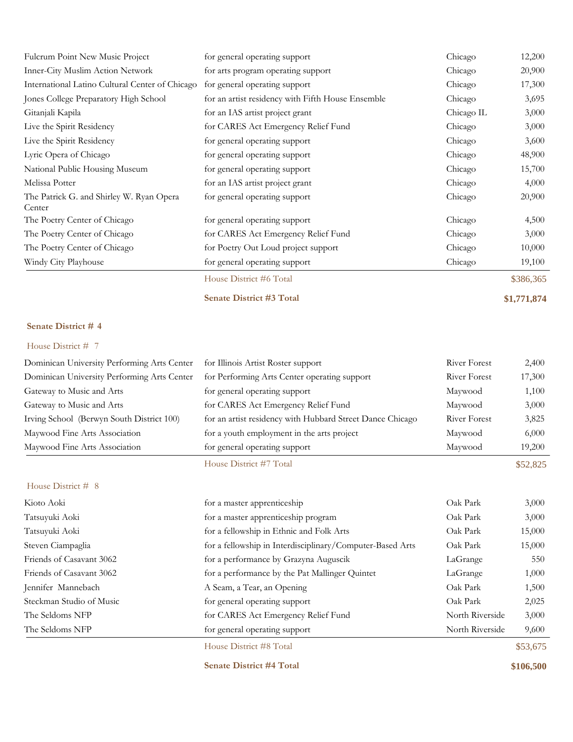| | | | |
|---|---|---|---|
| Fulcrum Point New Music Project | for general operating support | Chicago | 12,200 |
| Inner-City Muslim Action Network | for arts program operating support | Chicago | 20,900 |
| International Latino Cultural Center of Chicago | for general operating support | Chicago | 17,300 |
| Jones College Preparatory High School | for an artist residency with Fifth House Ensemble | Chicago | 3,695 |
| Gitanjali Kapila | for an IAS artist project grant | Chicago IL | 3,000 |
| Live the Spirit Residency | for CARES Act Emergency Relief Fund | Chicago | 3,000 |
| Live the Spirit Residency | for general operating support | Chicago | 3,600 |
| Lyric Opera of Chicago | for general operating support | Chicago | 48,900 |
| National Public Housing Museum | for general operating support | Chicago | 15,700 |
| Melissa Potter | for an IAS artist project grant | Chicago | 4,000 |
| The Patrick G. and Shirley W. Ryan Opera Center | for general operating support | Chicago | 20,900 |
| The Poetry Center of Chicago | for general operating support | Chicago | 4,500 |
| The Poetry Center of Chicago | for CARES Act Emergency Relief Fund | Chicago | 3,000 |
| The Poetry Center of Chicago | for Poetry Out Loud project support | Chicago | 10,000 |
| Windy City Playhouse | for general operating support | Chicago | 19,100 |
| | House District #6 Total | | $386,365 |
| | **Senate District #3 Total** | | **$1,771,874** |

## Senate District # 4

### House District # 7

| | | | |
|---|---|---|---|
| Dominican University Performing Arts Center | for Illinois Artist Roster support | River Forest | 2,400 |
| Dominican University Performing Arts Center | for Performing Arts Center operating support | River Forest | 17,300 |
| Gateway to Music and Arts | for general operating support | Maywood | 1,100 |
| Gateway to Music and Arts | for CARES Act Emergency Relief Fund | Maywood | 3,000 |
| Irving School (Berwyn South District 100) | for an artist residency with Hubbard Street Dance Chicago | River Forest | 3,825 |
| Maywood Fine Arts Association | for a youth employment in the arts project | Maywood | 6,000 |
| Maywood Fine Arts Association | for general operating support | Maywood | 19,200 |
| | House District #7 Total | | $52,825 |

### House District # 8

| | | | |
|---|---|---|---|
| Kioto Aoki | for a master apprenticeship | Oak Park | 3,000 |
| Tatsuyuki Aoki | for a master apprenticeship program | Oak Park | 3,000 |
| Tatsuyuki Aoki | for a fellowship in Ethnic and Folk Arts | Oak Park | 15,000 |
| Steven Ciampaglia | for a fellowship in Interdisciplinary/Computer-Based Arts | Oak Park | 15,000 |
| Friends of Casavant 3062 | for a performance by Grazyna Auguscik | LaGrange | 550 |
| Friends of Casavant 3062 | for a performance by the Pat Mallinger Quintet | LaGrange | 1,000 |
| Jennifer Mannebach | A Seam, a Tear, an Opening | Oak Park | 1,500 |
| Steckman Studio of Music | for general operating support | Oak Park | 2,025 |
| The Seldoms NFP | for CARES Act Emergency Relief Fund | North Riverside | 3,000 |
| The Seldoms NFP | for general operating support | North Riverside | 9,600 |
| | House District #8 Total | | $53,675 |
| | **Senate District #4 Total** | | **$106,500** |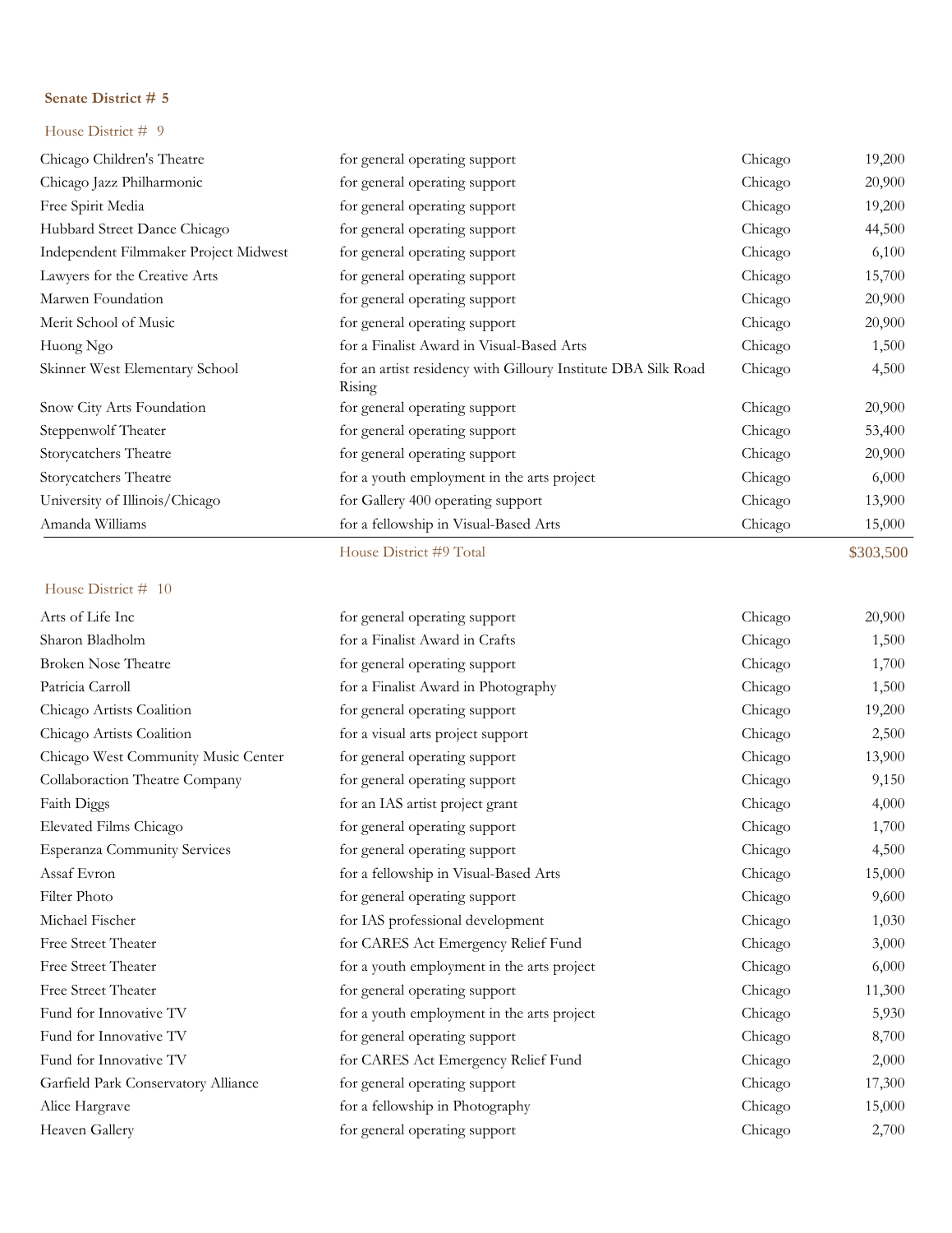**Senate District # 5**

House District # 9

| | | | |
|---|---|---|---|
| Chicago Children's Theatre | for general operating support | Chicago | 19,200 |
| Chicago Jazz Philharmonic | for general operating support | Chicago | 20,900 |
| Free Spirit Media | for general operating support | Chicago | 19,200 |
| Hubbard Street Dance Chicago | for general operating support | Chicago | 44,500 |
| Independent Filmmaker Project Midwest | for general operating support | Chicago | 6,100 |
| Lawyers for the Creative Arts | for general operating support | Chicago | 15,700 |
| Marwen Foundation | for general operating support | Chicago | 20,900 |
| Merit School of Music | for general operating support | Chicago | 20,900 |
| Huong Ngo | for a Finalist Award in Visual-Based Arts | Chicago | 1,500 |
| Skinner West Elementary School | for an artist residency with Gilloury Institute DBA Silk Road Rising | Chicago | 4,500 |
| Snow City Arts Foundation | for general operating support | Chicago | 20,900 |
| Steppenwolf Theater | for general operating support | Chicago | 53,400 |
| Storycatchers Theatre | for general operating support | Chicago | 20,900 |
| Storycatchers Theatre | for a youth employment in the arts project | Chicago | 6,000 |
| University of Illinois/Chicago | for Gallery 400 operating support | Chicago | 13,900 |
| Amanda Williams | for a fellowship in Visual-Based Arts | Chicago | 15,000 |
| | House District #9 Total | | $303,500 |

House District # 10

| | | | |
|---|---|---|---|
| Arts of Life Inc | for general operating support | Chicago | 20,900 |
| Sharon Bladholm | for a Finalist Award in Crafts | Chicago | 1,500 |
| Broken Nose Theatre | for general operating support | Chicago | 1,700 |
| Patricia Carroll | for a Finalist Award in Photography | Chicago | 1,500 |
| Chicago Artists Coalition | for general operating support | Chicago | 19,200 |
| Chicago Artists Coalition | for a visual arts project support | Chicago | 2,500 |
| Chicago West Community Music Center | for general operating support | Chicago | 13,900 |
| Collaboraction Theatre Company | for general operating support | Chicago | 9,150 |
| Faith Diggs | for an IAS artist project grant | Chicago | 4,000 |
| Elevated Films Chicago | for general operating support | Chicago | 1,700 |
| Esperanza Community Services | for general operating support | Chicago | 4,500 |
| Assaf Evron | for a fellowship in Visual-Based Arts | Chicago | 15,000 |
| Filter Photo | for general operating support | Chicago | 9,600 |
| Michael Fischer | for IAS professional development | Chicago | 1,030 |
| Free Street Theater | for CARES Act Emergency Relief Fund | Chicago | 3,000 |
| Free Street Theater | for a youth employment in the arts project | Chicago | 6,000 |
| Free Street Theater | for general operating support | Chicago | 11,300 |
| Fund for Innovative TV | for a youth employment in the arts project | Chicago | 5,930 |
| Fund for Innovative TV | for general operating support | Chicago | 8,700 |
| Fund for Innovative TV | for CARES Act Emergency Relief Fund | Chicago | 2,000 |
| Garfield Park Conservatory Alliance | for general operating support | Chicago | 17,300 |
| Alice Hargrave | for a fellowship in Photography | Chicago | 15,000 |
| Heaven Gallery | for general operating support | Chicago | 2,700 |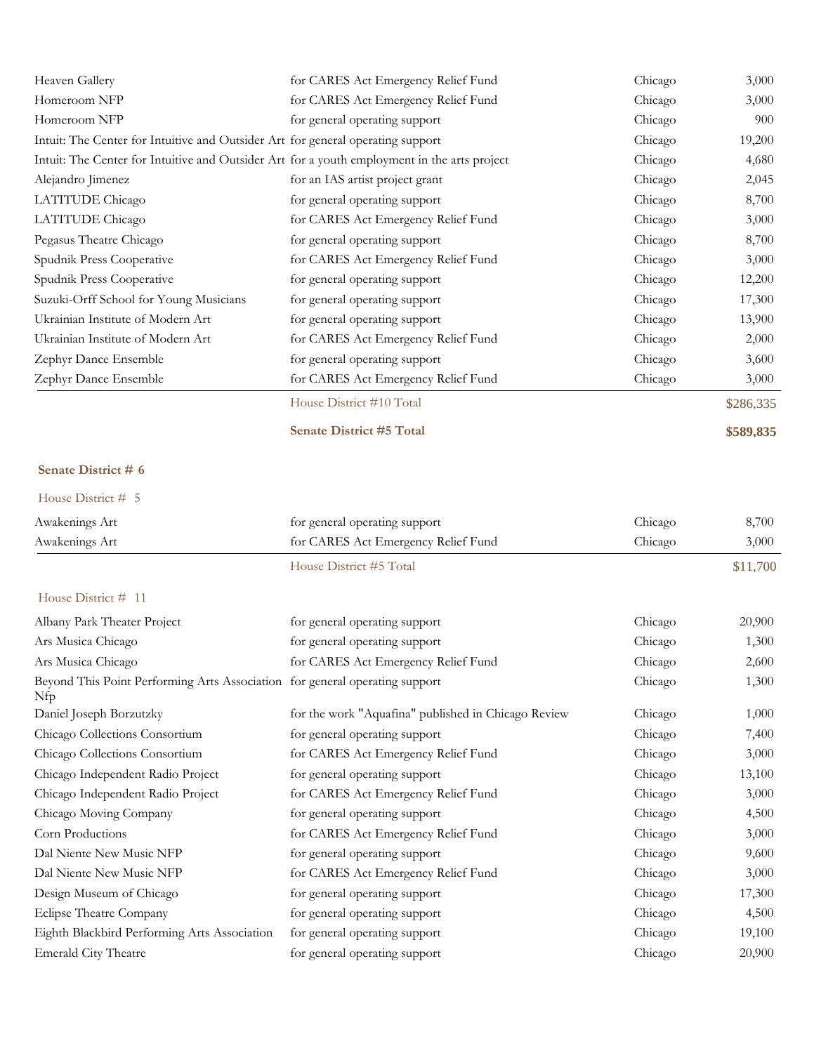| | | | |
|---|---|---|---|
| Heaven Gallery | for CARES Act Emergency Relief Fund | Chicago | 3,000 |
| Homeroom NFP | for CARES Act Emergency Relief Fund | Chicago | 3,000 |
| Homeroom NFP | for general operating support | Chicago | 900 |
| Intuit: The Center for Intuitive and Outsider Art | for general operating support | Chicago | 19,200 |
| Intuit: The Center for Intuitive and Outsider Art | for a youth employment in the arts project | Chicago | 4,680 |
| Alejandro Jimenez | for an IAS artist project grant | Chicago | 2,045 |
| LATITUDE Chicago | for general operating support | Chicago | 8,700 |
| LATITUDE Chicago | for CARES Act Emergency Relief Fund | Chicago | 3,000 |
| Pegasus Theatre Chicago | for general operating support | Chicago | 8,700 |
| Spudnik Press Cooperative | for CARES Act Emergency Relief Fund | Chicago | 3,000 |
| Spudnik Press Cooperative | for general operating support | Chicago | 12,200 |
| Suzuki-Orff School for Young Musicians | for general operating support | Chicago | 17,300 |
| Ukrainian Institute of Modern Art | for general operating support | Chicago | 13,900 |
| Ukrainian Institute of Modern Art | for CARES Act Emergency Relief Fund | Chicago | 2,000 |
| Zephyr Dance Ensemble | for general operating support | Chicago | 3,600 |
| Zephyr Dance Ensemble | for CARES Act Emergency Relief Fund | Chicago | 3,000 |
| | House District #10 Total | | $286,335 |
| | **Senate District #5 Total** | | **$589,835** |

**Senate District # 6**

House District # 5

| | | | |
|---|---|---|---|
| Awakenings Art | for general operating support | Chicago | 8,700 |
| Awakenings Art | for CARES Act Emergency Relief Fund | Chicago | 3,000 |
| | House District #5 Total | | $11,700 |

House District # 11

| | | | |
|---|---|---|---|
| Albany Park Theater Project | for general operating support | Chicago | 20,900 |
| Ars Musica Chicago | for general operating support | Chicago | 1,300 |
| Ars Musica Chicago | for CARES Act Emergency Relief Fund | Chicago | 2,600 |
| Beyond This Point Performing Arts Association Nfp | for general operating support | Chicago | 1,300 |
| Daniel Joseph Borzutzky | for the work "Aquafina" published in Chicago Review | Chicago | 1,000 |
| Chicago Collections Consortium | for general operating support | Chicago | 7,400 |
| Chicago Collections Consortium | for CARES Act Emergency Relief Fund | Chicago | 3,000 |
| Chicago Independent Radio Project | for general operating support | Chicago | 13,100 |
| Chicago Independent Radio Project | for CARES Act Emergency Relief Fund | Chicago | 3,000 |
| Chicago Moving Company | for general operating support | Chicago | 4,500 |
| Corn Productions | for CARES Act Emergency Relief Fund | Chicago | 3,000 |
| Dal Niente New Music NFP | for general operating support | Chicago | 9,600 |
| Dal Niente New Music NFP | for CARES Act Emergency Relief Fund | Chicago | 3,000 |
| Design Museum of Chicago | for general operating support | Chicago | 17,300 |
| Eclipse Theatre Company | for general operating support | Chicago | 4,500 |
| Eighth Blackbird Performing Arts Association | for general operating support | Chicago | 19,100 |
| Emerald City Theatre | for general operating support | Chicago | 20,900 |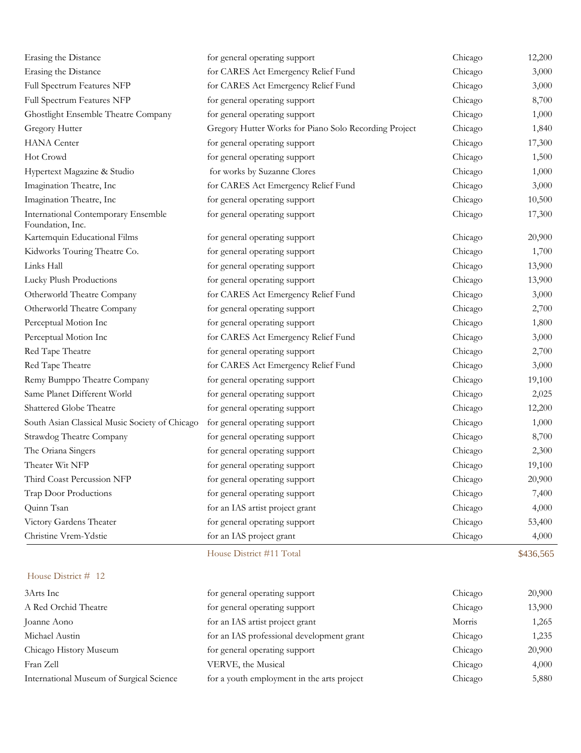| | | | |
|---|---|---|---|
| Erasing the Distance | for general operating support | Chicago | 12,200 |
| Erasing the Distance | for CARES Act Emergency Relief Fund | Chicago | 3,000 |
| Full Spectrum Features NFP | for CARES Act Emergency Relief Fund | Chicago | 3,000 |
| Full Spectrum Features NFP | for general operating support | Chicago | 8,700 |
| Ghostlight Ensemble Theatre Company | for general operating support | Chicago | 1,000 |
| Gregory Hutter | Gregory Hutter Works for Piano Solo Recording Project | Chicago | 1,840 |
| HANA Center | for general operating support | Chicago | 17,300 |
| Hot Crowd | for general operating support | Chicago | 1,500 |
| Hypertext Magazine & Studio | for works by Suzanne Clores | Chicago | 1,000 |
| Imagination Theatre, Inc | for CARES Act Emergency Relief Fund | Chicago | 3,000 |
| Imagination Theatre, Inc | for general operating support | Chicago | 10,500 |
| International Contemporary Ensemble Foundation, Inc. | for general operating support | Chicago | 17,300 |
| Kartemquin Educational Films | for general operating support | Chicago | 20,900 |
| Kidworks Touring Theatre Co. | for general operating support | Chicago | 1,700 |
| Links Hall | for general operating support | Chicago | 13,900 |
| Lucky Plush Productions | for general operating support | Chicago | 13,900 |
| Otherworld Theatre Company | for CARES Act Emergency Relief Fund | Chicago | 3,000 |
| Otherworld Theatre Company | for general operating support | Chicago | 2,700 |
| Perceptual Motion Inc | for general operating support | Chicago | 1,800 |
| Perceptual Motion Inc | for CARES Act Emergency Relief Fund | Chicago | 3,000 |
| Red Tape Theatre | for general operating support | Chicago | 2,700 |
| Red Tape Theatre | for CARES Act Emergency Relief Fund | Chicago | 3,000 |
| Remy Bumppo Theatre Company | for general operating support | Chicago | 19,100 |
| Same Planet Different World | for general operating support | Chicago | 2,025 |
| Shattered Globe Theatre | for general operating support | Chicago | 12,200 |
| South Asian Classical Music Society of Chicago | for general operating support | Chicago | 1,000 |
| Strawdog Theatre Company | for general operating support | Chicago | 8,700 |
| The Oriana Singers | for general operating support | Chicago | 2,300 |
| Theater Wit NFP | for general operating support | Chicago | 19,100 |
| Third Coast Percussion NFP | for general operating support | Chicago | 20,900 |
| Trap Door Productions | for general operating support | Chicago | 7,400 |
| Quinn Tsan | for an IAS artist project grant | Chicago | 4,000 |
| Victory Gardens Theater | for general operating support | Chicago | 53,400 |
| Christine Vrem-Ydstie | for an IAS project grant | Chicago | 4,000 |
| | House District #11 Total | | $436,565 |

House District # 12

| | | | |
|---|---|---|---|
| 3Arts Inc | for general operating support | Chicago | 20,900 |
| A Red Orchid Theatre | for general operating support | Chicago | 13,900 |
| Joanne Aono | for an IAS artist project grant | Morris | 1,265 |
| Michael Austin | for an IAS professional development grant | Chicago | 1,235 |
| Chicago History Museum | for general operating support | Chicago | 20,900 |
| Fran Zell | VERVE, the Musical | Chicago | 4,000 |
| International Museum of Surgical Science | for a youth employment in the arts project | Chicago | 5,880 |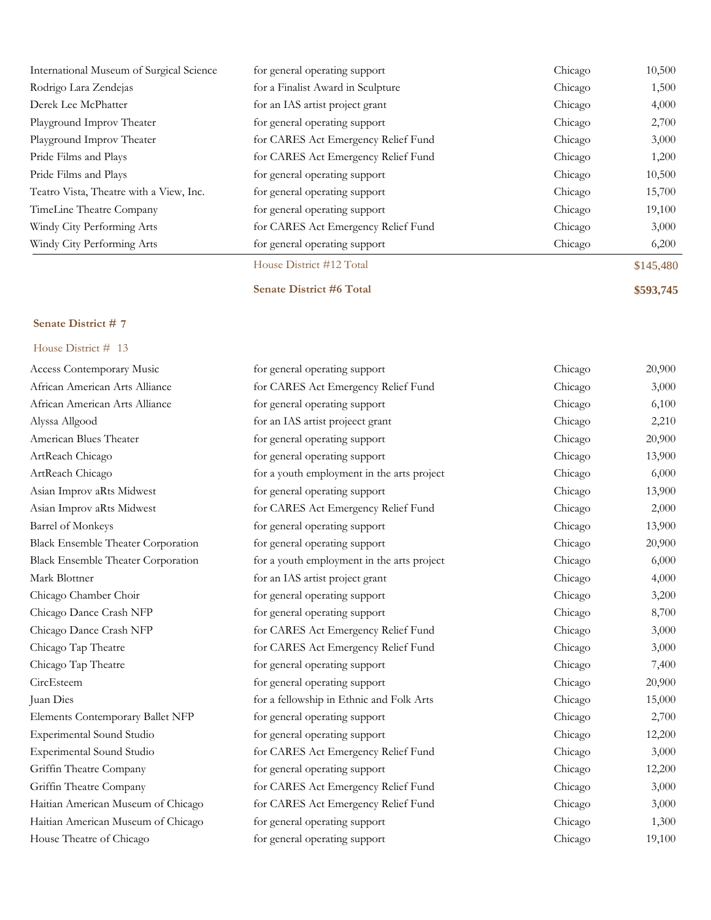| | | | |
|---|---|---|---|
| International Museum of Surgical Science | for general operating support | Chicago | 10,500 |
| Rodrigo Lara Zendejas | for a Finalist Award in Sculpture | Chicago | 1,500 |
| Derek Lee McPhatter | for an IAS artist project grant | Chicago | 4,000 |
| Playground Improv Theater | for general operating support | Chicago | 2,700 |
| Playground Improv Theater | for CARES Act Emergency Relief Fund | Chicago | 3,000 |
| Pride Films and Plays | for CARES Act Emergency Relief Fund | Chicago | 1,200 |
| Pride Films and Plays | for general operating support | Chicago | 10,500 |
| Teatro Vista, Theatre with a View, Inc. | for general operating support | Chicago | 15,700 |
| TimeLine Theatre Company | for general operating support | Chicago | 19,100 |
| Windy City Performing Arts | for CARES Act Emergency Relief Fund | Chicago | 3,000 |
| Windy City Performing Arts | for general operating support | Chicago | 6,200 |
| | House District #12 Total | | $145,480 |
| | **Senate District #6 Total** | | **$593,745** |

**Senate District # 7**

House District # 13

| | | | |
|---|---|---|---|
| Access Contemporary Music | for general operating support | Chicago | 20,900 |
| African American Arts Alliance | for CARES Act Emergency Relief Fund | Chicago | 3,000 |
| African American Arts Alliance | for general operating support | Chicago | 6,100 |
| Alyssa Allgood | for an IAS artist projeect grant | Chicago | 2,210 |
| American Blues Theater | for general operating support | Chicago | 20,900 |
| ArtReach Chicago | for general operating support | Chicago | 13,900 |
| ArtReach Chicago | for a youth employment in the arts project | Chicago | 6,000 |
| Asian Improv aRts Midwest | for general operating support | Chicago | 13,900 |
| Asian Improv aRts Midwest | for CARES Act Emergency Relief Fund | Chicago | 2,000 |
| Barrel of Monkeys | for general operating support | Chicago | 13,900 |
| Black Ensemble Theater Corporation | for general operating support | Chicago | 20,900 |
| Black Ensemble Theater Corporation | for a youth employment in the arts project | Chicago | 6,000 |
| Mark Blottner | for an IAS artist project grant | Chicago | 4,000 |
| Chicago Chamber Choir | for general operating support | Chicago | 3,200 |
| Chicago Dance Crash NFP | for general operating support | Chicago | 8,700 |
| Chicago Dance Crash NFP | for CARES Act Emergency Relief Fund | Chicago | 3,000 |
| Chicago Tap Theatre | for CARES Act Emergency Relief Fund | Chicago | 3,000 |
| Chicago Tap Theatre | for general operating support | Chicago | 7,400 |
| CircEsteem | for general operating support | Chicago | 20,900 |
| Juan Dies | for a fellowship in Ethnic and Folk Arts | Chicago | 15,000 |
| Elements Contemporary Ballet NFP | for general operating support | Chicago | 2,700 |
| Experimental Sound Studio | for general operating support | Chicago | 12,200 |
| Experimental Sound Studio | for CARES Act Emergency Relief Fund | Chicago | 3,000 |
| Griffin Theatre Company | for general operating support | Chicago | 12,200 |
| Griffin Theatre Company | for CARES Act Emergency Relief Fund | Chicago | 3,000 |
| Haitian American Museum of Chicago | for CARES Act Emergency Relief Fund | Chicago | 3,000 |
| Haitian American Museum of Chicago | for general operating support | Chicago | 1,300 |
| House Theatre of Chicago | for general operating support | Chicago | 19,100 |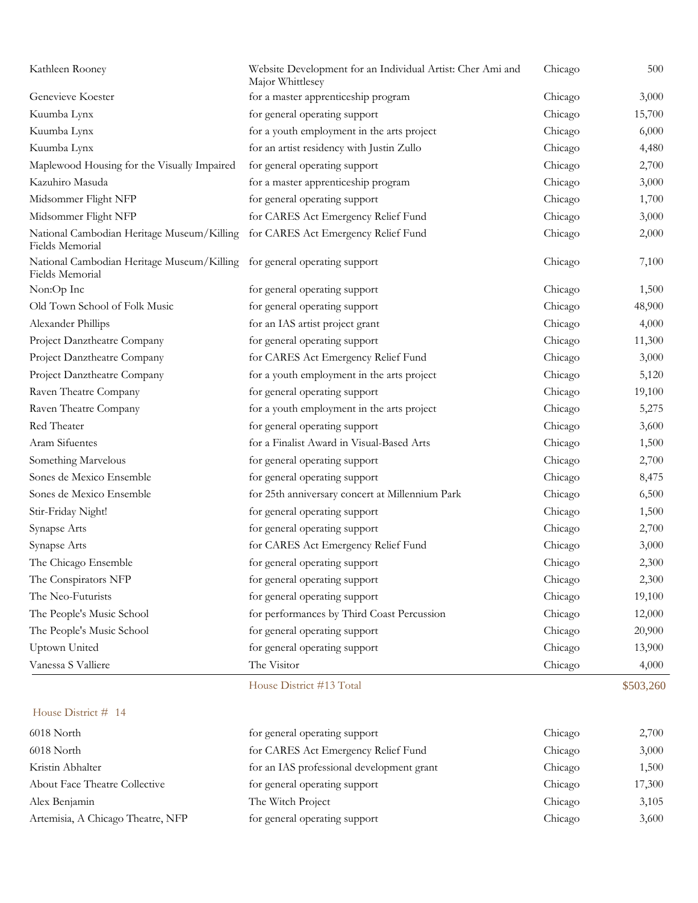| | | | |
|---|---|---|---|
| Kathleen Rooney | Website Development for an Individual Artist: Cher Ami and Major Whittlesey | Chicago | 500 |
| Genevieve Koester | for a master apprenticeship program | Chicago | 3,000 |
| Kuumba Lynx | for general operating support | Chicago | 15,700 |
| Kuumba Lynx | for a youth employment in the arts project | Chicago | 6,000 |
| Kuumba Lynx | for an artist residency with Justin Zullo | Chicago | 4,480 |
| Maplewood Housing for the Visually Impaired | for general operating support | Chicago | 2,700 |
| Kazuhiro Masuda | for a master apprenticeship program | Chicago | 3,000 |
| Midsommer Flight NFP | for general operating support | Chicago | 1,700 |
| Midsommer Flight NFP | for CARES Act Emergency Relief Fund | Chicago | 3,000 |
| National Cambodian Heritage Museum/Killing Fields Memorial | for CARES Act Emergency Relief Fund | Chicago | 2,000 |
| National Cambodian Heritage Museum/Killing Fields Memorial | for general operating support | Chicago | 7,100 |
| Non:Op Inc | for general operating support | Chicago | 1,500 |
| Old Town School of Folk Music | for general operating support | Chicago | 48,900 |
| Alexander Phillips | for an IAS artist project grant | Chicago | 4,000 |
| Project Danztheatre Company | for general operating support | Chicago | 11,300 |
| Project Danztheatre Company | for CARES Act Emergency Relief Fund | Chicago | 3,000 |
| Project Danztheatre Company | for a youth employment in the arts project | Chicago | 5,120 |
| Raven Theatre Company | for general operating support | Chicago | 19,100 |
| Raven Theatre Company | for a youth employment in the arts project | Chicago | 5,275 |
| Red Theater | for general operating support | Chicago | 3,600 |
| Aram Sifuentes | for a Finalist Award in Visual-Based Arts | Chicago | 1,500 |
| Something Marvelous | for general operating support | Chicago | 2,700 |
| Sones de Mexico Ensemble | for general operating support | Chicago | 8,475 |
| Sones de Mexico Ensemble | for 25th anniversary concert at Millennium Park | Chicago | 6,500 |
| Stir-Friday Night! | for general operating support | Chicago | 1,500 |
| Synapse Arts | for general operating support | Chicago | 2,700 |
| Synapse Arts | for CARES Act Emergency Relief Fund | Chicago | 3,000 |
| The Chicago Ensemble | for general operating support | Chicago | 2,300 |
| The Conspirators NFP | for general operating support | Chicago | 2,300 |
| The Neo-Futurists | for general operating support | Chicago | 19,100 |
| The People's Music School | for performances by Third Coast Percussion | Chicago | 12,000 |
| The People's Music School | for general operating support | Chicago | 20,900 |
| Uptown United | for general operating support | Chicago | 13,900 |
| Vanessa S Valliere | The Visitor | Chicago | 4,000 |
| | House District #13 Total | | $503,260 |

House District # 14

| | | | |
|---|---|---|---|
| 6018 North | for general operating support | Chicago | 2,700 |
| 6018 North | for CARES Act Emergency Relief Fund | Chicago | 3,000 |
| Kristin Abhalter | for an IAS professional development grant | Chicago | 1,500 |
| About Face Theatre Collective | for general operating support | Chicago | 17,300 |
| Alex Benjamin | The Witch Project | Chicago | 3,105 |
| Artemisia, A Chicago Theatre, NFP | for general operating support | Chicago | 3,600 |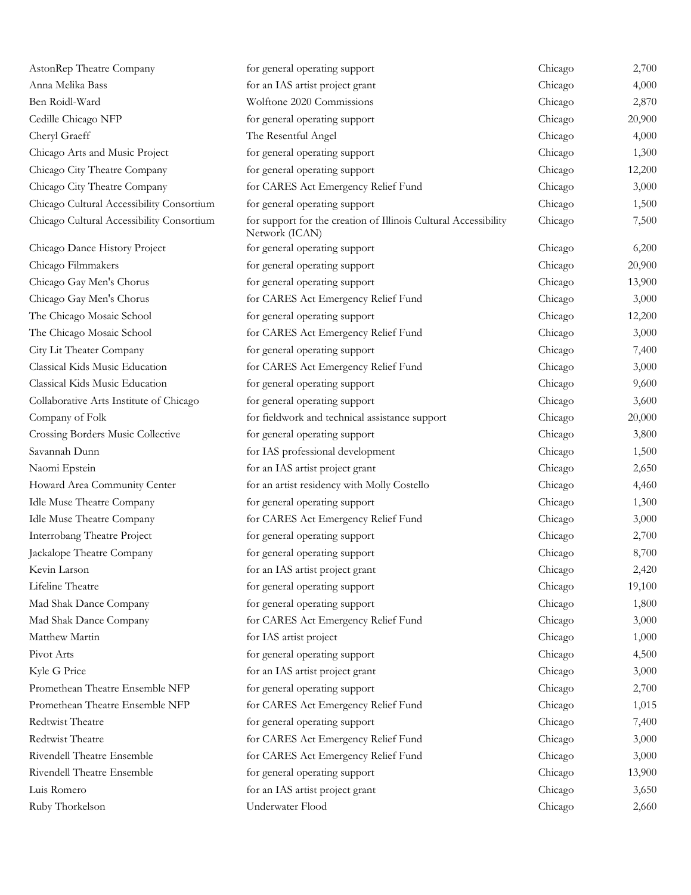| | | | |
|---|---|---|---|
| AstonRep Theatre Company | for general operating support | Chicago | 2,700 |
| Anna Melika Bass | for an IAS artist project grant | Chicago | 4,000 |
| Ben Roidl-Ward | Wolftone 2020 Commissions | Chicago | 2,870 |
| Cedille Chicago NFP | for general operating support | Chicago | 20,900 |
| Cheryl Graeff | The Resentful Angel | Chicago | 4,000 |
| Chicago Arts and Music Project | for general operating support | Chicago | 1,300 |
| Chicago City Theatre Company | for general operating support | Chicago | 12,200 |
| Chicago City Theatre Company | for CARES Act Emergency Relief Fund | Chicago | 3,000 |
| Chicago Cultural Accessibility Consortium | for general operating support | Chicago | 1,500 |
| Chicago Cultural Accessibility Consortium | for support for the creation of Illinois Cultural Accessibility Network (ICAN) | Chicago | 7,500 |
| Chicago Dance History Project | for general operating support | Chicago | 6,200 |
| Chicago Filmmakers | for general operating support | Chicago | 20,900 |
| Chicago Gay Men's Chorus | for general operating support | Chicago | 13,900 |
| Chicago Gay Men's Chorus | for CARES Act Emergency Relief Fund | Chicago | 3,000 |
| The Chicago Mosaic School | for general operating support | Chicago | 12,200 |
| The Chicago Mosaic School | for CARES Act Emergency Relief Fund | Chicago | 3,000 |
| City Lit Theater Company | for general operating support | Chicago | 7,400 |
| Classical Kids Music Education | for CARES Act Emergency Relief Fund | Chicago | 3,000 |
| Classical Kids Music Education | for general operating support | Chicago | 9,600 |
| Collaborative Arts Institute of Chicago | for general operating support | Chicago | 3,600 |
| Company of Folk | for fieldwork and technical assistance support | Chicago | 20,000 |
| Crossing Borders Music Collective | for general operating support | Chicago | 3,800 |
| Savannah Dunn | for IAS professional development | Chicago | 1,500 |
| Naomi Epstein | for an IAS artist project grant | Chicago | 2,650 |
| Howard Area Community Center | for an artist residency with Molly Costello | Chicago | 4,460 |
| Idle Muse Theatre Company | for general operating support | Chicago | 1,300 |
| Idle Muse Theatre Company | for CARES Act Emergency Relief Fund | Chicago | 3,000 |
| Interrobang Theatre Project | for general operating support | Chicago | 2,700 |
| Jackalope Theatre Company | for general operating support | Chicago | 8,700 |
| Kevin Larson | for an IAS artist project grant | Chicago | 2,420 |
| Lifeline Theatre | for general operating support | Chicago | 19,100 |
| Mad Shak Dance Company | for general operating support | Chicago | 1,800 |
| Mad Shak Dance Company | for CARES Act Emergency Relief Fund | Chicago | 3,000 |
| Matthew Martin | for IAS artist project | Chicago | 1,000 |
| Pivot Arts | for general operating support | Chicago | 4,500 |
| Kyle G Price | for an IAS artist project grant | Chicago | 3,000 |
| Promethean Theatre Ensemble NFP | for general operating support | Chicago | 2,700 |
| Promethean Theatre Ensemble NFP | for CARES Act Emergency Relief Fund | Chicago | 1,015 |
| Redtwist Theatre | for general operating support | Chicago | 7,400 |
| Redtwist Theatre | for CARES Act Emergency Relief Fund | Chicago | 3,000 |
| Rivendell Theatre Ensemble | for CARES Act Emergency Relief Fund | Chicago | 3,000 |
| Rivendell Theatre Ensemble | for general operating support | Chicago | 13,900 |
| Luis Romero | for an IAS artist project grant | Chicago | 3,650 |
| Ruby Thorkelson | Underwater Flood | Chicago | 2,660 |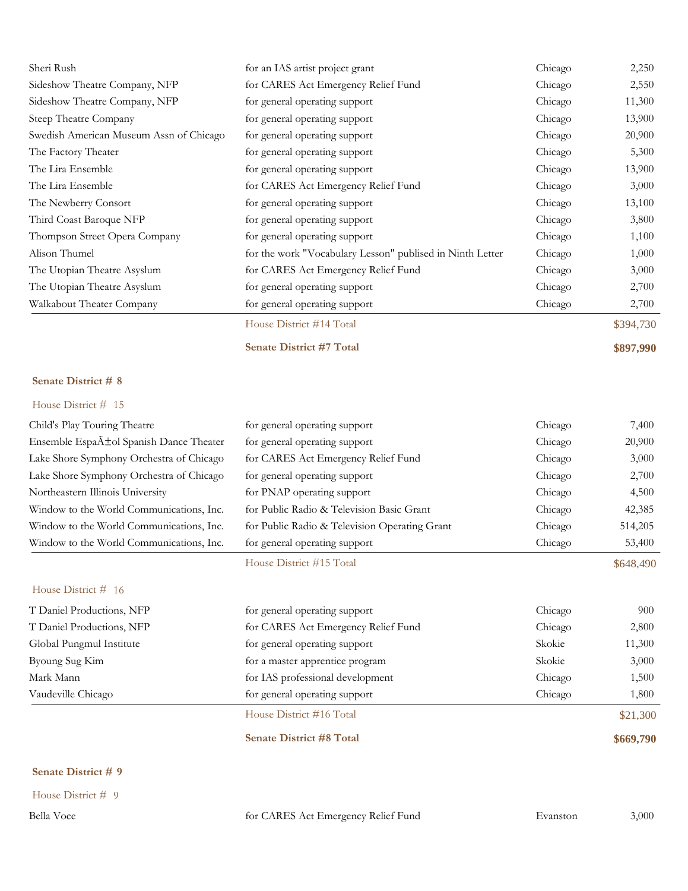| | | | |
|---|---|---|---|
| Sheri Rush | for an IAS artist project grant | Chicago | 2,250 |
| Sideshow Theatre Company, NFP | for CARES Act Emergency Relief Fund | Chicago | 2,550 |
| Sideshow Theatre Company, NFP | for general operating support | Chicago | 11,300 |
| Steep Theatre Company | for general operating support | Chicago | 13,900 |
| Swedish American Museum Assn of Chicago | for general operating support | Chicago | 20,900 |
| The Factory Theater | for general operating support | Chicago | 5,300 |
| The Lira Ensemble | for general operating support | Chicago | 13,900 |
| The Lira Ensemble | for CARES Act Emergency Relief Fund | Chicago | 3,000 |
| The Newberry Consort | for general operating support | Chicago | 13,100 |
| Third Coast Baroque NFP | for general operating support | Chicago | 3,800 |
| Thompson Street Opera Company | for general operating support | Chicago | 1,100 |
| Alison Thumel | for the work "Vocabulary Lesson" publised in Ninth Letter | Chicago | 1,000 |
| The Utopian Theatre Asyslum | for CARES Act Emergency Relief Fund | Chicago | 3,000 |
| The Utopian Theatre Asyslum | for general operating support | Chicago | 2,700 |
| Walkabout Theater Company | for general operating support | Chicago | 2,700 |
| | House District #14 Total | | $394,730 |
| | **Senate District #7 Total** | | **$897,990** |

**Senate District # 8**

House District # 15

| | | | |
|---|---|---|---|
| Child's Play Touring Theatre | for general operating support | Chicago | 7,400 |
| Ensemble EspaÃ±ol Spanish Dance Theater | for general operating support | Chicago | 20,900 |
| Lake Shore Symphony Orchestra of Chicago | for CARES Act Emergency Relief Fund | Chicago | 3,000 |
| Lake Shore Symphony Orchestra of Chicago | for general operating support | Chicago | 2,700 |
| Northeastern Illinois University | for PNAP operating support | Chicago | 4,500 |
| Window to the World Communications, Inc. | for Public Radio & Television Basic Grant | Chicago | 42,385 |
| Window to the World Communications, Inc. | for Public Radio & Television Operating Grant | Chicago | 514,205 |
| Window to the World Communications, Inc. | for general operating support | Chicago | 53,400 |
| | House District #15 Total | | $648,490 |

House District # 16

| | | | |
|---|---|---|---|
| T Daniel Productions, NFP | for general operating support | Chicago | 900 |
| T Daniel Productions, NFP | for CARES Act Emergency Relief Fund | Chicago | 2,800 |
| Global Pungmul Institute | for general operating support | Skokie | 11,300 |
| Byoung Sug Kim | for a master apprentice program | Skokie | 3,000 |
| Mark Mann | for IAS professional development | Chicago | 1,500 |
| Vaudeville Chicago | for general operating support | Chicago | 1,800 |
| | House District #16 Total | | $21,300 |
| | **Senate District #8 Total** | | **$669,790** |

**Senate District # 9**

House District # 9

| | | | |
|---|---|---|---|
| Bella Voce | for CARES Act Emergency Relief Fund | Evanston | 3,000 |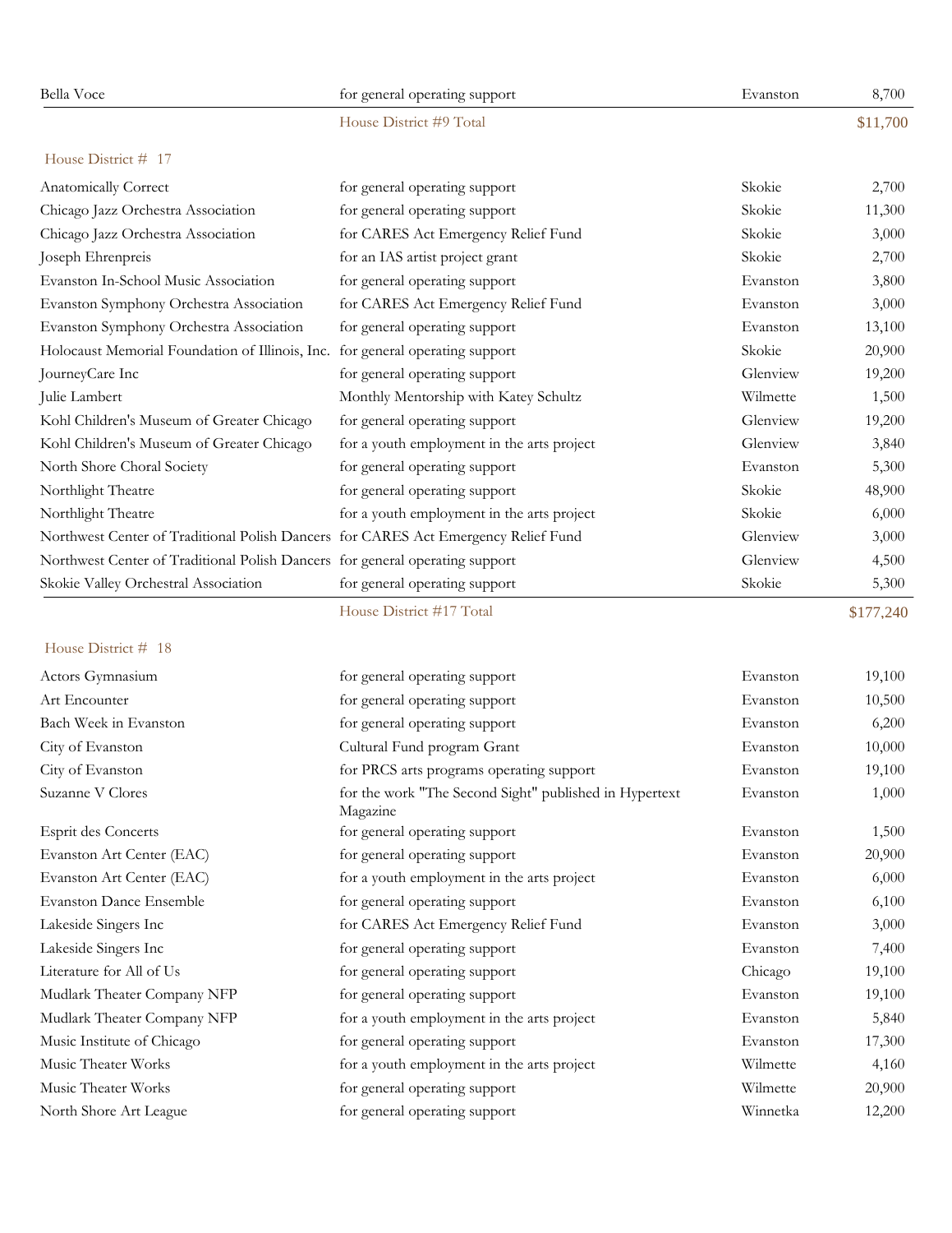| | | | |
|---|---|---|---|
| Bella Voce | for general operating support | Evanston | 8,700 |
| | House District #9 Total | | $11,700 |

House District # 17

| | | | |
|---|---|---|---|
| Anatomically Correct | for general operating support | Skokie | 2,700 |
| Chicago Jazz Orchestra Association | for general operating support | Skokie | 11,300 |
| Chicago Jazz Orchestra Association | for CARES Act Emergency Relief Fund | Skokie | 3,000 |
| Joseph Ehrenpreis | for an IAS artist project grant | Skokie | 2,700 |
| Evanston In-School Music Association | for general operating support | Evanston | 3,800 |
| Evanston Symphony Orchestra Association | for CARES Act Emergency Relief Fund | Evanston | 3,000 |
| Evanston Symphony Orchestra Association | for general operating support | Evanston | 13,100 |
| Holocaust Memorial Foundation of Illinois, Inc. | for general operating support | Skokie | 20,900 |
| JourneyCare Inc | for general operating support | Glenview | 19,200 |
| Julie Lambert | Monthly Mentorship with Katey Schultz | Wilmette | 1,500 |
| Kohl Children's Museum of Greater Chicago | for general operating support | Glenview | 19,200 |
| Kohl Children's Museum of Greater Chicago | for a youth employment in the arts project | Glenview | 3,840 |
| North Shore Choral Society | for general operating support | Evanston | 5,300 |
| Northlight Theatre | for general operating support | Skokie | 48,900 |
| Northlight Theatre | for a youth employment in the arts project | Skokie | 6,000 |
| Northwest Center of Traditional Polish Dancers | for CARES Act Emergency Relief Fund | Glenview | 3,000 |
| Northwest Center of Traditional Polish Dancers | for general operating support | Glenview | 4,500 |
| Skokie Valley Orchestral Association | for general operating support | Skokie | 5,300 |
| | House District #17 Total | | $177,240 |

House District # 18

| | | | |
|---|---|---|---|
| Actors Gymnasium | for general operating support | Evanston | 19,100 |
| Art Encounter | for general operating support | Evanston | 10,500 |
| Bach Week in Evanston | for general operating support | Evanston | 6,200 |
| City of Evanston | Cultural Fund program Grant | Evanston | 10,000 |
| City of Evanston | for PRCS arts programs operating support | Evanston | 19,100 |
| Suzanne V Clores | for the work "The Second Sight" published in Hypertext Magazine | Evanston | 1,000 |
| Esprit des Concerts | for general operating support | Evanston | 1,500 |
| Evanston Art Center (EAC) | for general operating support | Evanston | 20,900 |
| Evanston Art Center (EAC) | for a youth employment in the arts project | Evanston | 6,000 |
| Evanston Dance Ensemble | for general operating support | Evanston | 6,100 |
| Lakeside Singers Inc | for CARES Act Emergency Relief Fund | Evanston | 3,000 |
| Lakeside Singers Inc | for general operating support | Evanston | 7,400 |
| Literature for All of Us | for general operating support | Chicago | 19,100 |
| Mudlark Theater Company NFP | for general operating support | Evanston | 19,100 |
| Mudlark Theater Company NFP | for a youth employment in the arts project | Evanston | 5,840 |
| Music Institute of Chicago | for general operating support | Evanston | 17,300 |
| Music Theater Works | for a youth employment in the arts project | Wilmette | 4,160 |
| Music Theater Works | for general operating support | Wilmette | 20,900 |
| North Shore Art League | for general operating support | Winnetka | 12,200 |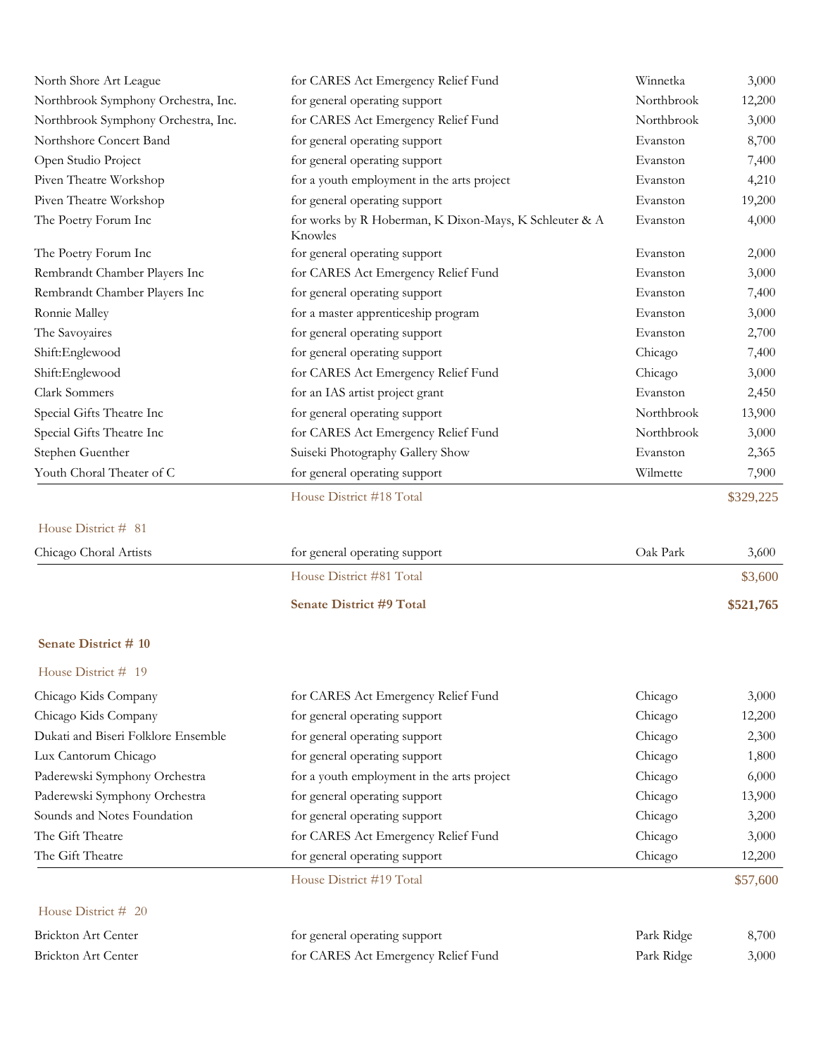| | | | |
|---|---|---|---|
| North Shore Art League | for CARES Act Emergency Relief Fund | Winnetka | 3,000 |
| Northbrook Symphony Orchestra, Inc. | for general operating support | Northbrook | 12,200 |
| Northbrook Symphony Orchestra, Inc. | for CARES Act Emergency Relief Fund | Northbrook | 3,000 |
| Northshore Concert Band | for general operating support | Evanston | 8,700 |
| Open Studio Project | for general operating support | Evanston | 7,400 |
| Piven Theatre Workshop | for a youth employment in the arts project | Evanston | 4,210 |
| Piven Theatre Workshop | for general operating support | Evanston | 19,200 |
| The Poetry Forum Inc | for works by R Hoberman, K Dixon-Mays, K Schleuter & A Knowles | Evanston | 4,000 |
| The Poetry Forum Inc | for general operating support | Evanston | 2,000 |
| Rembrandt Chamber Players Inc | for CARES Act Emergency Relief Fund | Evanston | 3,000 |
| Rembrandt Chamber Players Inc | for general operating support | Evanston | 7,400 |
| Ronnie Malley | for a master apprenticeship program | Evanston | 3,000 |
| The Savoyaires | for general operating support | Evanston | 2,700 |
| Shift:Englewood | for general operating support | Chicago | 7,400 |
| Shift:Englewood | for CARES Act Emergency Relief Fund | Chicago | 3,000 |
| Clark Sommers | for an IAS artist project grant | Evanston | 2,450 |
| Special Gifts Theatre Inc | for general operating support | Northbrook | 13,900 |
| Special Gifts Theatre Inc | for CARES Act Emergency Relief Fund | Northbrook | 3,000 |
| Stephen Guenther | Suiseki Photography Gallery Show | Evanston | 2,365 |
| Youth Choral Theater of C | for general operating support | Wilmette | 7,900 |
| | House District #18 Total | | $329,225 |

House District # 81

| | | | |
|---|---|---|---|
| Chicago Choral Artists | for general operating support | Oak Park | 3,600 |
| | House District #81 Total | | $3,600 |
| | **Senate District #9 Total** | | **$521,765** |

**Senate District # 10**

House District # 19

| | | | |
|---|---|---|---|
| Chicago Kids Company | for CARES Act Emergency Relief Fund | Chicago | 3,000 |
| Chicago Kids Company | for general operating support | Chicago | 12,200 |
| Dukati and Biseri Folklore Ensemble | for general operating support | Chicago | 2,300 |
| Lux Cantorum Chicago | for general operating support | Chicago | 1,800 |
| Paderewski Symphony Orchestra | for a youth employment in the arts project | Chicago | 6,000 |
| Paderewski Symphony Orchestra | for general operating support | Chicago | 13,900 |
| Sounds and Notes Foundation | for general operating support | Chicago | 3,200 |
| The Gift Theatre | for CARES Act Emergency Relief Fund | Chicago | 3,000 |
| The Gift Theatre | for general operating support | Chicago | 12,200 |
| | House District #19 Total | | $57,600 |

House District # 20

| | | | |
|---|---|---|---|
| Brickton Art Center | for general operating support | Park Ridge | 8,700 |
| Brickton Art Center | for CARES Act Emergency Relief Fund | Park Ridge | 3,000 |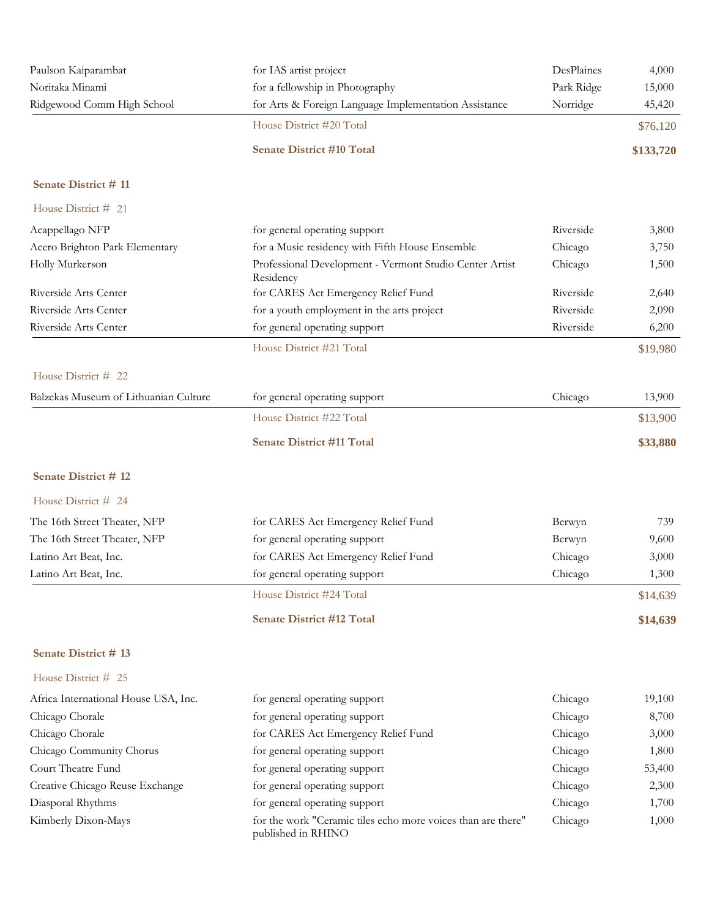| | | | |
|---|---|---|---|
| Paulson Kaiparambat | for IAS artist project | DesPlaines | 4,000 |
| Noritaka Minami | for a fellowship in Photography | Park Ridge | 15,000 |
| Ridgewood Comm High School | for Arts & Foreign Language Implementation Assistance | Norridge | 45,420 |
| | House District #20 Total | | $76,120 |
| | **Senate District #10 Total** | | **$133,720** |

**Senate District # 11**

House District # 21

| | | | |
|---|---|---|---|
| Acappellago NFP | for general operating support | Riverside | 3,800 |
| Acero Brighton Park Elementary | for a Music residency with Fifth House Ensemble | Chicago | 3,750 |
| Holly Murkerson | Professional Development - Vermont Studio Center Artist Residency | Chicago | 1,500 |
| Riverside Arts Center | for CARES Act Emergency Relief Fund | Riverside | 2,640 |
| Riverside Arts Center | for a youth employment in the arts project | Riverside | 2,090 |
| Riverside Arts Center | for general operating support | Riverside | 6,200 |
| | House District #21 Total | | $19,980 |

House District # 22

| | | | |
|---|---|---|---|
| Balzekas Museum of Lithuanian Culture | for general operating support | Chicago | 13,900 |
| | House District #22 Total | | $13,900 |
| | **Senate District #11 Total** | | **$33,880** |

**Senate District # 12**

House District # 24

| | | | |
|---|---|---|---|
| The 16th Street Theater, NFP | for CARES Act Emergency Relief Fund | Berwyn | 739 |
| The 16th Street Theater, NFP | for general operating support | Berwyn | 9,600 |
| Latino Art Beat, Inc. | for CARES Act Emergency Relief Fund | Chicago | 3,000 |
| Latino Art Beat, Inc. | for general operating support | Chicago | 1,300 |
| | House District #24 Total | | $14,639 |
| | **Senate District #12 Total** | | **$14,639** |

**Senate District # 13**

House District # 25

| | | | |
|---|---|---|---|
| Africa International House USA, Inc. | for general operating support | Chicago | 19,100 |
| Chicago Chorale | for general operating support | Chicago | 8,700 |
| Chicago Chorale | for CARES Act Emergency Relief Fund | Chicago | 3,000 |
| Chicago Community Chorus | for general operating support | Chicago | 1,800 |
| Court Theatre Fund | for general operating support | Chicago | 53,400 |
| Creative Chicago Reuse Exchange | for general operating support | Chicago | 2,300 |
| Diasporal Rhythms | for general operating support | Chicago | 1,700 |
| Kimberly Dixon-Mays | for the work "Ceramic tiles echo more voices than are there" published in RHINO | Chicago | 1,000 |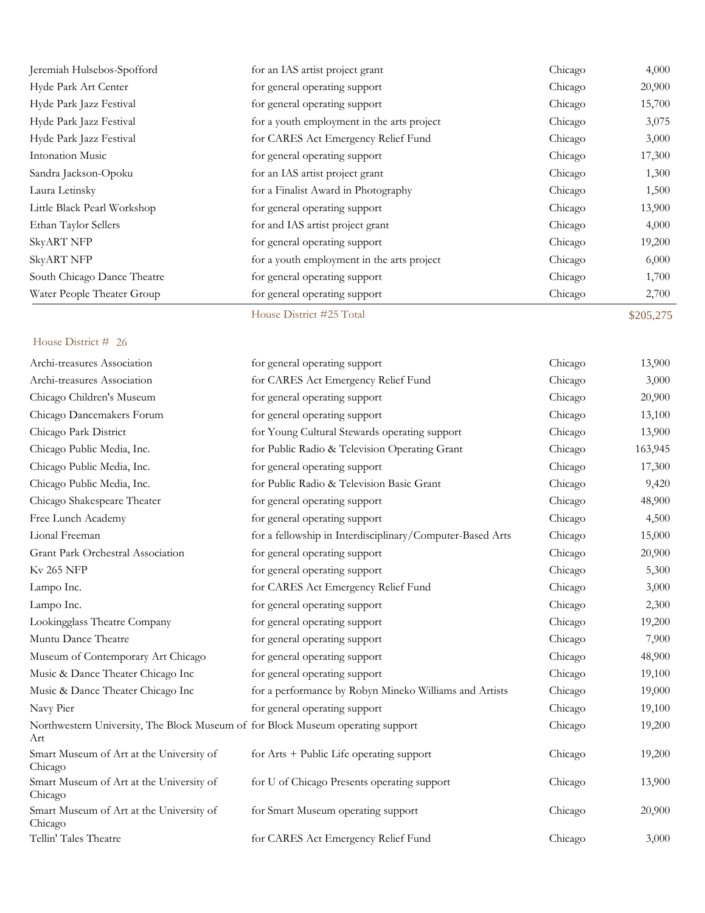| | | | |
|---|---|---|---|
| Jeremiah Hulsebos-Spofford | for an IAS artist project grant | Chicago | 4,000 |
| Hyde Park Art Center | for general operating support | Chicago | 20,900 |
| Hyde Park Jazz Festival | for general operating support | Chicago | 15,700 |
| Hyde Park Jazz Festival | for a youth employment in the arts project | Chicago | 3,075 |
| Hyde Park Jazz Festival | for CARES Act Emergency Relief Fund | Chicago | 3,000 |
| Intonation Music | for general operating support | Chicago | 17,300 |
| Sandra Jackson-Opoku | for an IAS artist project grant | Chicago | 1,300 |
| Laura Letinsky | for a Finalist Award in Photography | Chicago | 1,500 |
| Little Black Pearl Workshop | for general operating support | Chicago | 13,900 |
| Ethan Taylor Sellers | for and IAS artist project grant | Chicago | 4,000 |
| SkyART NFP | for general operating support | Chicago | 19,200 |
| SkyART NFP | for a youth employment in the arts project | Chicago | 6,000 |
| South Chicago Dance Theatre | for general operating support | Chicago | 1,700 |
| Water People Theater Group | for general operating support | Chicago | 2,700 |
| | House District #25 Total | | $205,275 |

House District # 26

| | | | |
|---|---|---|---|
| Archi-treasures Association | for general operating support | Chicago | 13,900 |
| Archi-treasures Association | for CARES Act Emergency Relief Fund | Chicago | 3,000 |
| Chicago Children's Museum | for general operating support | Chicago | 20,900 |
| Chicago Dancemakers Forum | for general operating support | Chicago | 13,100 |
| Chicago Park District | for Young Cultural Stewards operating support | Chicago | 13,900 |
| Chicago Public Media, Inc. | for Public Radio & Television Operating Grant | Chicago | 163,945 |
| Chicago Public Media, Inc. | for general operating support | Chicago | 17,300 |
| Chicago Public Media, Inc. | for Public Radio & Television Basic Grant | Chicago | 9,420 |
| Chicago Shakespeare Theater | for general operating support | Chicago | 48,900 |
| Free Lunch Academy | for general operating support | Chicago | 4,500 |
| Lional Freeman | for a fellowship in Interdisciplinary/Computer-Based Arts | Chicago | 15,000 |
| Grant Park Orchestral Association | for general operating support | Chicago | 20,900 |
| Kv 265 NFP | for general operating support | Chicago | 5,300 |
| Lampo Inc. | for CARES Act Emergency Relief Fund | Chicago | 3,000 |
| Lampo Inc. | for general operating support | Chicago | 2,300 |
| Lookingglass Theatre Company | for general operating support | Chicago | 19,200 |
| Muntu Dance Theatre | for general operating support | Chicago | 7,900 |
| Museum of Contemporary Art Chicago | for general operating support | Chicago | 48,900 |
| Music & Dance Theater Chicago Inc | for general operating support | Chicago | 19,100 |
| Music & Dance Theater Chicago Inc | for a performance by Robyn Mineko Williams and Artists | Chicago | 19,000 |
| Navy Pier | for general operating support | Chicago | 19,100 |
| Northwestern University, The Block Museum of Art | for Block Museum operating support | Chicago | 19,200 |
| Smart Museum of Art at the University of Chicago | for Arts + Public Life operating support | Chicago | 19,200 |
| Smart Museum of Art at the University of Chicago | for U of Chicago Presents operating support | Chicago | 13,900 |
| Smart Museum of Art at the University of Chicago | for Smart Museum operating support | Chicago | 20,900 |
| Tellin' Tales Theatre | for CARES Act Emergency Relief Fund | Chicago | 3,000 |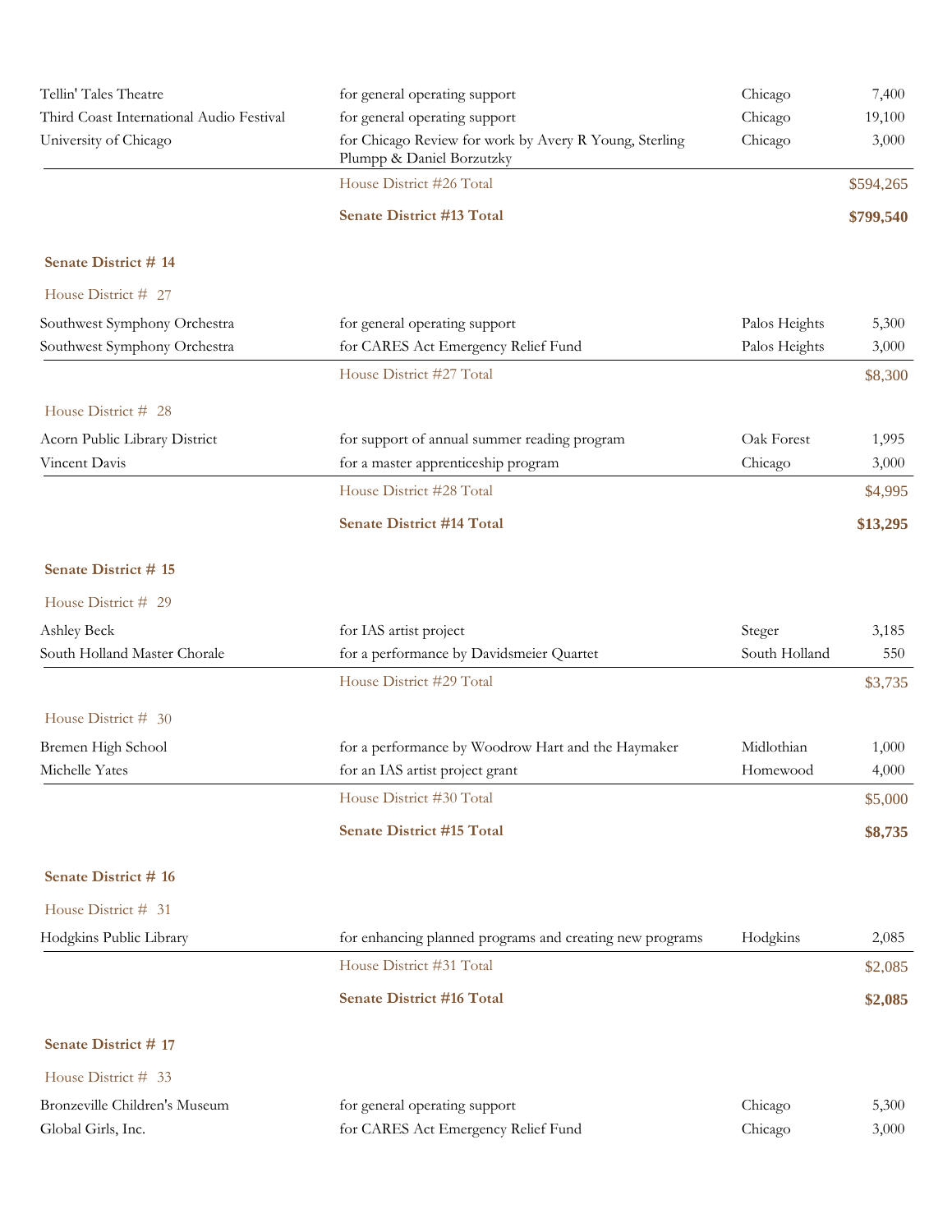| | | | |
|---|---|---|---|
| Tellin' Tales Theatre | for general operating support | Chicago | 7,400 |
| Third Coast International Audio Festival | for general operating support | Chicago | 19,100 |
| University of Chicago | for Chicago Review for work by Avery R Young, Sterling Plumpp & Daniel Borzutzky | Chicago | 3,000 |
| | House District #26 Total | | $594,265 |
| | **Senate District #13 Total** | | **$799,540** |

**Senate District # 14**

House District # 27

| | | | |
|---|---|---|---|
| Southwest Symphony Orchestra | for general operating support | Palos Heights | 5,300 |
| Southwest Symphony Orchestra | for CARES Act Emergency Relief Fund | Palos Heights | 3,000 |
| | House District #27 Total | | $8,300 |

House District # 28

| | | | |
|---|---|---|---|
| Acorn Public Library District | for support of annual summer reading program | Oak Forest | 1,995 |
| Vincent Davis | for a master apprenticeship program | Chicago | 3,000 |
| | House District #28 Total | | $4,995 |
| | **Senate District #14 Total** | | **$13,295** |

**Senate District # 15**

House District # 29

| | | | |
|---|---|---|---|
| Ashley Beck | for IAS artist project | Steger | 3,185 |
| South Holland Master Chorale | for a performance by Davidsmeier Quartet | South Holland | 550 |
| | House District #29 Total | | $3,735 |

House District # 30

| | | | |
|---|---|---|---|
| Bremen High School | for a performance by Woodrow Hart and the Haymaker | Midlothian | 1,000 |
| Michelle Yates | for an IAS artist project grant | Homewood | 4,000 |
| | House District #30 Total | | $5,000 |
| | **Senate District #15 Total** | | **$8,735** |

**Senate District # 16**

House District # 31

| | | | |
|---|---|---|---|
| Hodgkins Public Library | for enhancing planned programs and creating new programs | Hodgkins | 2,085 |
| | House District #31 Total | | $2,085 |
| | **Senate District #16 Total** | | **$2,085** |

**Senate District # 17**

House District # 33

| | | | |
|---|---|---|---|
| Bronzeville Children's Museum | for general operating support | Chicago | 5,300 |
| Global Girls, Inc. | for CARES Act Emergency Relief Fund | Chicago | 3,000 |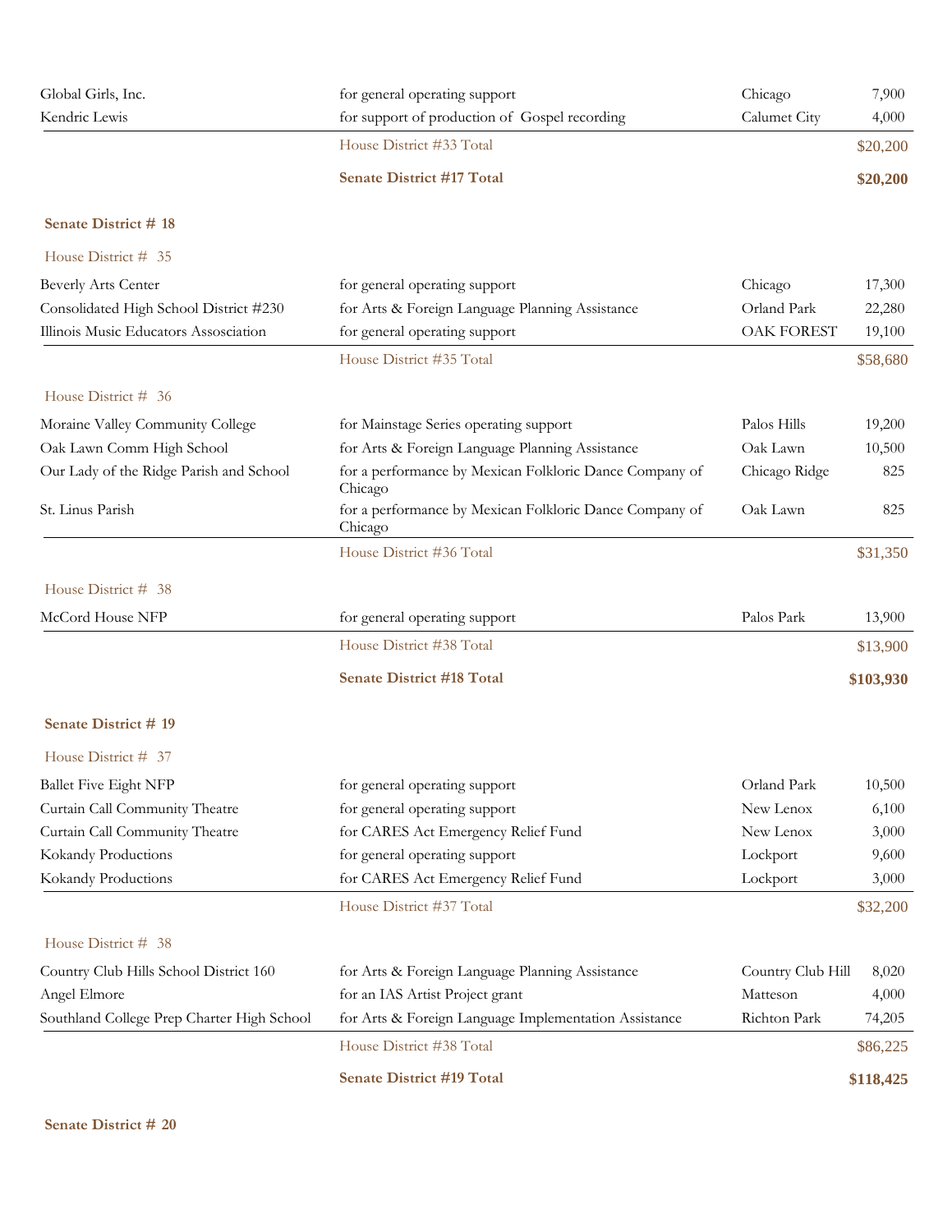| | | | |
|---|---|---|---|
| Global Girls, Inc. | for general operating support | Chicago | 7,900 |
| Kendric Lewis | for support of production of Gospel recording | Calumet City | 4,000 |
| | House District #33 Total | | $20,200 |
| | **Senate District #17 Total** | | **$20,200** |

**Senate District # 18**

House District # 35

| | | | |
|---|---|---|---|
| Beverly Arts Center | for general operating support | Chicago | 17,300 |
| Consolidated High School District #230 | for Arts & Foreign Language Planning Assistance | Orland Park | 22,280 |
| Illinois Music Educators Association | for general operating support | OAK FOREST | 19,100 |
| | House District #35 Total | | $58,680 |

House District # 36

| | | | |
|---|---|---|---|
| Moraine Valley Community College | for Mainstage Series operating support | Palos Hills | 19,200 |
| Oak Lawn Comm High School | for Arts & Foreign Language Planning Assistance | Oak Lawn | 10,500 |
| Our Lady of the Ridge Parish and School | for a performance by Mexican Folkloric Dance Company of Chicago | Chicago Ridge | 825 |
| St. Linus Parish | for a performance by Mexican Folkloric Dance Company of Chicago | Oak Lawn | 825 |
| | House District #36 Total | | $31,350 |

House District # 38

| | | | |
|---|---|---|---|
| McCord House NFP | for general operating support | Palos Park | 13,900 |
| | House District #38 Total | | $13,900 |
| | **Senate District #18 Total** | | **$103,930** |

**Senate District # 19**

House District # 37

| | | | |
|---|---|---|---|
| Ballet Five Eight NFP | for general operating support | Orland Park | 10,500 |
| Curtain Call Community Theatre | for general operating support | New Lenox | 6,100 |
| Curtain Call Community Theatre | for CARES Act Emergency Relief Fund | New Lenox | 3,000 |
| Kokandy Productions | for general operating support | Lockport | 9,600 |
| Kokandy Productions | for CARES Act Emergency Relief Fund | Lockport | 3,000 |
| | House District #37 Total | | $32,200 |

House District # 38

| | | | |
|---|---|---|---|
| Country Club Hills School District 160 | for Arts & Foreign Language Planning Assistance | Country Club Hill | 8,020 |
| Angel Elmore | for an IAS Artist Project grant | Matteson | 4,000 |
| Southland College Prep Charter High School | for Arts & Foreign Language Implementation Assistance | Richton Park | 74,205 |
| | House District #38 Total | | $86,225 |
| | **Senate District #19 Total** | | **$118,425** |

**Senate District # 20**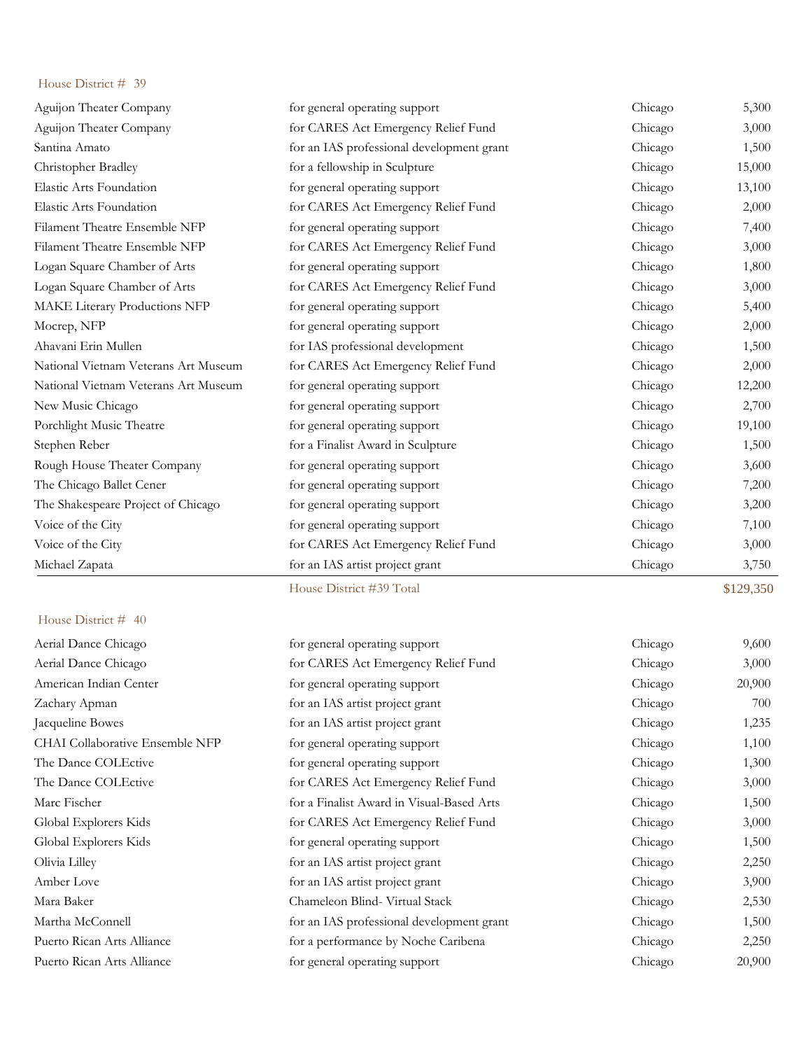House District # 39

| | | | |
|---|---|---|---|
| Aguijon Theater Company | for general operating support | Chicago | 5,300 |
| Aguijon Theater Company | for CARES Act Emergency Relief Fund | Chicago | 3,000 |
| Santina Amato | for an IAS professional development grant | Chicago | 1,500 |
| Christopher Bradley | for a fellowship in Sculpture | Chicago | 15,000 |
| Elastic Arts Foundation | for general operating support | Chicago | 13,100 |
| Elastic Arts Foundation | for CARES Act Emergency Relief Fund | Chicago | 2,000 |
| Filament Theatre Ensemble NFP | for general operating support | Chicago | 7,400 |
| Filament Theatre Ensemble NFP | for CARES Act Emergency Relief Fund | Chicago | 3,000 |
| Logan Square Chamber of Arts | for general operating support | Chicago | 1,800 |
| Logan Square Chamber of Arts | for CARES Act Emergency Relief Fund | Chicago | 3,000 |
| MAKE Literary Productions NFP | for general operating support | Chicago | 5,400 |
| Mocrep, NFP | for general operating support | Chicago | 2,000 |
| Ahavani Erin Mullen | for IAS professional development | Chicago | 1,500 |
| National Vietnam Veterans Art Museum | for CARES Act Emergency Relief Fund | Chicago | 2,000 |
| National Vietnam Veterans Art Museum | for general operating support | Chicago | 12,200 |
| New Music Chicago | for general operating support | Chicago | 2,700 |
| Porchlight Music Theatre | for general operating support | Chicago | 19,100 |
| Stephen Reber | for a Finalist Award in Sculpture | Chicago | 1,500 |
| Rough House Theater Company | for general operating support | Chicago | 3,600 |
| The Chicago Ballet Cener | for general operating support | Chicago | 7,200 |
| The Shakespeare Project of Chicago | for general operating support | Chicago | 3,200 |
| Voice of the City | for general operating support | Chicago | 7,100 |
| Voice of the City | for CARES Act Emergency Relief Fund | Chicago | 3,000 |
| Michael Zapata | for an IAS artist project grant | Chicago | 3,750 |
| | House District #39 Total | | $129,350 |

House District # 40

| | | | |
|---|---|---|---|
| Aerial Dance Chicago | for general operating support | Chicago | 9,600 |
| Aerial Dance Chicago | for CARES Act Emergency Relief Fund | Chicago | 3,000 |
| American Indian Center | for general operating support | Chicago | 20,900 |
| Zachary Apman | for an IAS artist project grant | Chicago | 700 |
| Jacqueline Bowes | for an IAS artist project grant | Chicago | 1,235 |
| CHAI Collaborative Ensemble NFP | for general operating support | Chicago | 1,100 |
| The Dance COLEctive | for general operating support | Chicago | 1,300 |
| The Dance COLEctive | for CARES Act Emergency Relief Fund | Chicago | 3,000 |
| Marc Fischer | for a Finalist Award in Visual-Based Arts | Chicago | 1,500 |
| Global Explorers Kids | for CARES Act Emergency Relief Fund | Chicago | 3,000 |
| Global Explorers Kids | for general operating support | Chicago | 1,500 |
| Olivia Lilley | for an IAS artist project grant | Chicago | 2,250 |
| Amber Love | for an IAS artist project grant | Chicago | 3,900 |
| Mara Baker | Chameleon Blind- Virtual Stack | Chicago | 2,530 |
| Martha McConnell | for an IAS professional development grant | Chicago | 1,500 |
| Puerto Rican Arts Alliance | for a performance by Noche Caribena | Chicago | 2,250 |
| Puerto Rican Arts Alliance | for general operating support | Chicago | 20,900 |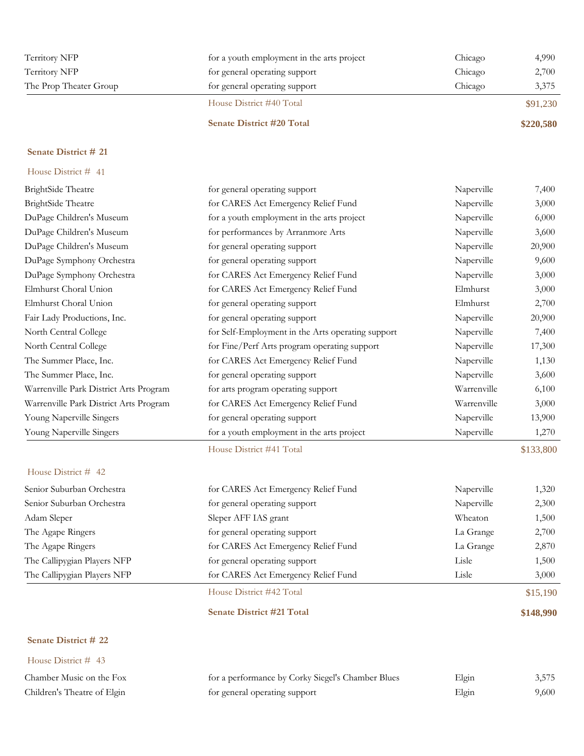| | | | |
|---|---|---|---|
| Territory NFP | for a youth employment in the arts project | Chicago | 4,990 |
| Territory NFP | for general operating support | Chicago | 2,700 |
| The Prop Theater Group | for general operating support | Chicago | 3,375 |
| | House District #40 Total | | $91,230 |
| | **Senate District #20 Total** | | **$220,580** |

**Senate District # 21**

House District # 41

| | | | |
|---|---|---|---|
| BrightSide Theatre | for general operating support | Naperville | 7,400 |
| BrightSide Theatre | for CARES Act Emergency Relief Fund | Naperville | 3,000 |
| DuPage Children's Museum | for a youth employment in the arts project | Naperville | 6,000 |
| DuPage Children's Museum | for performances by Arranmore Arts | Naperville | 3,600 |
| DuPage Children's Museum | for general operating support | Naperville | 20,900 |
| DuPage Symphony Orchestra | for general operating support | Naperville | 9,600 |
| DuPage Symphony Orchestra | for CARES Act Emergency Relief Fund | Naperville | 3,000 |
| Elmhurst Choral Union | for CARES Act Emergency Relief Fund | Elmhurst | 3,000 |
| Elmhurst Choral Union | for general operating support | Elmhurst | 2,700 |
| Fair Lady Productions, Inc. | for general operating support | Naperville | 20,900 |
| North Central College | for Self-Employment in the Arts operating support | Naperville | 7,400 |
| North Central College | for Fine/Perf Arts program operating support | Naperville | 17,300 |
| The Summer Place, Inc. | for CARES Act Emergency Relief Fund | Naperville | 1,130 |
| The Summer Place, Inc. | for general operating support | Naperville | 3,600 |
| Warrenville Park District Arts Program | for arts program operating support | Warrenville | 6,100 |
| Warrenville Park District Arts Program | for CARES Act Emergency Relief Fund | Warrenville | 3,000 |
| Young Naperville Singers | for general operating support | Naperville | 13,900 |
| Young Naperville Singers | for a youth employment in the arts project | Naperville | 1,270 |
| | House District #41 Total | | $133,800 |

House District # 42

| | | | |
|---|---|---|---|
| Senior Suburban Orchestra | for CARES Act Emergency Relief Fund | Naperville | 1,320 |
| Senior Suburban Orchestra | for general operating support | Naperville | 2,300 |
| Adam Sleper | Sleper AFF IAS grant | Wheaton | 1,500 |
| The Agape Ringers | for general operating support | La Grange | 2,700 |
| The Agape Ringers | for CARES Act Emergency Relief Fund | La Grange | 2,870 |
| The Callipygian Players NFP | for general operating support | Lisle | 1,500 |
| The Callipygian Players NFP | for CARES Act Emergency Relief Fund | Lisle | 3,000 |
| | House District #42 Total | | $15,190 |
| | **Senate District #21 Total** | | **$148,990** |

**Senate District # 22**

House District # 43

| | | | |
|---|---|---|---|
| Chamber Music on the Fox | for a performance by Corky Siegel's Chamber Blues | Elgin | 3,575 |
| Children's Theatre of Elgin | for general operating support | Elgin | 9,600 |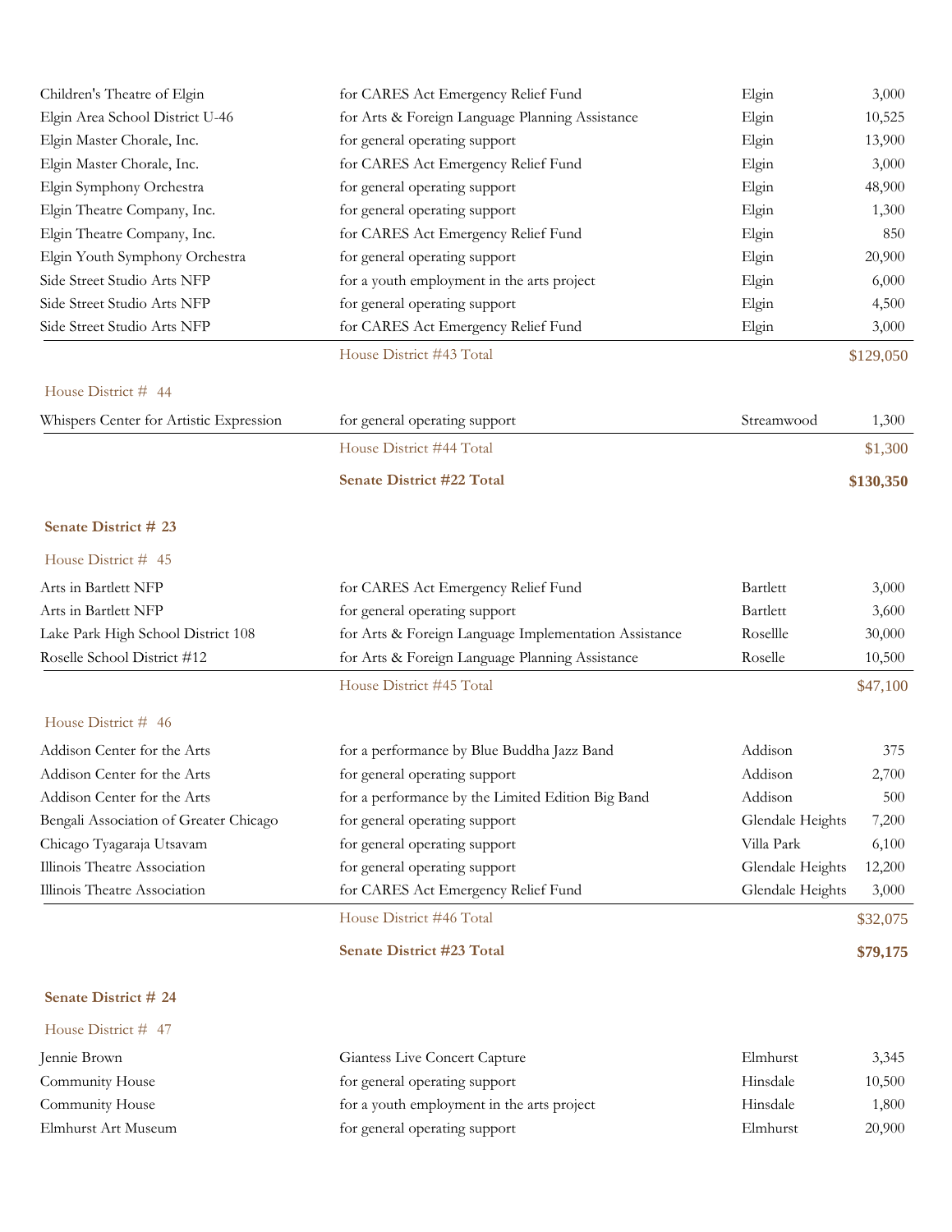| | | | |
|---|---|---|---|
| Children's Theatre of Elgin | for CARES Act Emergency Relief Fund | Elgin | 3,000 |
| Elgin Area School District U-46 | for Arts & Foreign Language Planning Assistance | Elgin | 10,525 |
| Elgin Master Chorale, Inc. | for general operating support | Elgin | 13,900 |
| Elgin Master Chorale, Inc. | for CARES Act Emergency Relief Fund | Elgin | 3,000 |
| Elgin Symphony Orchestra | for general operating support | Elgin | 48,900 |
| Elgin Theatre Company, Inc. | for general operating support | Elgin | 1,300 |
| Elgin Theatre Company, Inc. | for CARES Act Emergency Relief Fund | Elgin | 850 |
| Elgin Youth Symphony Orchestra | for general operating support | Elgin | 20,900 |
| Side Street Studio Arts NFP | for a youth employment in the arts project | Elgin | 6,000 |
| Side Street Studio Arts NFP | for general operating support | Elgin | 4,500 |
| Side Street Studio Arts NFP | for CARES Act Emergency Relief Fund | Elgin | 3,000 |
| | House District #43 Total | | $129,050 |

House District # 44

| | | | |
|---|---|---|---|
| Whispers Center for Artistic Expression | for general operating support | Streamwood | 1,300 |
| | House District #44 Total | | $1,300 |
| | **Senate District #22 Total** | | **$130,350** |

**Senate District # 23**

House District # 45

| | | | |
|---|---|---|---|
| Arts in Bartlett NFP | for CARES Act Emergency Relief Fund | Bartlett | 3,000 |
| Arts in Bartlett NFP | for general operating support | Bartlett | 3,600 |
| Lake Park High School District 108 | for Arts & Foreign Language Implementation Assistance | Rosellle | 30,000 |
| Roselle School District #12 | for Arts & Foreign Language Planning Assistance | Roselle | 10,500 |
| | House District #45 Total | | $47,100 |

House District # 46

| | | | |
|---|---|---|---|
| Addison Center for the Arts | for a performance by Blue Buddha Jazz Band | Addison | 375 |
| Addison Center for the Arts | for general operating support | Addison | 2,700 |
| Addison Center for the Arts | for a performance by the Limited Edition Big Band | Addison | 500 |
| Bengali Association of Greater Chicago | for general operating support | Glendale Heights | 7,200 |
| Chicago Tyagaraja Utsavam | for general operating support | Villa Park | 6,100 |
| Illinois Theatre Association | for general operating support | Glendale Heights | 12,200 |
| Illinois Theatre Association | for CARES Act Emergency Relief Fund | Glendale Heights | 3,000 |
| | House District #46 Total | | $32,075 |
| | **Senate District #23 Total** | | **$79,175** |

**Senate District # 24**

House District # 47

| | | | |
|---|---|---|---|
| Jennie Brown | Giantess Live Concert Capture | Elmhurst | 3,345 |
| Community House | for general operating support | Hinsdale | 10,500 |
| Community House | for a youth employment in the arts project | Hinsdale | 1,800 |
| Elmhurst Art Museum | for general operating support | Elmhurst | 20,900 |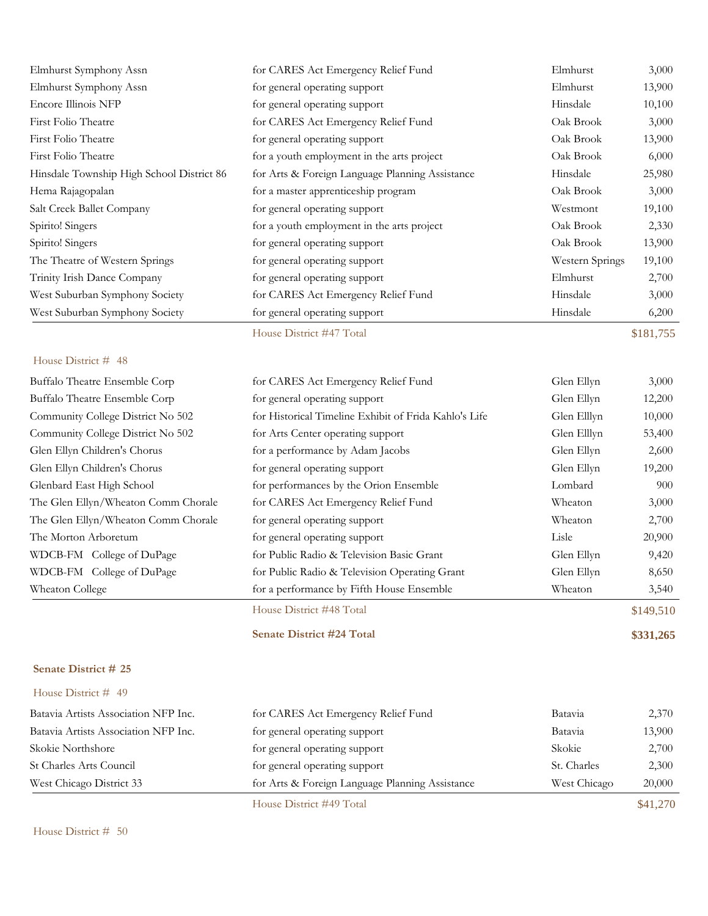| | | | |
|---|---|---|---|
| Elmhurst Symphony Assn | for CARES Act Emergency Relief Fund | Elmhurst | 3,000 |
| Elmhurst Symphony Assn | for general operating support | Elmhurst | 13,900 |
| Encore Illinois NFP | for general operating support | Hinsdale | 10,100 |
| First Folio Theatre | for CARES Act Emergency Relief Fund | Oak Brook | 3,000 |
| First Folio Theatre | for general operating support | Oak Brook | 13,900 |
| First Folio Theatre | for a youth employment in the arts project | Oak Brook | 6,000 |
| Hinsdale Township High School District 86 | for Arts & Foreign Language Planning Assistance | Hinsdale | 25,980 |
| Hema Rajagopalan | for a master apprenticeship program | Oak Brook | 3,000 |
| Salt Creek Ballet Company | for general operating support | Westmont | 19,100 |
| Spirito! Singers | for a youth employment in the arts project | Oak Brook | 2,330 |
| Spirito! Singers | for general operating support | Oak Brook | 13,900 |
| The Theatre of Western Springs | for general operating support | Western Springs | 19,100 |
| Trinity Irish Dance Company | for general operating support | Elmhurst | 2,700 |
| West Suburban Symphony Society | for CARES Act Emergency Relief Fund | Hinsdale | 3,000 |
| West Suburban Symphony Society | for general operating support | Hinsdale | 6,200 |
| | House District #47 Total | | $181,755 |

House District # 48

| | | | |
|---|---|---|---|
| Buffalo Theatre Ensemble Corp | for CARES Act Emergency Relief Fund | Glen Ellyn | 3,000 |
| Buffalo Theatre Ensemble Corp | for general operating support | Glen Ellyn | 12,200 |
| Community College District No 502 | for Historical Timeline Exhibit of Frida Kahlo's Life | Glen Elllyn | 10,000 |
| Community College District No 502 | for Arts Center operating support | Glen Elllyn | 53,400 |
| Glen Ellyn Children's Chorus | for a performance by Adam Jacobs | Glen Ellyn | 2,600 |
| Glen Ellyn Children's Chorus | for general operating support | Glen Ellyn | 19,200 |
| Glenbard East High School | for performances by the Orion Ensemble | Lombard | 900 |
| The Glen Ellyn/Wheaton Comm Chorale | for CARES Act Emergency Relief Fund | Wheaton | 3,000 |
| The Glen Ellyn/Wheaton Comm Chorale | for general operating support | Wheaton | 2,700 |
| The Morton Arboretum | for general operating support | Lisle | 20,900 |
| WDCB-FM College of DuPage | for Public Radio & Television Basic Grant | Glen Ellyn | 9,420 |
| WDCB-FM College of DuPage | for Public Radio & Television Operating Grant | Glen Ellyn | 8,650 |
| Wheaton College | for a performance by Fifth House Ensemble | Wheaton | 3,540 |
| | House District #48 Total | | $149,510 |
| | **Senate District #24 Total** | | **$331,265** |

**Senate District # 25**

House District # 49

| | | | |
|---|---|---|---|
| Batavia Artists Association NFP Inc. | for CARES Act Emergency Relief Fund | Batavia | 2,370 |
| Batavia Artists Association NFP Inc. | for general operating support | Batavia | 13,900 |
| Skokie Northshore | for general operating support | Skokie | 2,700 |
| St Charles Arts Council | for general operating support | St. Charles | 2,300 |
| West Chicago District 33 | for Arts & Foreign Language Planning Assistance | West Chicago | 20,000 |
| | House District #49 Total | | $41,270 |

House District # 50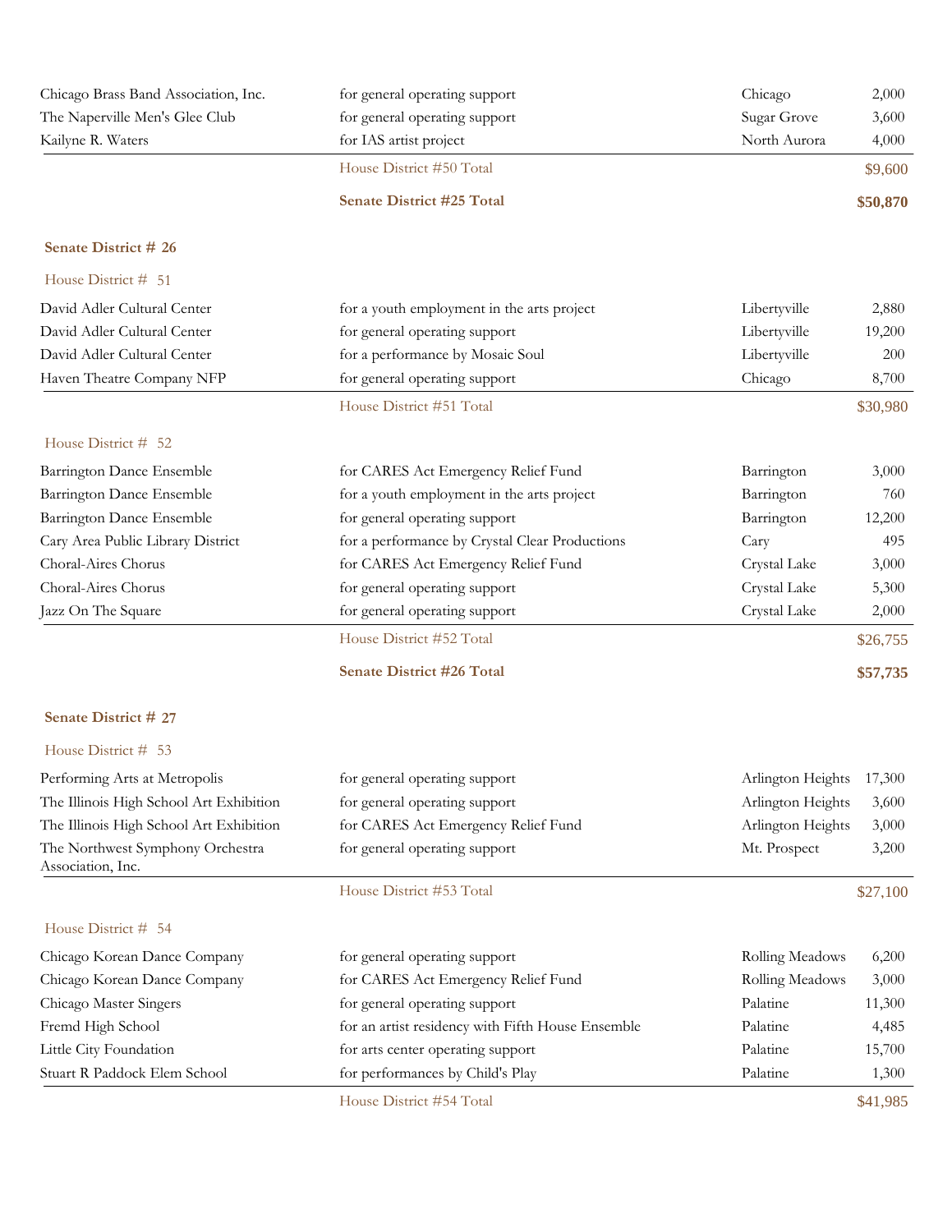| | | | |
|---|---|---|---|
| Chicago Brass Band Association, Inc. | for general operating support | Chicago | 2,000 |
| The Naperville Men's Glee Club | for general operating support | Sugar Grove | 3,600 |
| Kailyne R. Waters | for IAS artist project | North Aurora | 4,000 |
| | House District #50 Total | | $9,600 |
| | **Senate District #25 Total** | | **$50,870** |

**Senate District # 26**

House District # 51

| | | | |
|---|---|---|---|
| David Adler Cultural Center | for a youth employment in the arts project | Libertyville | 2,880 |
| David Adler Cultural Center | for general operating support | Libertyville | 19,200 |
| David Adler Cultural Center | for a performance by Mosaic Soul | Libertyville | 200 |
| Haven Theatre Company NFP | for general operating support | Chicago | 8,700 |
| | House District #51 Total | | $30,980 |

House District # 52

| | | | |
|---|---|---|---|
| Barrington Dance Ensemble | for CARES Act Emergency Relief Fund | Barrington | 3,000 |
| Barrington Dance Ensemble | for a youth employment in the arts project | Barrington | 760 |
| Barrington Dance Ensemble | for general operating support | Barrington | 12,200 |
| Cary Area Public Library District | for a performance by Crystal Clear Productions | Cary | 495 |
| Choral-Aires Chorus | for CARES Act Emergency Relief Fund | Crystal Lake | 3,000 |
| Choral-Aires Chorus | for general operating support | Crystal Lake | 5,300 |
| Jazz On The Square | for general operating support | Crystal Lake | 2,000 |
| | House District #52 Total | | $26,755 |
| | **Senate District #26 Total** | | **$57,735** |

**Senate District # 27**

House District # 53

| | | | |
|---|---|---|---|
| Performing Arts at Metropolis | for general operating support | Arlington Heights | 17,300 |
| The Illinois High School Art Exhibition | for general operating support | Arlington Heights | 3,600 |
| The Illinois High School Art Exhibition | for CARES Act Emergency Relief Fund | Arlington Heights | 3,000 |
| The Northwest Symphony Orchestra Association, Inc. | for general operating support | Mt. Prospect | 3,200 |
| | House District #53 Total | | $27,100 |

House District # 54

| | | | |
|---|---|---|---|
| Chicago Korean Dance Company | for general operating support | Rolling Meadows | 6,200 |
| Chicago Korean Dance Company | for CARES Act Emergency Relief Fund | Rolling Meadows | 3,000 |
| Chicago Master Singers | for general operating support | Palatine | 11,300 |
| Fremd High School | for an artist residency with Fifth House Ensemble | Palatine | 4,485 |
| Little City Foundation | for arts center operating support | Palatine | 15,700 |
| Stuart R Paddock Elem School | for performances by Child's Play | Palatine | 1,300 |
| | House District #54 Total | | $41,985 |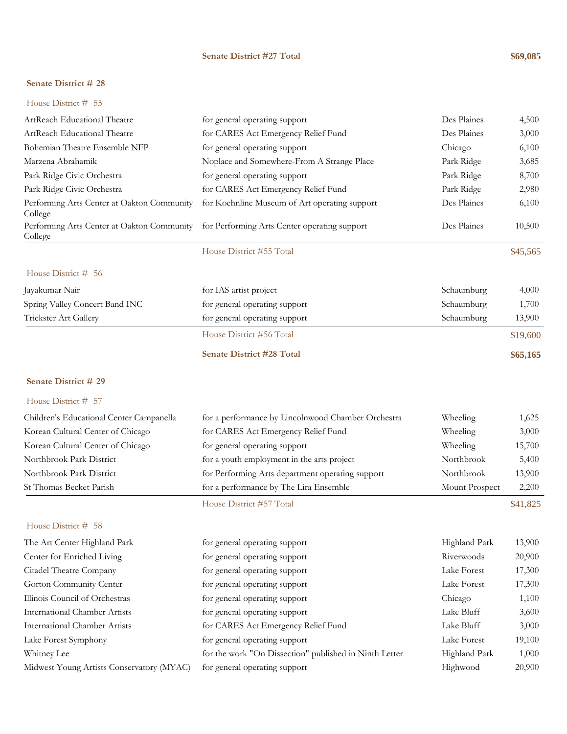**Senate District #27 Total** **$69,085**

## Senate District # 28

### House District # 55

| | | | |
|---|---|---|---|
| ArtReach Educational Theatre | for general operating support | Des Plaines | 4,500 |
| ArtReach Educational Theatre | for CARES Act Emergency Relief Fund | Des Plaines | 3,000 |
| Bohemian Theatre Ensemble NFP | for general operating support | Chicago | 6,100 |
| Marzena Abrahamik | Noplace and Somewhere-From A Strange Place | Park Ridge | 3,685 |
| Park Ridge Civic Orchestra | for general operating support | Park Ridge | 8,700 |
| Park Ridge Civic Orchestra | for CARES Act Emergency Relief Fund | Park Ridge | 2,980 |
| Performing Arts Center at Oakton Community College | for Koehnline Museum of Art operating support | Des Plaines | 6,100 |
| Performing Arts Center at Oakton Community College | for Performing Arts Center operating support | Des Plaines | 10,500 |
| | House District #55 Total | | $45,565 |

### House District # 56

| | | | |
|---|---|---|---|
| Jayakumar Nair | for IAS artist project | Schaumburg | 4,000 |
| Spring Valley Concert Band INC | for general operating support | Schaumburg | 1,700 |
| Trickster Art Gallery | for general operating support | Schaumburg | 13,900 |
| | House District #56 Total | | $19,600 |

**Senate District #28 Total** **$65,165**

## Senate District # 29

### House District # 57

| | | | |
|---|---|---|---|
| Children's Educational Center Campanella | for a performance by Lincolnwood Chamber Orchestra | Wheeling | 1,625 |
| Korean Cultural Center of Chicago | for CARES Act Emergency Relief Fund | Wheeling | 3,000 |
| Korean Cultural Center of Chicago | for general operating support | Wheeling | 15,700 |
| Northbrook Park District | for a youth employment in the arts project | Northbrook | 5,400 |
| Northbrook Park District | for Performing Arts department operating support | Northbrook | 13,900 |
| St Thomas Becket Parish | for a performance by The Lira Ensemble | Mount Prospect | 2,200 |
| | House District #57 Total | | $41,825 |

### House District # 58

| | | | |
|---|---|---|---|
| The Art Center Highland Park | for general operating support | Highland Park | 13,900 |
| Center for Enriched Living | for general operating support | Riverwoods | 20,900 |
| Citadel Theatre Company | for general operating support | Lake Forest | 17,300 |
| Gorton Community Center | for general operating support | Lake Forest | 17,300 |
| Illinois Council of Orchestras | for general operating support | Chicago | 1,100 |
| International Chamber Artists | for general operating support | Lake Bluff | 3,600 |
| International Chamber Artists | for CARES Act Emergency Relief Fund | Lake Bluff | 3,000 |
| Lake Forest Symphony | for general operating support | Lake Forest | 19,100 |
| Whitney Lee | for the work "On Dissection" published in Ninth Letter | Highland Park | 1,000 |
| Midwest Young Artists Conservatory (MYAC) | for general operating support | Highwood | 20,900 |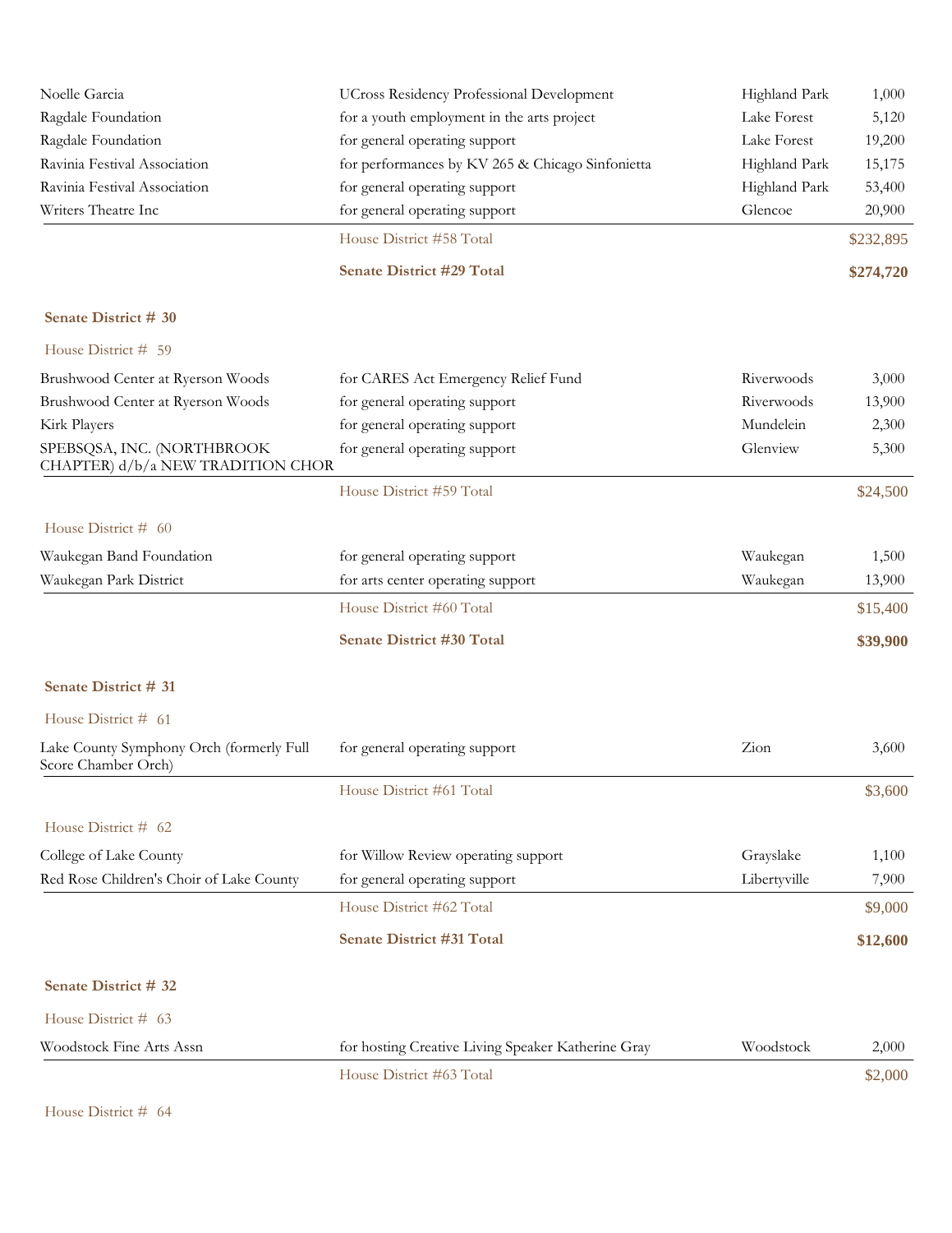| | | | |
|---|---|---|---|
| Noelle Garcia | UCross Residency Professional Development | Highland Park | 1,000 |
| Ragdale Foundation | for a youth employment in the arts project | Lake Forest | 5,120 |
| Ragdale Foundation | for general operating support | Lake Forest | 19,200 |
| Ravinia Festival Association | for performances by KV 265 & Chicago Sinfonietta | Highland Park | 15,175 |
| Ravinia Festival Association | for general operating support | Highland Park | 53,400 |
| Writers Theatre Inc | for general operating support | Glencoe | 20,900 |
| | House District #58 Total | | $232,895 |
| | **Senate District #29 Total** | | **$274,720** |

**Senate District # 30**

House District # 59

| | | | |
|---|---|---|---|
| Brushwood Center at Ryerson Woods | for CARES Act Emergency Relief Fund | Riverwoods | 3,000 |
| Brushwood Center at Ryerson Woods | for general operating support | Riverwoods | 13,900 |
| Kirk Players | for general operating support | Mundelein | 2,300 |
| SPEBSQSA, INC. (NORTHBROOK CHAPTER) d/b/a NEW TRADITION CHOR | for general operating support | Glenview | 5,300 |
| | House District #59 Total | | $24,500 |

House District # 60

| | | | |
|---|---|---|---|
| Waukegan Band Foundation | for general operating support | Waukegan | 1,500 |
| Waukegan Park District | for arts center operating support | Waukegan | 13,900 |
| | House District #60 Total | | $15,400 |
| | **Senate District #30 Total** | | **$39,900** |

**Senate District # 31**

House District # 61

| | | | |
|---|---|---|---|
| Lake County Symphony Orch (formerly Full Score Chamber Orch) | for general operating support | Zion | 3,600 |
| | House District #61 Total | | $3,600 |

House District # 62

| | | | |
|---|---|---|---|
| College of Lake County | for Willow Review operating support | Grayslake | 1,100 |
| Red Rose Children's Choir of Lake County | for general operating support | Libertyville | 7,900 |
| | House District #62 Total | | $9,000 |
| | **Senate District #31 Total** | | **$12,600** |

**Senate District # 32**

House District # 63

| | | | |
|---|---|---|---|
| Woodstock Fine Arts Assn | for hosting Creative Living Speaker Katherine Gray | Woodstock | 2,000 |
| | House District #63 Total | | $2,000 |

House District # 64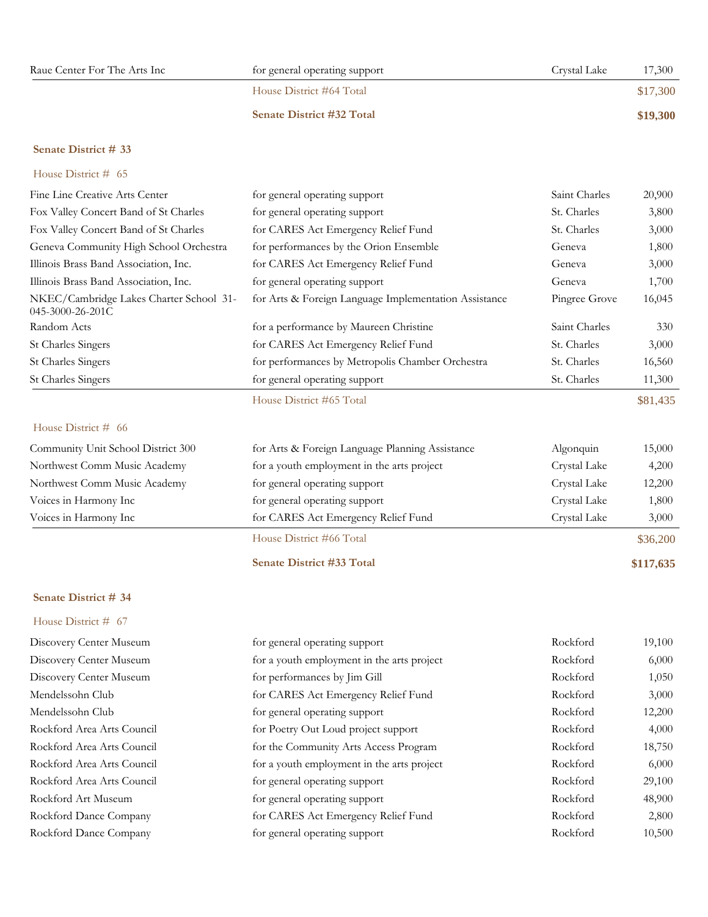| | | | |
|---|---|---|---|
| Raue Center For The Arts Inc | for general operating support | Crystal Lake | 17,300 |
| | House District #64 Total | | $17,300 |
| | **Senate District #32 Total** | | **$19,300** |

**Senate District # 33**

House District # 65

| | | | |
|---|---|---|---|
| Fine Line Creative Arts Center | for general operating support | Saint Charles | 20,900 |
| Fox Valley Concert Band of St Charles | for general operating support | St. Charles | 3,800 |
| Fox Valley Concert Band of St Charles | for CARES Act Emergency Relief Fund | St. Charles | 3,000 |
| Geneva Community High School Orchestra | for performances by the Orion Ensemble | Geneva | 1,800 |
| Illinois Brass Band Association, Inc. | for CARES Act Emergency Relief Fund | Geneva | 3,000 |
| Illinois Brass Band Association, Inc. | for general operating support | Geneva | 1,700 |
| NKEC/Cambridge Lakes Charter School 31-045-3000-26-201C | for Arts & Foreign Language Implementation Assistance | Pingree Grove | 16,045 |
| Random Acts | for a performance by Maureen Christine | Saint Charles | 330 |
| St Charles Singers | for CARES Act Emergency Relief Fund | St. Charles | 3,000 |
| St Charles Singers | for performances by Metropolis Chamber Orchestra | St. Charles | 16,560 |
| St Charles Singers | for general operating support | St. Charles | 11,300 |
| | House District #65 Total | | $81,435 |

House District # 66

| | | | |
|---|---|---|---|
| Community Unit School District 300 | for Arts & Foreign Language Planning Assistance | Algonquin | 15,000 |
| Northwest Comm Music Academy | for a youth employment in the arts project | Crystal Lake | 4,200 |
| Northwest Comm Music Academy | for general operating support | Crystal Lake | 12,200 |
| Voices in Harmony Inc | for general operating support | Crystal Lake | 1,800 |
| Voices in Harmony Inc | for CARES Act Emergency Relief Fund | Crystal Lake | 3,000 |
| | House District #66 Total | | $36,200 |
| | **Senate District #33 Total** | | **$117,635** |

**Senate District # 34**

House District # 67

| | | | |
|---|---|---|---|
| Discovery Center Museum | for general operating support | Rockford | 19,100 |
| Discovery Center Museum | for a youth employment in the arts project | Rockford | 6,000 |
| Discovery Center Museum | for performances by Jim Gill | Rockford | 1,050 |
| Mendelssohn Club | for CARES Act Emergency Relief Fund | Rockford | 3,000 |
| Mendelssohn Club | for general operating support | Rockford | 12,200 |
| Rockford Area Arts Council | for Poetry Out Loud project support | Rockford | 4,000 |
| Rockford Area Arts Council | for the Community Arts Access Program | Rockford | 18,750 |
| Rockford Area Arts Council | for a youth employment in the arts project | Rockford | 6,000 |
| Rockford Area Arts Council | for general operating support | Rockford | 29,100 |
| Rockford Art Museum | for general operating support | Rockford | 48,900 |
| Rockford Dance Company | for CARES Act Emergency Relief Fund | Rockford | 2,800 |
| Rockford Dance Company | for general operating support | Rockford | 10,500 |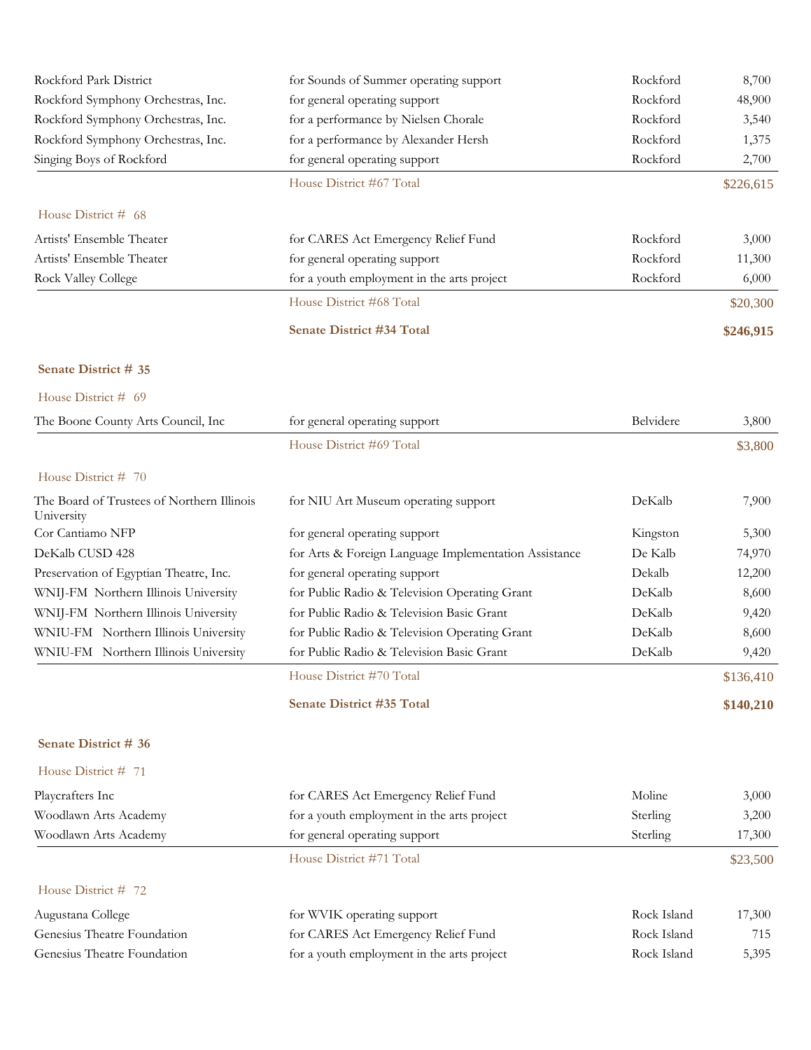| Organization | Purpose | City | Amount |
|---|---|---|---|
| Rockford Park District | for Sounds of Summer operating support | Rockford | 8,700 |
| Rockford Symphony Orchestras, Inc. | for general operating support | Rockford | 48,900 |
| Rockford Symphony Orchestras, Inc. | for a performance by Nielsen Chorale | Rockford | 3,540 |
| Rockford Symphony Orchestras, Inc. | for a performance by Alexander Hersh | Rockford | 1,375 |
| Singing Boys of Rockford | for general operating support | Rockford | 2,700 |
| | House District #67 Total | | $226,615 |

House District # 68

| Organization | Purpose | City | Amount |
|---|---|---|---|
| Artists' Ensemble Theater | for CARES Act Emergency Relief Fund | Rockford | 3,000 |
| Artists' Ensemble Theater | for general operating support | Rockford | 11,300 |
| Rock Valley College | for a youth employment in the arts project | Rockford | 6,000 |
| | House District #68 Total | | $20,300 |
| | **Senate District #34 Total** | | **$246,915** |

**Senate District # 35**

House District # 69

| Organization | Purpose | City | Amount |
|---|---|---|---|
| The Boone County Arts Council, Inc | for general operating support | Belvidere | 3,800 |
| | House District #69 Total | | $3,800 |

House District # 70

| Organization | Purpose | City | Amount |
|---|---|---|---|
| The Board of Trustees of Northern Illinois University | for NIU Art Museum operating support | DeKalb | 7,900 |
| Cor Cantiamo NFP | for general operating support | Kingston | 5,300 |
| DeKalb CUSD 428 | for Arts & Foreign Language Implementation Assistance | De Kalb | 74,970 |
| Preservation of Egyptian Theatre, Inc. | for general operating support | Dekalb | 12,200 |
| WNIJ-FM Northern Illinois University | for Public Radio & Television Operating Grant | DeKalb | 8,600 |
| WNIJ-FM Northern Illinois University | for Public Radio & Television Basic Grant | DeKalb | 9,420 |
| WNIU-FM Northern Illinois University | for Public Radio & Television Operating Grant | DeKalb | 8,600 |
| WNIU-FM Northern Illinois University | for Public Radio & Television Basic Grant | DeKalb | 9,420 |
| | House District #70 Total | | $136,410 |
| | **Senate District #35 Total** | | **$140,210** |

**Senate District # 36**

House District # 71

| Organization | Purpose | City | Amount |
|---|---|---|---|
| Playcrafters Inc | for CARES Act Emergency Relief Fund | Moline | 3,000 |
| Woodlawn Arts Academy | for a youth employment in the arts project | Sterling | 3,200 |
| Woodlawn Arts Academy | for general operating support | Sterling | 17,300 |
| | House District #71 Total | | $23,500 |

House District # 72

| Organization | Purpose | City | Amount |
|---|---|---|---|
| Augustana College | for WVIK operating support | Rock Island | 17,300 |
| Genesius Theatre Foundation | for CARES Act Emergency Relief Fund | Rock Island | 715 |
| Genesius Theatre Foundation | for a youth employment in the arts project | Rock Island | 5,395 |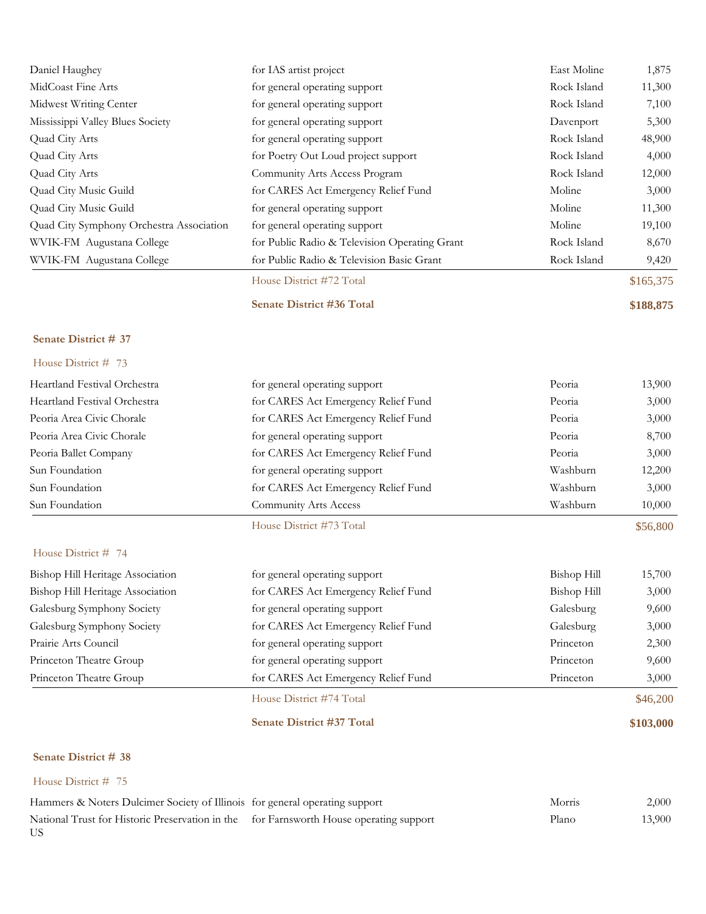| | | | |
|---|---|---|---|
| Daniel Haughey | for IAS artist project | East Moline | 1,875 |
| MidCoast Fine Arts | for general operating support | Rock Island | 11,300 |
| Midwest Writing Center | for general operating support | Rock Island | 7,100 |
| Mississippi Valley Blues Society | for general operating support | Davenport | 5,300 |
| Quad City Arts | for general operating support | Rock Island | 48,900 |
| Quad City Arts | for Poetry Out Loud project support | Rock Island | 4,000 |
| Quad City Arts | Community Arts Access Program | Rock Island | 12,000 |
| Quad City Music Guild | for CARES Act Emergency Relief Fund | Moline | 3,000 |
| Quad City Music Guild | for general operating support | Moline | 11,300 |
| Quad City Symphony Orchestra Association | for general operating support | Moline | 19,100 |
| WVIK-FM Augustana College | for Public Radio & Television Operating Grant | Rock Island | 8,670 |
| WVIK-FM Augustana College | for Public Radio & Television Basic Grant | Rock Island | 9,420 |
| | House District #72 Total | | $165,375 |
| | **Senate District #36 Total** | | **$188,875** |

**Senate District # 37**

House District # 73

| | | | |
|---|---|---|---|
| Heartland Festival Orchestra | for general operating support | Peoria | 13,900 |
| Heartland Festival Orchestra | for CARES Act Emergency Relief Fund | Peoria | 3,000 |
| Peoria Area Civic Chorale | for CARES Act Emergency Relief Fund | Peoria | 3,000 |
| Peoria Area Civic Chorale | for general operating support | Peoria | 8,700 |
| Peoria Ballet Company | for CARES Act Emergency Relief Fund | Peoria | 3,000 |
| Sun Foundation | for general operating support | Washburn | 12,200 |
| Sun Foundation | for CARES Act Emergency Relief Fund | Washburn | 3,000 |
| Sun Foundation | Community Arts Access | Washburn | 10,000 |
| | House District #73 Total | | $56,800 |

House District # 74

| | | | |
|---|---|---|---|
| Bishop Hill Heritage Association | for general operating support | Bishop Hill | 15,700 |
| Bishop Hill Heritage Association | for CARES Act Emergency Relief Fund | Bishop Hill | 3,000 |
| Galesburg Symphony Society | for general operating support | Galesburg | 9,600 |
| Galesburg Symphony Society | for CARES Act Emergency Relief Fund | Galesburg | 3,000 |
| Prairie Arts Council | for general operating support | Princeton | 2,300 |
| Princeton Theatre Group | for general operating support | Princeton | 9,600 |
| Princeton Theatre Group | for CARES Act Emergency Relief Fund | Princeton | 3,000 |
| | House District #74 Total | | $46,200 |
| | **Senate District #37 Total** | | **$103,000** |

**Senate District # 38**

House District # 75

| | | | |
|---|---|---|---|
| Hammers & Noters Dulcimer Society of Illinois | for general operating support | Morris | 2,000 |
| National Trust for Historic Preservation in the US | for Farnsworth House operating support | Plano | 13,900 |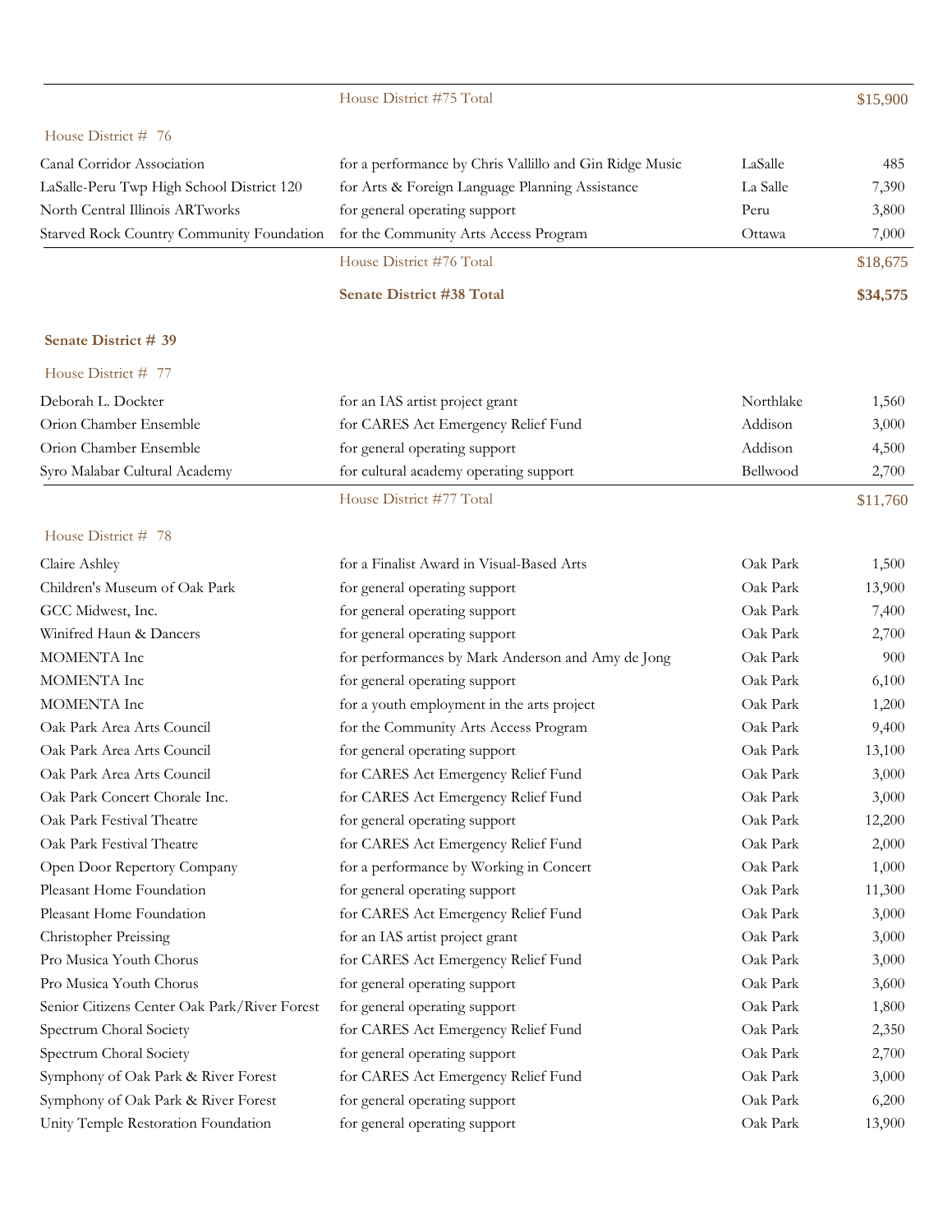| | | | |
|---|---|---|---|
| | House District #75 Total | | $15,900 |

House District # 76

| | | | |
|---|---|---|---|
| Canal Corridor Association | for a performance by Chris Vallillo and Gin Ridge Music | LaSalle | 485 |
| LaSalle-Peru Twp High School District 120 | for Arts & Foreign Language Planning Assistance | La Salle | 7,390 |
| North Central Illinois ARTworks | for general operating support | Peru | 3,800 |
| Starved Rock Country Community Foundation | for the Community Arts Access Program | Ottawa | 7,000 |
| | House District #76 Total | | $18,675 |
| | **Senate District #38 Total** | | **$34,575** |

**Senate District # 39**

House District # 77

| | | | |
|---|---|---|---|
| Deborah L. Dockter | for an IAS artist project grant | Northlake | 1,560 |
| Orion Chamber Ensemble | for CARES Act Emergency Relief Fund | Addison | 3,000 |
| Orion Chamber Ensemble | for general operating support | Addison | 4,500 |
| Syro Malabar Cultural Academy | for cultural academy operating support | Bellwood | 2,700 |
| | House District #77 Total | | $11,760 |

House District # 78

| | | | |
|---|---|---|---|
| Claire Ashley | for a Finalist Award in Visual-Based Arts | Oak Park | 1,500 |
| Children's Museum of Oak Park | for general operating support | Oak Park | 13,900 |
| GCC Midwest, Inc. | for general operating support | Oak Park | 7,400 |
| Winifred Haun & Dancers | for general operating support | Oak Park | 2,700 |
| MOMENTA Inc | for performances by Mark Anderson and Amy de Jong | Oak Park | 900 |
| MOMENTA Inc | for general operating support | Oak Park | 6,100 |
| MOMENTA Inc | for a youth employment in the arts project | Oak Park | 1,200 |
| Oak Park Area Arts Council | for the Community Arts Access Program | Oak Park | 9,400 |
| Oak Park Area Arts Council | for general operating support | Oak Park | 13,100 |
| Oak Park Area Arts Council | for CARES Act Emergency Relief Fund | Oak Park | 3,000 |
| Oak Park Concert Chorale Inc. | for CARES Act Emergency Relief Fund | Oak Park | 3,000 |
| Oak Park Festival Theatre | for general operating support | Oak Park | 12,200 |
| Oak Park Festival Theatre | for CARES Act Emergency Relief Fund | Oak Park | 2,000 |
| Open Door Repertory Company | for a performance by Working in Concert | Oak Park | 1,000 |
| Pleasant Home Foundation | for general operating support | Oak Park | 11,300 |
| Pleasant Home Foundation | for CARES Act Emergency Relief Fund | Oak Park | 3,000 |
| Christopher Preissing | for an IAS artist project grant | Oak Park | 3,000 |
| Pro Musica Youth Chorus | for CARES Act Emergency Relief Fund | Oak Park | 3,000 |
| Pro Musica Youth Chorus | for general operating support | Oak Park | 3,600 |
| Senior Citizens Center Oak Park/River Forest | for general operating support | Oak Park | 1,800 |
| Spectrum Choral Society | for CARES Act Emergency Relief Fund | Oak Park | 2,350 |
| Spectrum Choral Society | for general operating support | Oak Park | 2,700 |
| Symphony of Oak Park & River Forest | for CARES Act Emergency Relief Fund | Oak Park | 3,000 |
| Symphony of Oak Park & River Forest | for general operating support | Oak Park | 6,200 |
| Unity Temple Restoration Foundation | for general operating support | Oak Park | 13,900 |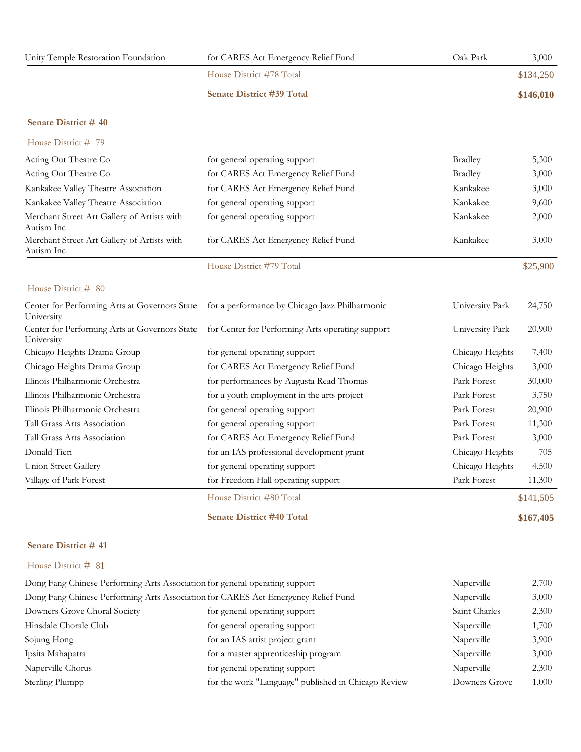| | | | |
|---|---|---|---|
| Unity Temple Restoration Foundation | for CARES Act Emergency Relief Fund | Oak Park | 3,000 |
| | House District #78 Total | | $134,250 |
| | **Senate District #39 Total** | | **$146,010** |

**Senate District # 40**

House District # 79

| | | | |
|---|---|---|---|
| Acting Out Theatre Co | for general operating support | Bradley | 5,300 |
| Acting Out Theatre Co | for CARES Act Emergency Relief Fund | Bradley | 3,000 |
| Kankakee Valley Theatre Association | for CARES Act Emergency Relief Fund | Kankakee | 3,000 |
| Kankakee Valley Theatre Association | for general operating support | Kankakee | 9,600 |
| Merchant Street Art Gallery of Artists with Autism Inc | for general operating support | Kankakee | 2,000 |
| Merchant Street Art Gallery of Artists with Autism Inc | for CARES Act Emergency Relief Fund | Kankakee | 3,000 |
| | House District #79 Total | | $25,900 |

House District # 80

| | | | |
|---|---|---|---|
| Center for Performing Arts at Governors State University | for a performance by Chicago Jazz Philharmonic | University Park | 24,750 |
| Center for Performing Arts at Governors State University | for Center for Performing Arts operating support | University Park | 20,900 |
| Chicago Heights Drama Group | for general operating support | Chicago Heights | 7,400 |
| Chicago Heights Drama Group | for CARES Act Emergency Relief Fund | Chicago Heights | 3,000 |
| Illinois Philharmonic Orchestra | for performances by Augusta Read Thomas | Park Forest | 30,000 |
| Illinois Philharmonic Orchestra | for a youth employment in the arts project | Park Forest | 3,750 |
| Illinois Philharmonic Orchestra | for general operating support | Park Forest | 20,900 |
| Tall Grass Arts Association | for general operating support | Park Forest | 11,300 |
| Tall Grass Arts Association | for CARES Act Emergency Relief Fund | Park Forest | 3,000 |
| Donald Tieri | for an IAS professional development grant | Chicago Heights | 705 |
| Union Street Gallery | for general operating support | Chicago Heights | 4,500 |
| Village of Park Forest | for Freedom Hall operating support | Park Forest | 11,300 |
| | House District #80 Total | | $141,505 |
| | **Senate District #40 Total** | | **$167,405** |

**Senate District # 41**

House District # 81

| | | | |
|---|---|---|---|
| Dong Fang Chinese Performing Arts Association | for general operating support | Naperville | 2,700 |
| Dong Fang Chinese Performing Arts Association | for CARES Act Emergency Relief Fund | Naperville | 3,000 |
| Downers Grove Choral Society | for general operating support | Saint Charles | 2,300 |
| Hinsdale Chorale Club | for general operating support | Naperville | 1,700 |
| Sojung Hong | for an IAS artist project grant | Naperville | 3,900 |
| Ipsita Mahapatra | for a master apprenticeship program | Naperville | 3,000 |
| Naperville Chorus | for general operating support | Naperville | 2,300 |
| Sterling Plumpp | for the work "Language" published in Chicago Review | Downers Grove | 1,000 |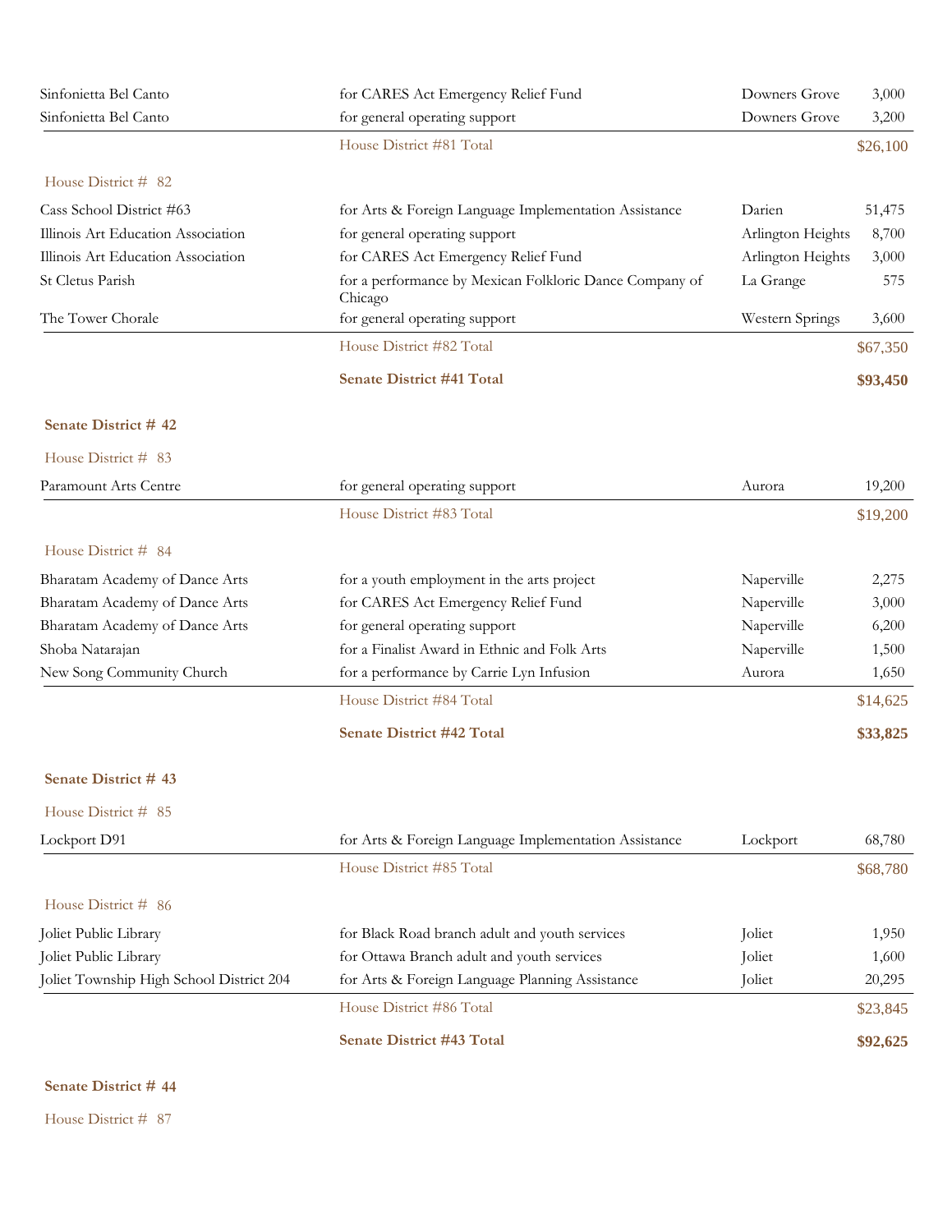| | | | |
|---|---|---|---|
| Sinfonietta Bel Canto | for CARES Act Emergency Relief Fund | Downers Grove | 3,000 |
| Sinfonietta Bel Canto | for general operating support | Downers Grove | 3,200 |
| | House District #81 Total | | $26,100 |

House District # 82

| | | | |
|---|---|---|---|
| Cass School District #63 | for Arts & Foreign Language Implementation Assistance | Darien | 51,475 |
| Illinois Art Education Association | for general operating support | Arlington Heights | 8,700 |
| Illinois Art Education Association | for CARES Act Emergency Relief Fund | Arlington Heights | 3,000 |
| St Cletus Parish | for a performance by Mexican Folkloric Dance Company of Chicago | La Grange | 575 |
| The Tower Chorale | for general operating support | Western Springs | 3,600 |
| | House District #82 Total | | $67,350 |
| | **Senate District #41 Total** | | **$93,450** |

**Senate District # 42**

House District # 83

| | | | |
|---|---|---|---|
| Paramount Arts Centre | for general operating support | Aurora | 19,200 |
| | House District #83 Total | | $19,200 |

House District # 84

| | | | |
|---|---|---|---|
| Bharatam Academy of Dance Arts | for a youth employment in the arts project | Naperville | 2,275 |
| Bharatam Academy of Dance Arts | for CARES Act Emergency Relief Fund | Naperville | 3,000 |
| Bharatam Academy of Dance Arts | for general operating support | Naperville | 6,200 |
| Shoba Natarajan | for a Finalist Award in Ethnic and Folk Arts | Naperville | 1,500 |
| New Song Community Church | for a performance by Carrie Lyn Infusion | Aurora | 1,650 |
| | House District #84 Total | | $14,625 |
| | **Senate District #42 Total** | | **$33,825** |

**Senate District # 43**

House District # 85

| | | | |
|---|---|---|---|
| Lockport D91 | for Arts & Foreign Language Implementation Assistance | Lockport | 68,780 |
| | House District #85 Total | | $68,780 |

House District # 86

| | | | |
|---|---|---|---|
| Joliet Public Library | for Black Road branch adult and youth services | Joliet | 1,950 |
| Joliet Public Library | for Ottawa Branch adult and youth services | Joliet | 1,600 |
| Joliet Township High School District 204 | for Arts & Foreign Language Planning Assistance | Joliet | 20,295 |
| | House District #86 Total | | $23,845 |
| | **Senate District #43 Total** | | **$92,625** |

**Senate District # 44**

House District # 87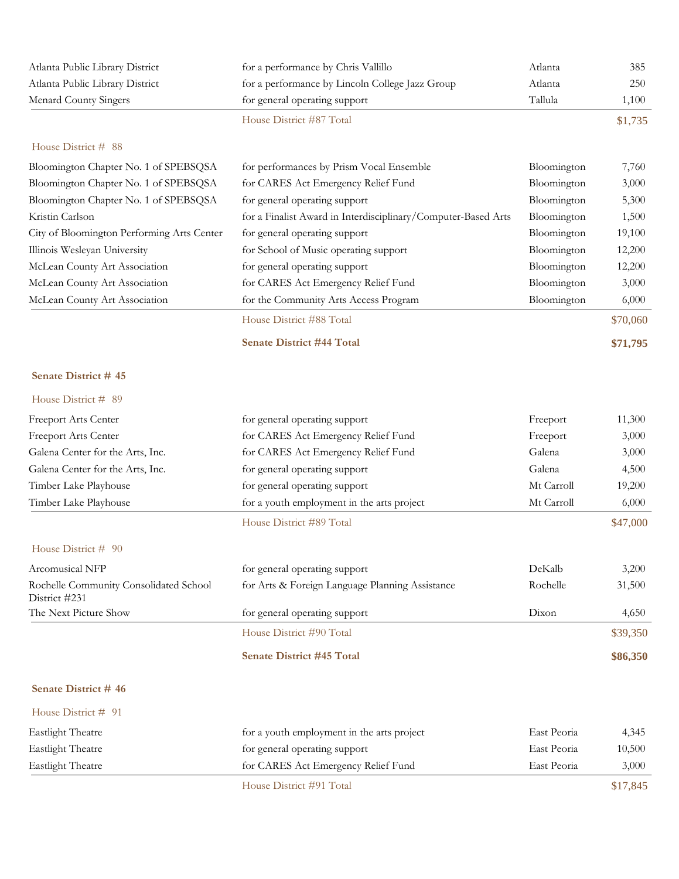| | | | |
|---|---|---|---|
| Atlanta Public Library District | for a performance by Chris Vallillo | Atlanta | 385 |
| Atlanta Public Library District | for a performance by Lincoln College Jazz Group | Atlanta | 250 |
| Menard County Singers | for general operating support | Tallula | 1,100 |
| | House District #87 Total | | $1,735 |

House District # 88

| | | | |
|---|---|---|---|
| Bloomington Chapter No. 1 of SPEBSQSA | for performances by Prism Vocal Ensemble | Bloomington | 7,760 |
| Bloomington Chapter No. 1 of SPEBSQSA | for CARES Act Emergency Relief Fund | Bloomington | 3,000 |
| Bloomington Chapter No. 1 of SPEBSQSA | for general operating support | Bloomington | 5,300 |
| Kristin Carlson | for a Finalist Award in Interdisciplinary/Computer-Based Arts | Bloomington | 1,500 |
| City of Bloomington Performing Arts Center | for general operating support | Bloomington | 19,100 |
| Illinois Wesleyan University | for School of Music operating support | Bloomington | 12,200 |
| McLean County Art Association | for general operating support | Bloomington | 12,200 |
| McLean County Art Association | for CARES Act Emergency Relief Fund | Bloomington | 3,000 |
| McLean County Art Association | for the Community Arts Access Program | Bloomington | 6,000 |
| | House District #88 Total | | $70,060 |
| | **Senate District #44 Total** | | **$71,795** |

**Senate District # 45**

House District # 89

| | | | |
|---|---|---|---|
| Freeport Arts Center | for general operating support | Freeport | 11,300 |
| Freeport Arts Center | for CARES Act Emergency Relief Fund | Freeport | 3,000 |
| Galena Center for the Arts, Inc. | for CARES Act Emergency Relief Fund | Galena | 3,000 |
| Galena Center for the Arts, Inc. | for general operating support | Galena | 4,500 |
| Timber Lake Playhouse | for general operating support | Mt Carroll | 19,200 |
| Timber Lake Playhouse | for a youth employment in the arts project | Mt Carroll | 6,000 |
| | House District #89 Total | | $47,000 |

House District # 90

| | | | |
|---|---|---|---|
| Arcomusical NFP | for general operating support | DeKalb | 3,200 |
| Rochelle Community Consolidated School District #231 | for Arts & Foreign Language Planning Assistance | Rochelle | 31,500 |
| The Next Picture Show | for general operating support | Dixon | 4,650 |
| | House District #90 Total | | $39,350 |
| | **Senate District #45 Total** | | **$86,350** |

**Senate District # 46**

House District # 91

| | | | |
|---|---|---|---|
| Eastlight Theatre | for a youth employment in the arts project | East Peoria | 4,345 |
| Eastlight Theatre | for general operating support | East Peoria | 10,500 |
| Eastlight Theatre | for CARES Act Emergency Relief Fund | East Peoria | 3,000 |
| | House District #91 Total | | $17,845 |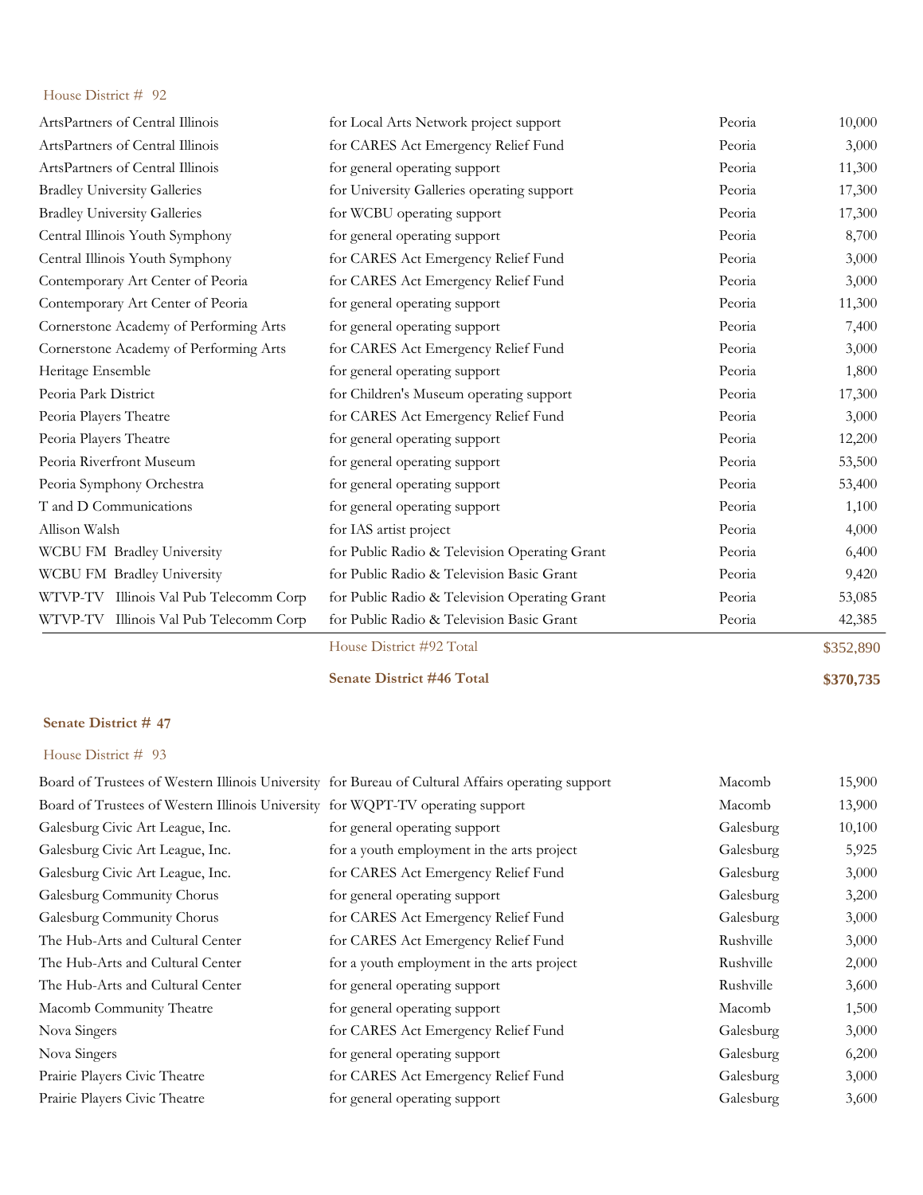House District # 92

| | | | |
|---|---|---|---|
| ArtsPartners of Central Illinois | for Local Arts Network project support | Peoria | 10,000 |
| ArtsPartners of Central Illinois | for CARES Act Emergency Relief Fund | Peoria | 3,000 |
| ArtsPartners of Central Illinois | for general operating support | Peoria | 11,300 |
| Bradley University Galleries | for University Galleries operating support | Peoria | 17,300 |
| Bradley University Galleries | for WCBU operating support | Peoria | 17,300 |
| Central Illinois Youth Symphony | for general operating support | Peoria | 8,700 |
| Central Illinois Youth Symphony | for CARES Act Emergency Relief Fund | Peoria | 3,000 |
| Contemporary Art Center of Peoria | for CARES Act Emergency Relief Fund | Peoria | 3,000 |
| Contemporary Art Center of Peoria | for general operating support | Peoria | 11,300 |
| Cornerstone Academy of Performing Arts | for general operating support | Peoria | 7,400 |
| Cornerstone Academy of Performing Arts | for CARES Act Emergency Relief Fund | Peoria | 3,000 |
| Heritage Ensemble | for general operating support | Peoria | 1,800 |
| Peoria Park District | for Children's Museum operating support | Peoria | 17,300 |
| Peoria Players Theatre | for CARES Act Emergency Relief Fund | Peoria | 3,000 |
| Peoria Players Theatre | for general operating support | Peoria | 12,200 |
| Peoria Riverfront Museum | for general operating support | Peoria | 53,500 |
| Peoria Symphony Orchestra | for general operating support | Peoria | 53,400 |
| T and D Communications | for general operating support | Peoria | 1,100 |
| Allison Walsh | for IAS artist project | Peoria | 4,000 |
| WCBU FM Bradley University | for Public Radio & Television Operating Grant | Peoria | 6,400 |
| WCBU FM Bradley University | for Public Radio & Television Basic Grant | Peoria | 9,420 |
| WTVP-TV Illinois Val Pub Telecomm Corp | for Public Radio & Television Operating Grant | Peoria | 53,085 |
| WTVP-TV Illinois Val Pub Telecomm Corp | for Public Radio & Television Basic Grant | Peoria | 42,385 |
| | House District #92 Total | | $352,890 |
| | **Senate District #46 Total** | | **$370,735** |

**Senate District # 47**

House District # 93

| | | | |
|---|---|---|---|
| Board of Trustees of Western Illinois University | for Bureau of Cultural Affairs operating support | Macomb | 15,900 |
| Board of Trustees of Western Illinois University | for WQPT-TV operating support | Macomb | 13,900 |
| Galesburg Civic Art League, Inc. | for general operating support | Galesburg | 10,100 |
| Galesburg Civic Art League, Inc. | for a youth employment in the arts project | Galesburg | 5,925 |
| Galesburg Civic Art League, Inc. | for CARES Act Emergency Relief Fund | Galesburg | 3,000 |
| Galesburg Community Chorus | for general operating support | Galesburg | 3,200 |
| Galesburg Community Chorus | for CARES Act Emergency Relief Fund | Galesburg | 3,000 |
| The Hub-Arts and Cultural Center | for CARES Act Emergency Relief Fund | Rushville | 3,000 |
| The Hub-Arts and Cultural Center | for a youth employment in the arts project | Rushville | 2,000 |
| The Hub-Arts and Cultural Center | for general operating support | Rushville | 3,600 |
| Macomb Community Theatre | for general operating support | Macomb | 1,500 |
| Nova Singers | for CARES Act Emergency Relief Fund | Galesburg | 3,000 |
| Nova Singers | for general operating support | Galesburg | 6,200 |
| Prairie Players Civic Theatre | for CARES Act Emergency Relief Fund | Galesburg | 3,000 |
| Prairie Players Civic Theatre | for general operating support | Galesburg | 3,600 |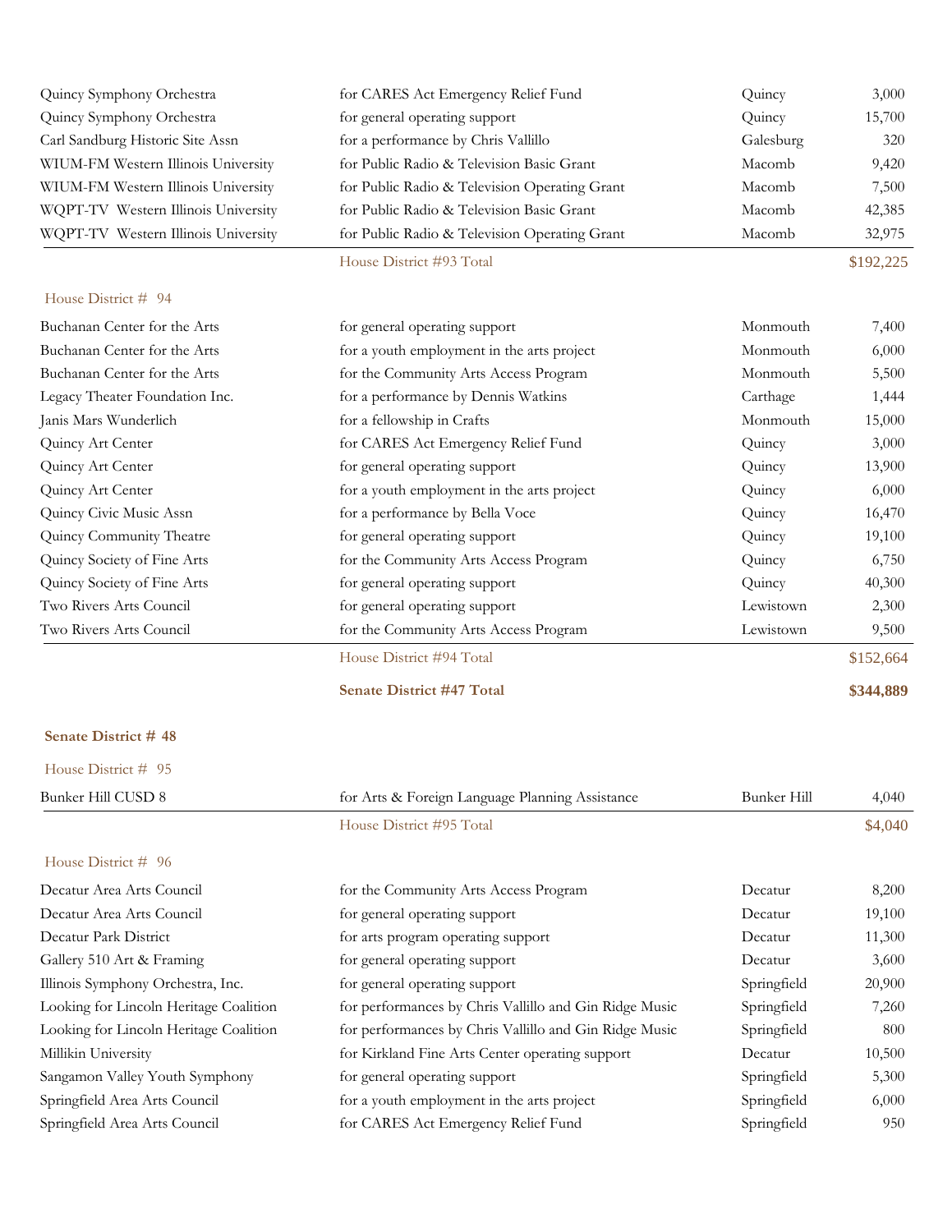| | | | |
|---|---|---|---|
| Quincy Symphony Orchestra | for CARES Act Emergency Relief Fund | Quincy | 3,000 |
| Quincy Symphony Orchestra | for general operating support | Quincy | 15,700 |
| Carl Sandburg Historic Site Assn | for a performance by Chris Vallillo | Galesburg | 320 |
| WIUM-FM Western Illinois University | for Public Radio & Television Basic Grant | Macomb | 9,420 |
| WIUM-FM Western Illinois University | for Public Radio & Television Operating Grant | Macomb | 7,500 |
| WQPT-TV Western Illinois University | for Public Radio & Television Basic Grant | Macomb | 42,385 |
| WQPT-TV Western Illinois University | for Public Radio & Television Operating Grant | Macomb | 32,975 |
| | House District #93 Total | | $192,225 |

House District # 94

| | | | |
|---|---|---|---|
| Buchanan Center for the Arts | for general operating support | Monmouth | 7,400 |
| Buchanan Center for the Arts | for a youth employment in the arts project | Monmouth | 6,000 |
| Buchanan Center for the Arts | for the Community Arts Access Program | Monmouth | 5,500 |
| Legacy Theater Foundation Inc. | for a performance by Dennis Watkins | Carthage | 1,444 |
| Janis Mars Wunderlich | for a fellowship in Crafts | Monmouth | 15,000 |
| Quincy Art Center | for CARES Act Emergency Relief Fund | Quincy | 3,000 |
| Quincy Art Center | for general operating support | Quincy | 13,900 |
| Quincy Art Center | for a youth employment in the arts project | Quincy | 6,000 |
| Quincy Civic Music Assn | for a performance by Bella Voce | Quincy | 16,470 |
| Quincy Community Theatre | for general operating support | Quincy | 19,100 |
| Quincy Society of Fine Arts | for the Community Arts Access Program | Quincy | 6,750 |
| Quincy Society of Fine Arts | for general operating support | Quincy | 40,300 |
| Two Rivers Arts Council | for general operating support | Lewistown | 2,300 |
| Two Rivers Arts Council | for the Community Arts Access Program | Lewistown | 9,500 |
| | House District #94 Total | | $152,664 |
| | **Senate District #47 Total** | | **$344,889** |

**Senate District # 48**

House District # 95

| | | | |
|---|---|---|---|
| Bunker Hill CUSD 8 | for Arts & Foreign Language Planning Assistance | Bunker Hill | 4,040 |
| | House District #95 Total | | $4,040 |

House District # 96

| | | | |
|---|---|---|---|
| Decatur Area Arts Council | for the Community Arts Access Program | Decatur | 8,200 |
| Decatur Area Arts Council | for general operating support | Decatur | 19,100 |
| Decatur Park District | for arts program operating support | Decatur | 11,300 |
| Gallery 510 Art & Framing | for general operating support | Decatur | 3,600 |
| Illinois Symphony Orchestra, Inc. | for general operating support | Springfield | 20,900 |
| Looking for Lincoln Heritage Coalition | for performances by Chris Vallillo and Gin Ridge Music | Springfield | 7,260 |
| Looking for Lincoln Heritage Coalition | for performances by Chris Vallillo and Gin Ridge Music | Springfield | 800 |
| Millikin University | for Kirkland Fine Arts Center operating support | Decatur | 10,500 |
| Sangamon Valley Youth Symphony | for general operating support | Springfield | 5,300 |
| Springfield Area Arts Council | for a youth employment in the arts project | Springfield | 6,000 |
| Springfield Area Arts Council | for CARES Act Emergency Relief Fund | Springfield | 950 |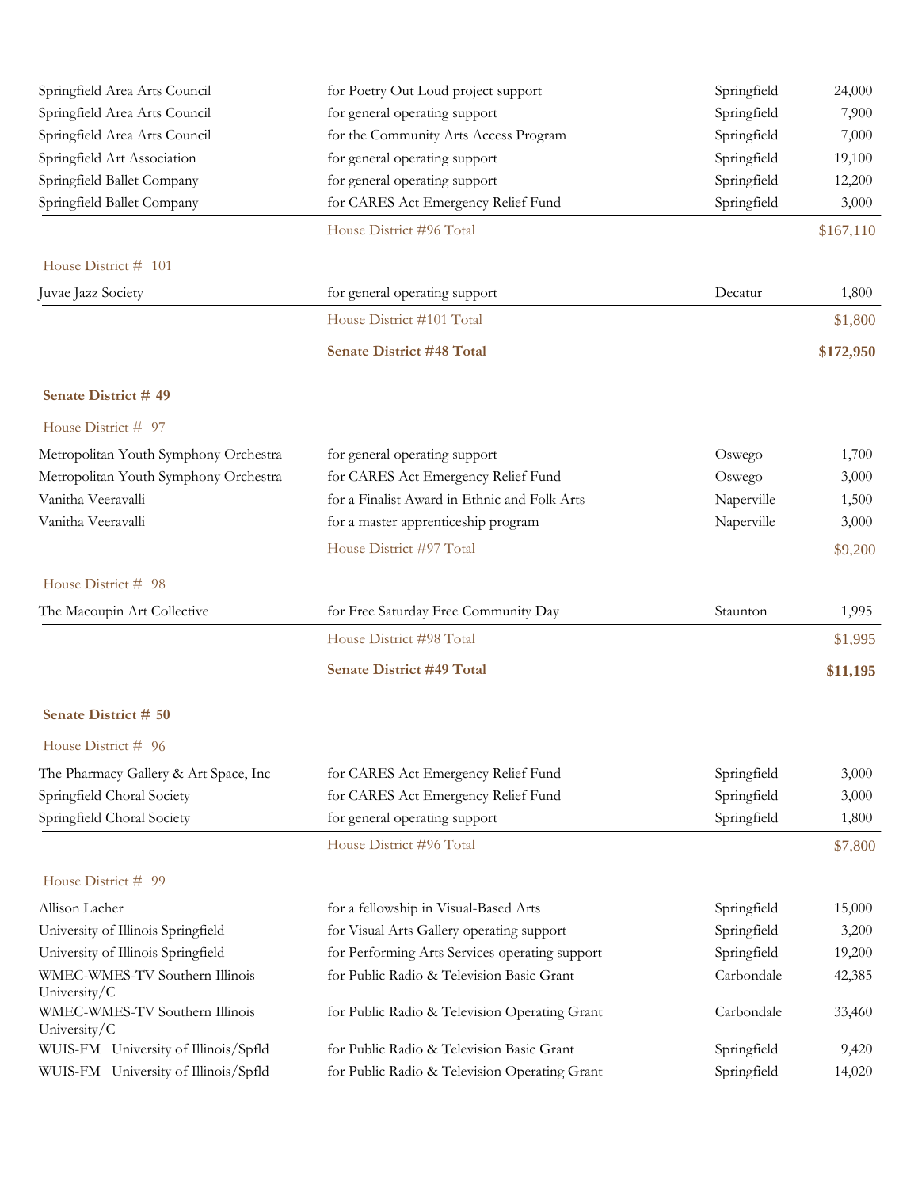| | | | |
|---|---|---|---|
| Springfield Area Arts Council | for Poetry Out Loud project support | Springfield | 24,000 |
| Springfield Area Arts Council | for general operating support | Springfield | 7,900 |
| Springfield Area Arts Council | for the Community Arts Access Program | Springfield | 7,000 |
| Springfield Art Association | for general operating support | Springfield | 19,100 |
| Springfield Ballet Company | for general operating support | Springfield | 12,200 |
| Springfield Ballet Company | for CARES Act Emergency Relief Fund | Springfield | 3,000 |
| | House District #96 Total | | $167,110 |

House District # 101

| | | | |
|---|---|---|---|
| Juvae Jazz Society | for general operating support | Decatur | 1,800 |
| | House District #101 Total | | $1,800 |
| | **Senate District #48 Total** | | **$172,950** |

**Senate District # 49**

House District # 97

| | | | |
|---|---|---|---|
| Metropolitan Youth Symphony Orchestra | for general operating support | Oswego | 1,700 |
| Metropolitan Youth Symphony Orchestra | for CARES Act Emergency Relief Fund | Oswego | 3,000 |
| Vanitha Veeravalli | for a Finalist Award in Ethnic and Folk Arts | Naperville | 1,500 |
| Vanitha Veeravalli | for a master apprenticeship program | Naperville | 3,000 |
| | House District #97 Total | | $9,200 |

House District # 98

| | | | |
|---|---|---|---|
| The Macoupin Art Collective | for Free Saturday Free Community Day | Staunton | 1,995 |
| | House District #98 Total | | $1,995 |
| | **Senate District #49 Total** | | **$11,195** |

**Senate District # 50**

House District # 96

| | | | |
|---|---|---|---|
| The Pharmacy Gallery & Art Space, Inc | for CARES Act Emergency Relief Fund | Springfield | 3,000 |
| Springfield Choral Society | for CARES Act Emergency Relief Fund | Springfield | 3,000 |
| Springfield Choral Society | for general operating support | Springfield | 1,800 |
| | House District #96 Total | | $7,800 |

House District # 99

| | | | |
|---|---|---|---|
| Allison Lacher | for a fellowship in Visual-Based Arts | Springfield | 15,000 |
| University of Illinois Springfield | for Visual Arts Gallery operating support | Springfield | 3,200 |
| University of Illinois Springfield | for Performing Arts Services operating support | Springfield | 19,200 |
| WMEC-WMES-TV Southern Illinois University/C | for Public Radio & Television Basic Grant | Carbondale | 42,385 |
| WMEC-WMES-TV Southern Illinois University/C | for Public Radio & Television Operating Grant | Carbondale | 33,460 |
| WUIS-FM University of Illinois/Spfld | for Public Radio & Television Basic Grant | Springfield | 9,420 |
| WUIS-FM University of Illinois/Spfld | for Public Radio & Television Operating Grant | Springfield | 14,020 |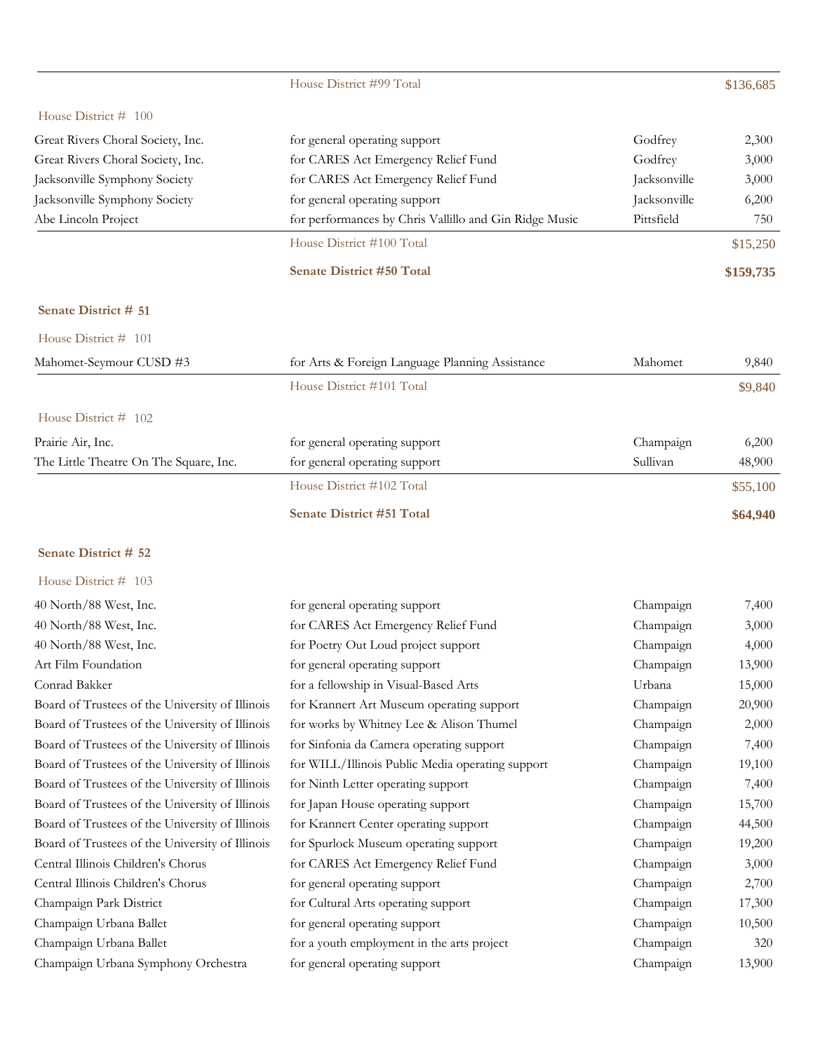| | | | |
|---|---|---|---|
| | House District #99 Total | | $136,685 |

House District # 100

| | | | |
|---|---|---|---|
| Great Rivers Choral Society, Inc. | for general operating support | Godfrey | 2,300 |
| Great Rivers Choral Society, Inc. | for CARES Act Emergency Relief Fund | Godfrey | 3,000 |
| Jacksonville Symphony Society | for CARES Act Emergency Relief Fund | Jacksonville | 3,000 |
| Jacksonville Symphony Society | for general operating support | Jacksonville | 6,200 |
| Abe Lincoln Project | for performances by Chris Vallillo and Gin Ridge Music | Pittsfield | 750 |
| | House District #100 Total | | $15,250 |
| | **Senate District #50 Total** | | **$159,735** |

**Senate District # 51**

House District # 101

| | | | |
|---|---|---|---|
| Mahomet-Seymour CUSD #3 | for Arts & Foreign Language Planning Assistance | Mahomet | 9,840 |
| | House District #101 Total | | $9,840 |

House District # 102

| | | | |
|---|---|---|---|
| Prairie Air, Inc. | for general operating support | Champaign | 6,200 |
| The Little Theatre On The Square, Inc. | for general operating support | Sullivan | 48,900 |
| | House District #102 Total | | $55,100 |
| | **Senate District #51 Total** | | **$64,940** |

**Senate District # 52**

House District # 103

| | | | |
|---|---|---|---|
| 40 North/88 West, Inc. | for general operating support | Champaign | 7,400 |
| 40 North/88 West, Inc. | for CARES Act Emergency Relief Fund | Champaign | 3,000 |
| 40 North/88 West, Inc. | for Poetry Out Loud project support | Champaign | 4,000 |
| Art Film Foundation | for general operating support | Champaign | 13,900 |
| Conrad Bakker | for a fellowship in Visual-Based Arts | Urbana | 15,000 |
| Board of Trustees of the University of Illinois | for Krannert Art Museum operating support | Champaign | 20,900 |
| Board of Trustees of the University of Illinois | for works by Whitney Lee & Alison Thumel | Champaign | 2,000 |
| Board of Trustees of the University of Illinois | for Sinfonia da Camera operating support | Champaign | 7,400 |
| Board of Trustees of the University of Illinois | for WILL/Illinois Public Media operating support | Champaign | 19,100 |
| Board of Trustees of the University of Illinois | for Ninth Letter operating support | Champaign | 7,400 |
| Board of Trustees of the University of Illinois | for Japan House operating support | Champaign | 15,700 |
| Board of Trustees of the University of Illinois | for Krannert Center operating support | Champaign | 44,500 |
| Board of Trustees of the University of Illinois | for Spurlock Museum operating support | Champaign | 19,200 |
| Central Illinois Children's Chorus | for CARES Act Emergency Relief Fund | Champaign | 3,000 |
| Central Illinois Children's Chorus | for general operating support | Champaign | 2,700 |
| Champaign Park District | for Cultural Arts operating support | Champaign | 17,300 |
| Champaign Urbana Ballet | for general operating support | Champaign | 10,500 |
| Champaign Urbana Ballet | for a youth employment in the arts project | Champaign | 320 |
| Champaign Urbana Symphony Orchestra | for general operating support | Champaign | 13,900 |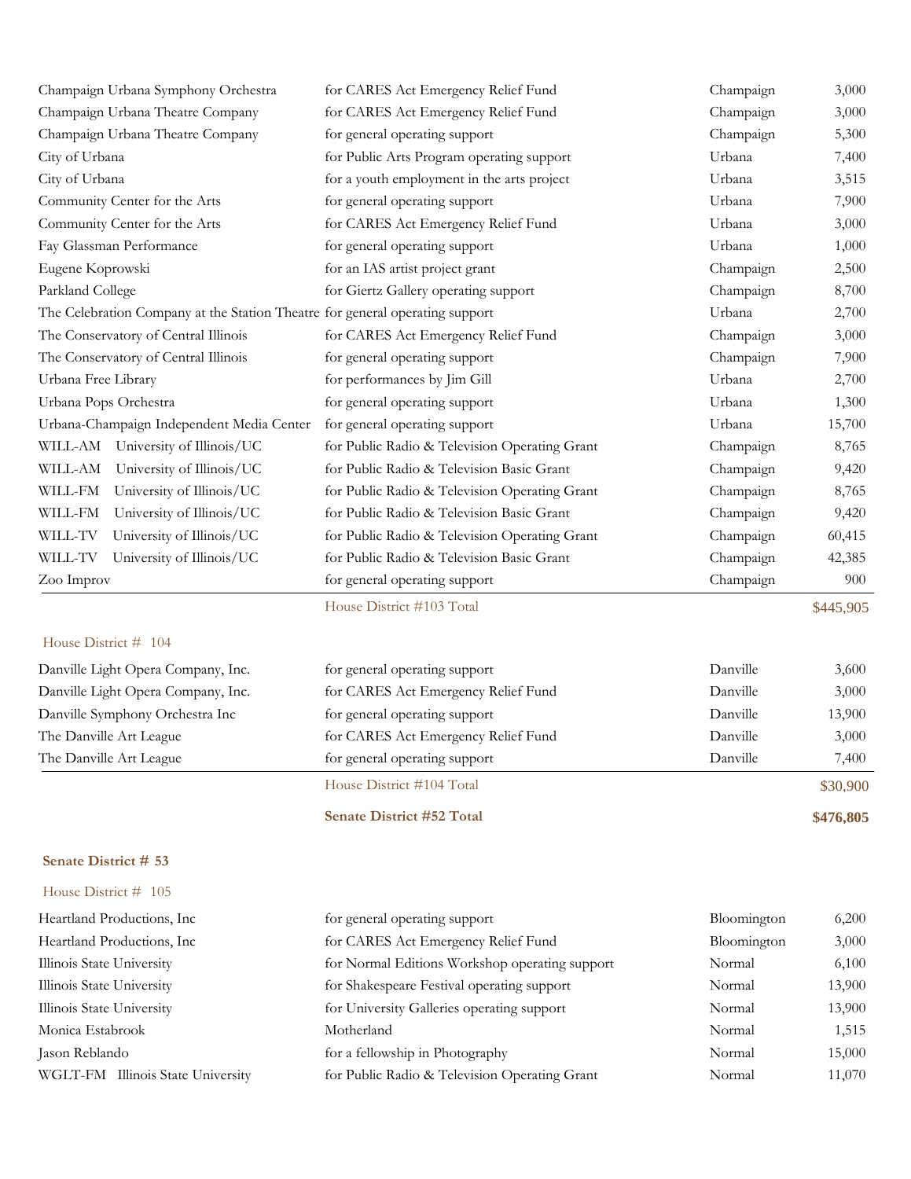| | | | |
|---|---|---|---|
| Champaign Urbana Symphony Orchestra | for CARES Act Emergency Relief Fund | Champaign | 3,000 |
| Champaign Urbana Theatre Company | for CARES Act Emergency Relief Fund | Champaign | 3,000 |
| Champaign Urbana Theatre Company | for general operating support | Champaign | 5,300 |
| City of Urbana | for Public Arts Program operating support | Urbana | 7,400 |
| City of Urbana | for a youth employment in the arts project | Urbana | 3,515 |
| Community Center for the Arts | for general operating support | Urbana | 7,900 |
| Community Center for the Arts | for CARES Act Emergency Relief Fund | Urbana | 3,000 |
| Fay Glassman Performance | for general operating support | Urbana | 1,000 |
| Eugene Koprowski | for an IAS artist project grant | Champaign | 2,500 |
| Parkland College | for Giertz Gallery operating support | Champaign | 8,700 |
| The Celebration Company at the Station Theatre | for general operating support | Urbana | 2,700 |
| The Conservatory of Central Illinois | for CARES Act Emergency Relief Fund | Champaign | 3,000 |
| The Conservatory of Central Illinois | for general operating support | Champaign | 7,900 |
| Urbana Free Library | for performances by Jim Gill | Urbana | 2,700 |
| Urbana Pops Orchestra | for general operating support | Urbana | 1,300 |
| Urbana-Champaign Independent Media Center | for general operating support | Urbana | 15,700 |
| WILL-AM University of Illinois/UC | for Public Radio & Television Operating Grant | Champaign | 8,765 |
| WILL-AM University of Illinois/UC | for Public Radio & Television Basic Grant | Champaign | 9,420 |
| WILL-FM University of Illinois/UC | for Public Radio & Television Operating Grant | Champaign | 8,765 |
| WILL-FM University of Illinois/UC | for Public Radio & Television Basic Grant | Champaign | 9,420 |
| WILL-TV University of Illinois/UC | for Public Radio & Television Operating Grant | Champaign | 60,415 |
| WILL-TV University of Illinois/UC | for Public Radio & Television Basic Grant | Champaign | 42,385 |
| Zoo Improv | for general operating support | Champaign | 900 |
| | House District #103 Total | | $445,905 |

House District # 104

| | | | |
|---|---|---|---|
| Danville Light Opera Company, Inc. | for general operating support | Danville | 3,600 |
| Danville Light Opera Company, Inc. | for CARES Act Emergency Relief Fund | Danville | 3,000 |
| Danville Symphony Orchestra Inc | for general operating support | Danville | 13,900 |
| The Danville Art League | for CARES Act Emergency Relief Fund | Danville | 3,000 |
| The Danville Art League | for general operating support | Danville | 7,400 |
| | House District #104 Total | | $30,900 |
| | **Senate District #52 Total** | | **$476,805** |

**Senate District # 53**

House District # 105

| | | | |
|---|---|---|---|
| Heartland Productions, Inc | for general operating support | Bloomington | 6,200 |
| Heartland Productions, Inc | for CARES Act Emergency Relief Fund | Bloomington | 3,000 |
| Illinois State University | for Normal Editions Workshop operating support | Normal | 6,100 |
| Illinois State University | for Shakespeare Festival operating support | Normal | 13,900 |
| Illinois State University | for University Galleries operating support | Normal | 13,900 |
| Monica Estabrook | Motherland | Normal | 1,515 |
| Jason Reblando | for a fellowship in Photography | Normal | 15,000 |
| WGLT-FM Illinois State University | for Public Radio & Television Operating Grant | Normal | 11,070 |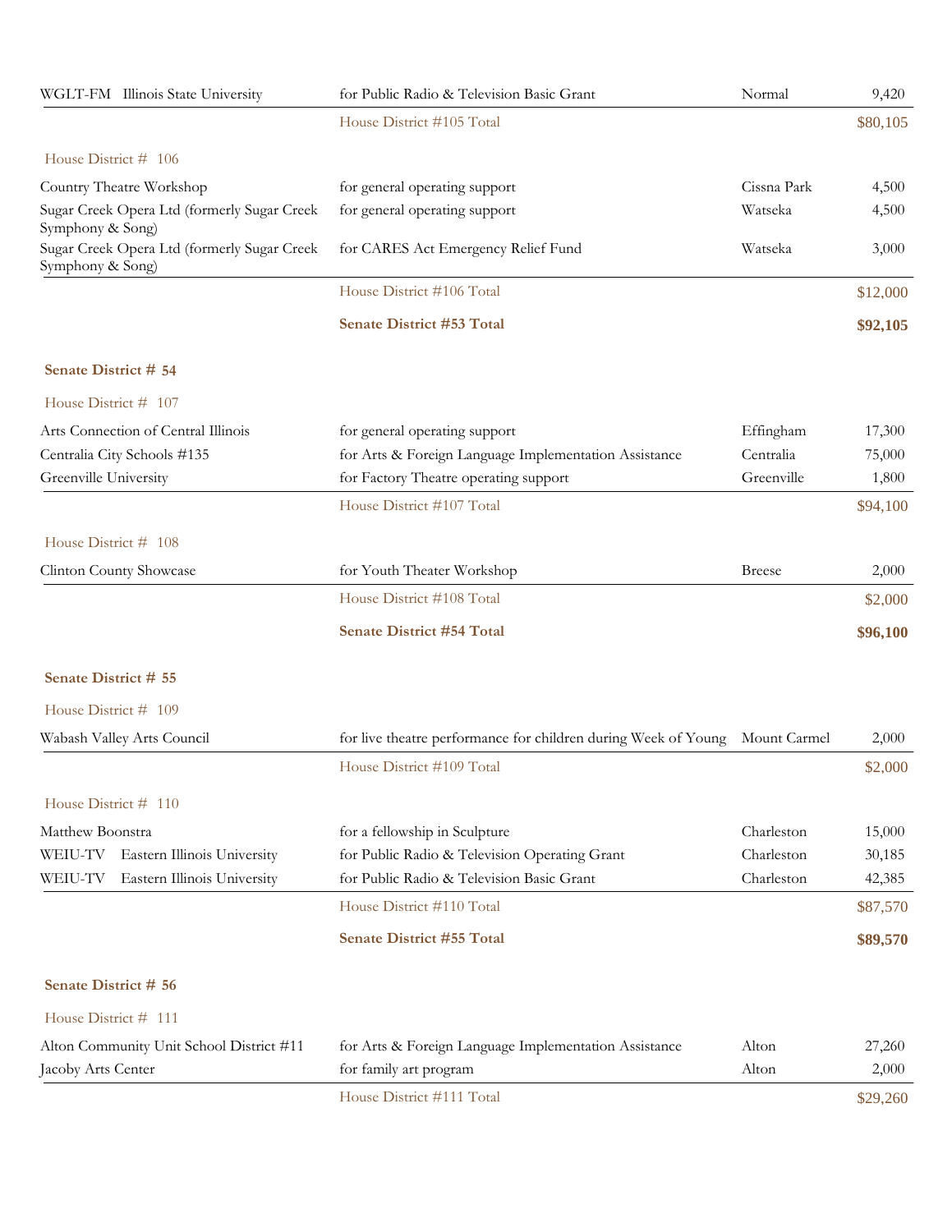| | | | |
|---|---|---|---|
| WGLT-FM Illinois State University | for Public Radio & Television Basic Grant | Normal | 9,420 |
| | House District #105 Total | | $80,105 |

House District # 106

| | | | |
|---|---|---|---|
| Country Theatre Workshop | for general operating support | Cissna Park | 4,500 |
| Sugar Creek Opera Ltd (formerly Sugar Creek Symphony & Song) | for general operating support | Watseka | 4,500 |
| Sugar Creek Opera Ltd (formerly Sugar Creek Symphony & Song) | for CARES Act Emergency Relief Fund | Watseka | 3,000 |
| | House District #106 Total | | $12,000 |
| | **Senate District #53 Total** | | **$92,105** |

**Senate District # 54**

House District # 107

| | | | |
|---|---|---|---|
| Arts Connection of Central Illinois | for general operating support | Effingham | 17,300 |
| Centralia City Schools #135 | for Arts & Foreign Language Implementation Assistance | Centralia | 75,000 |
| Greenville University | for Factory Theatre operating support | Greenville | 1,800 |
| | House District #107 Total | | $94,100 |

House District # 108

| | | | |
|---|---|---|---|
| Clinton County Showcase | for Youth Theater Workshop | Breese | 2,000 |
| | House District #108 Total | | $2,000 |
| | **Senate District #54 Total** | | **$96,100** |

**Senate District # 55**

House District # 109

| | | | |
|---|---|---|---|
| Wabash Valley Arts Council | for live theatre performance for children during Week of Young | Mount Carmel | 2,000 |
| | House District #109 Total | | $2,000 |

House District # 110

| | | | |
|---|---|---|---|
| Matthew Boonstra | for a fellowship in Sculpture | Charleston | 15,000 |
| WEIU-TV Eastern Illinois University | for Public Radio & Television Operating Grant | Charleston | 30,185 |
| WEIU-TV Eastern Illinois University | for Public Radio & Television Basic Grant | Charleston | 42,385 |
| | House District #110 Total | | $87,570 |
| | **Senate District #55 Total** | | **$89,570** |

**Senate District # 56**

House District # 111

| | | | |
|---|---|---|---|
| Alton Community Unit School District #11 | for Arts & Foreign Language Implementation Assistance | Alton | 27,260 |
| Jacoby Arts Center | for family art program | Alton | 2,000 |
| | House District #111 Total | | $29,260 |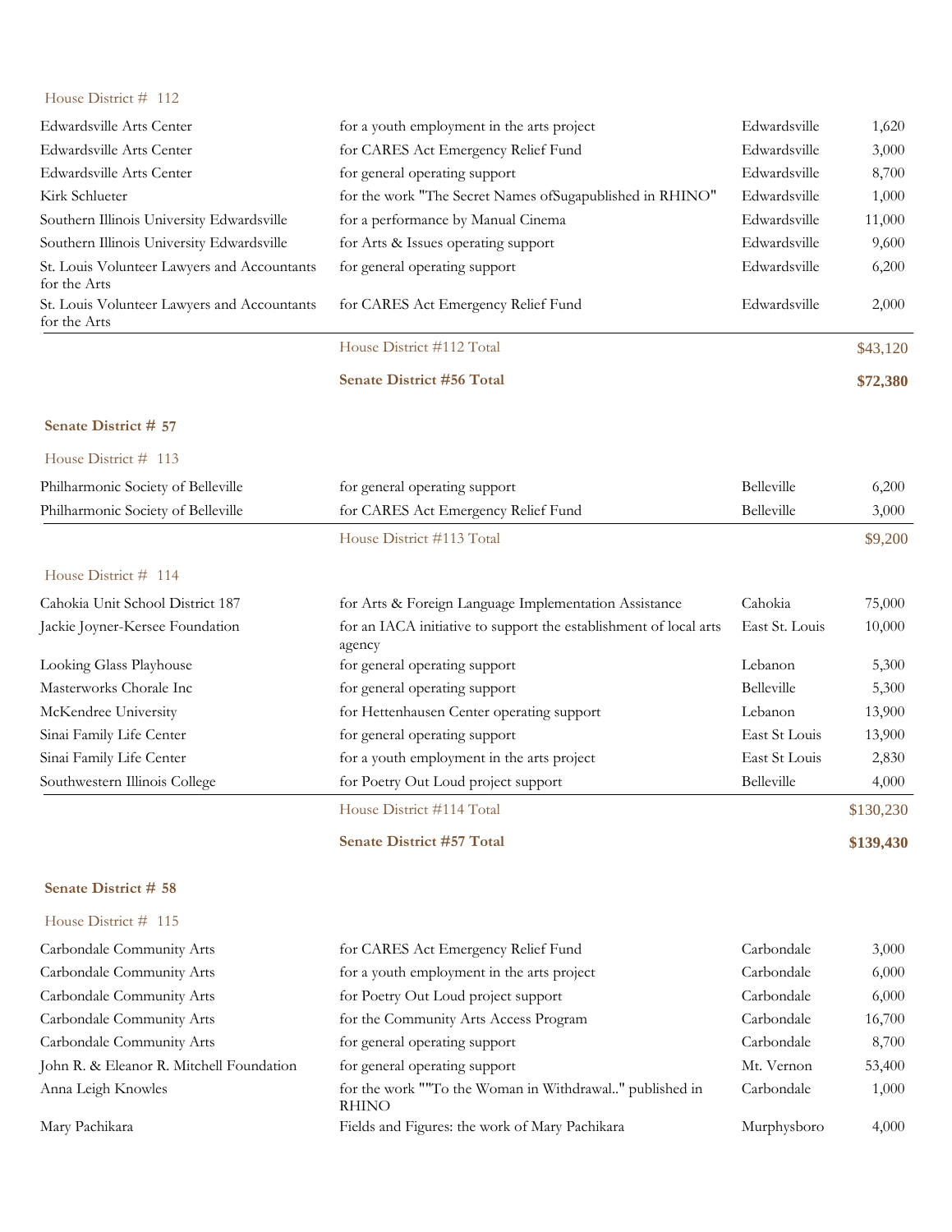House District # 112

| | | | |
|---|---|---|---|
| Edwardsville Arts Center | for a youth employment in the arts project | Edwardsville | 1,620 |
| Edwardsville Arts Center | for CARES Act Emergency Relief Fund | Edwardsville | 3,000 |
| Edwardsville Arts Center | for general operating support | Edwardsville | 8,700 |
| Kirk Schlueter | for the work "The Secret Names ofSugapublished in RHINO" | Edwardsville | 1,000 |
| Southern Illinois University Edwardsville | for a performance by Manual Cinema | Edwardsville | 11,000 |
| Southern Illinois University Edwardsville | for Arts & Issues operating support | Edwardsville | 9,600 |
| St. Louis Volunteer Lawyers and Accountants for the Arts | for general operating support | Edwardsville | 6,200 |
| St. Louis Volunteer Lawyers and Accountants for the Arts | for CARES Act Emergency Relief Fund | Edwardsville | 2,000 |
| | House District #112 Total | | $43,120 |
| | **Senate District #56 Total** | | **$72,380** |

**Senate District # 57**

House District # 113

| | | | |
|---|---|---|---|
| Philharmonic Society of Belleville | for general operating support | Belleville | 6,200 |
| Philharmonic Society of Belleville | for CARES Act Emergency Relief Fund | Belleville | 3,000 |
| | House District #113 Total | | $9,200 |

House District # 114

| | | | |
|---|---|---|---|
| Cahokia Unit School District 187 | for Arts & Foreign Language Implementation Assistance | Cahokia | 75,000 |
| Jackie Joyner-Kersee Foundation | for an IACA initiative to support the establishment of local arts agency | East St. Louis | 10,000 |
| Looking Glass Playhouse | for general operating support | Lebanon | 5,300 |
| Masterworks Chorale Inc | for general operating support | Belleville | 5,300 |
| McKendree University | for Hettenhausen Center operating support | Lebanon | 13,900 |
| Sinai Family Life Center | for general operating support | East St Louis | 13,900 |
| Sinai Family Life Center | for a youth employment in the arts project | East St Louis | 2,830 |
| Southwestern Illinois College | for Poetry Out Loud project support | Belleville | 4,000 |
| | House District #114 Total | | $130,230 |
| | **Senate District #57 Total** | | **$139,430** |

**Senate District # 58**

House District # 115

| | | | |
|---|---|---|---|
| Carbondale Community Arts | for CARES Act Emergency Relief Fund | Carbondale | 3,000 |
| Carbondale Community Arts | for a youth employment in the arts project | Carbondale | 6,000 |
| Carbondale Community Arts | for Poetry Out Loud project support | Carbondale | 6,000 |
| Carbondale Community Arts | for the Community Arts Access Program | Carbondale | 16,700 |
| Carbondale Community Arts | for general operating support | Carbondale | 8,700 |
| John R. & Eleanor R. Mitchell Foundation | for general operating support | Mt. Vernon | 53,400 |
| Anna Leigh Knowles | for the work ""To the Woman in Withdrawal.." published in RHINO | Carbondale | 1,000 |
| Mary Pachikara | Fields and Figures: the work of Mary Pachikara | Murphysboro | 4,000 |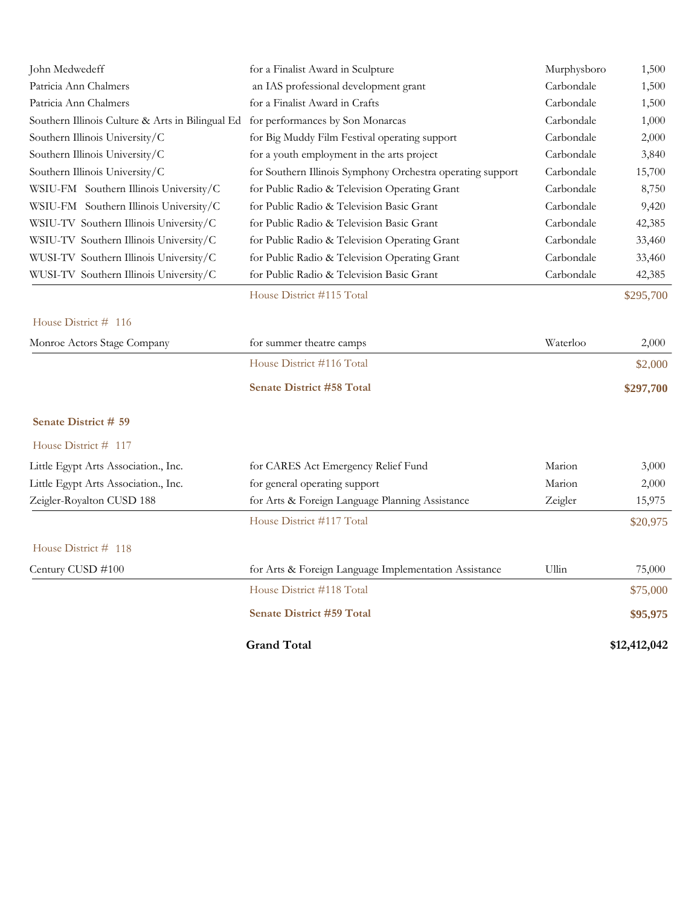| | | | |
|---|---|---|---|
| John Medwedeff | for a Finalist Award in Sculpture | Murphysboro | 1,500 |
| Patricia Ann Chalmers | an IAS professional development grant | Carbondale | 1,500 |
| Patricia Ann Chalmers | for a Finalist Award in Crafts | Carbondale | 1,500 |
| Southern Illinois Culture & Arts in Bilingual Ed | for performances by Son Monarcas | Carbondale | 1,000 |
| Southern Illinois University/C | for Big Muddy Film Festival operating support | Carbondale | 2,000 |
| Southern Illinois University/C | for a youth employment in the arts project | Carbondale | 3,840 |
| Southern Illinois University/C | for Southern Illinois Symphony Orchestra operating support | Carbondale | 15,700 |
| WSIU-FM Southern Illinois University/C | for Public Radio & Television Operating Grant | Carbondale | 8,750 |
| WSIU-FM Southern Illinois University/C | for Public Radio & Television Basic Grant | Carbondale | 9,420 |
| WSIU-TV Southern Illinois University/C | for Public Radio & Television Basic Grant | Carbondale | 42,385 |
| WSIU-TV Southern Illinois University/C | for Public Radio & Television Operating Grant | Carbondale | 33,460 |
| WUSI-TV Southern Illinois University/C | for Public Radio & Television Operating Grant | Carbondale | 33,460 |
| WUSI-TV Southern Illinois University/C | for Public Radio & Television Basic Grant | Carbondale | 42,385 |
| | House District #115 Total | | $295,700 |

House District # 116

| | | | |
|---|---|---|---|
| Monroe Actors Stage Company | for summer theatre camps | Waterloo | 2,000 |
| | House District #116 Total | | $2,000 |
| | **Senate District #58 Total** | | **$297,700** |

**Senate District # 59**

House District # 117

| | | | |
|---|---|---|---|
| Little Egypt Arts Association., Inc. | for CARES Act Emergency Relief Fund | Marion | 3,000 |
| Little Egypt Arts Association., Inc. | for general operating support | Marion | 2,000 |
| Zeigler-Royalton CUSD 188 | for Arts & Foreign Language Planning Assistance | Zeigler | 15,975 |
| | House District #117 Total | | $20,975 |

House District # 118

| | | | |
|---|---|---|---|
| Century CUSD #100 | for Arts & Foreign Language Implementation Assistance | Ullin | 75,000 |
| | House District #118 Total | | $75,000 |
| | **Senate District #59 Total** | | **$95,975** |
| | **Grand Total** | | **$12,412,042** |